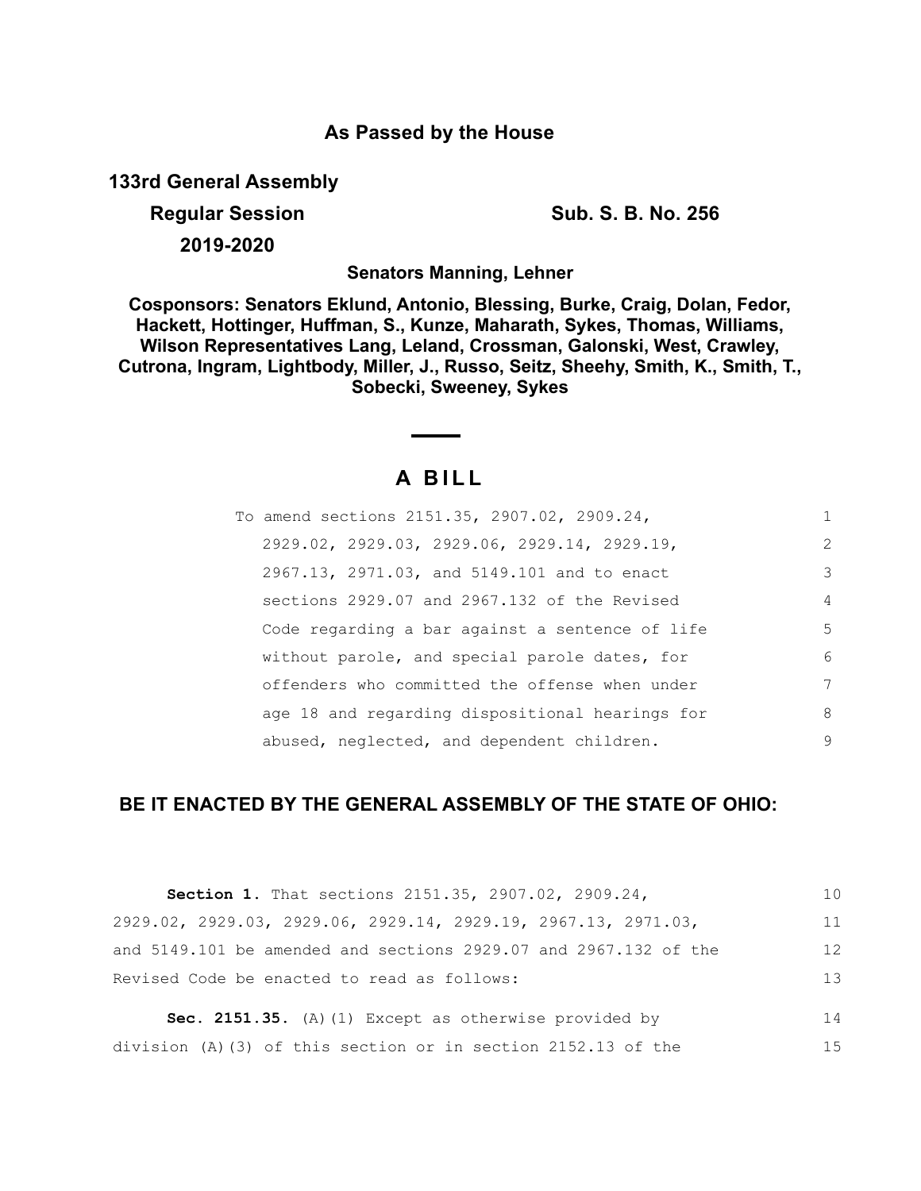**As Passed by the House**

**133rd General Assembly**

**Regular Session**

**2019-2020**

**Sub. S. B. No. 256**

**Senators Manning, Lehner**

**Cosponsors: Senators Eklund, Antonio, Blessing, Burke, Craig, Dolan, Fedor, Hackett, Hottinger, Huffman, S., Kunze, Maharath, Sykes, Thomas, Williams, Wilson Representatives Lang, Leland, Crossman, Galonski, West, Crawley, Cutrona, Ingram, Lightbody, Miller, J., Russo, Seitz, Sheehy, Smith, K., Smith, T., Sobecki, Sweeney, Sykes**

# A BILL

To amend sections 2151.35, 2907.02, 2909.24, 2929.02, 2929.03, 2929.06, 2929.14, 2929.19, 2967.13, 2971.03, and 5149.101 and to enact sections 2929.07 and 2967.132 of the Revised Code regarding a bar against a sentence of life without parole, and special parole dates, for offenders who committed the offense when under age 18 and regarding dispositional hearings for abused, neglected, and dependent children.

**BE IT ENACTED BY THE GENERAL ASSEMBLY OF THE STATE OF OHIO:**

**Section 1.** That sections 2151.35, 2907.02, 2909.24, 2929.02, 2929.03, 2929.06, 2929.14, 2929.19, 2967.13, 2971.03, and 5149.101 be amended and sections 2929.07 and 2967.132 of the Revised Code be enacted to read as follows:

**Sec. 2151.35.** (A)(1) Except as otherwise provided by division (A)(3) of this section or in section 2152.13 of the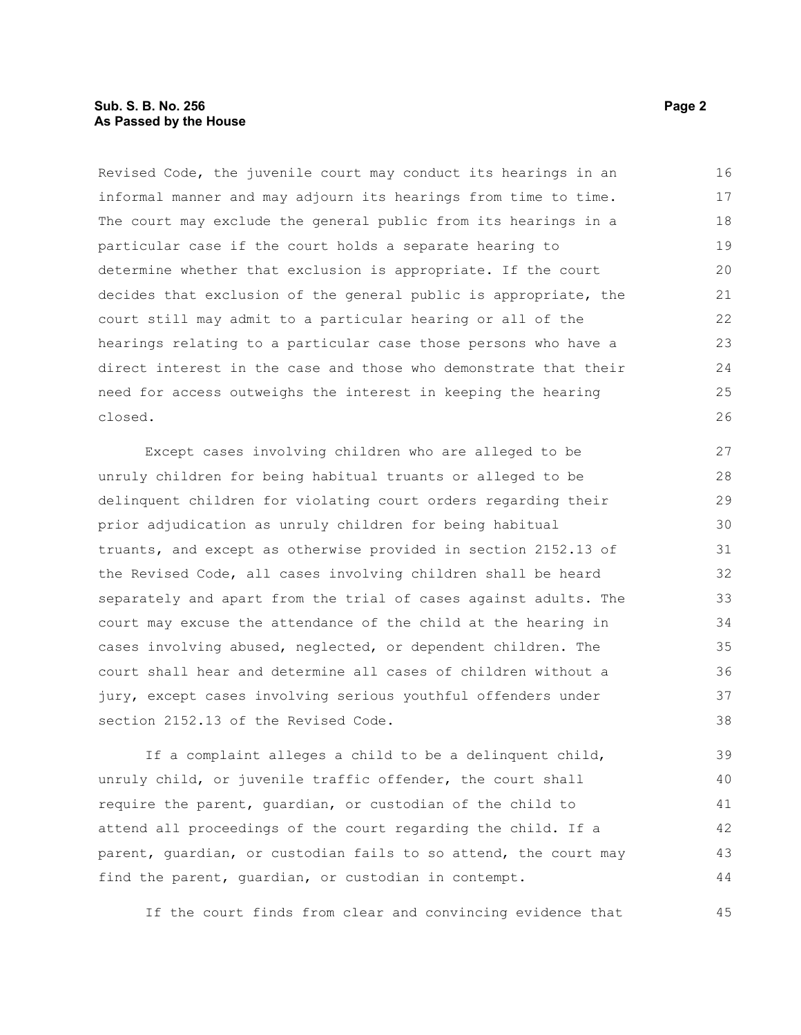Revised Code, the juvenile court may conduct its hearings in an informal manner and may adjourn its hearings from time to time. The court may exclude the general public from its hearings in a particular case if the court holds a separate hearing to determine whether that exclusion is appropriate. If the court decides that exclusion of the general public is appropriate, the court still may admit to a particular hearing or all of the hearings relating to a particular case those persons who have a direct interest in the case and those who demonstrate that their need for access outweighs the interest in keeping the hearing closed.

Except cases involving children who are alleged to be unruly children for being habitual truants or alleged to be delinquent children for violating court orders regarding their prior adjudication as unruly children for being habitual truants, and except as otherwise provided in section 2152.13 of the Revised Code, all cases involving children shall be heard separately and apart from the trial of cases against adults. The court may excuse the attendance of the child at the hearing in cases involving abused, neglected, or dependent children. The court shall hear and determine all cases of children without a jury, except cases involving serious youthful offenders under section 2152.13 of the Revised Code.

If a complaint alleges a child to be a delinquent child, unruly child, or juvenile traffic offender, the court shall require the parent, guardian, or custodian of the child to attend all proceedings of the court regarding the child. If a parent, guardian, or custodian fails to so attend, the court may find the parent, guardian, or custodian in contempt.

If the court finds from clear and convincing evidence that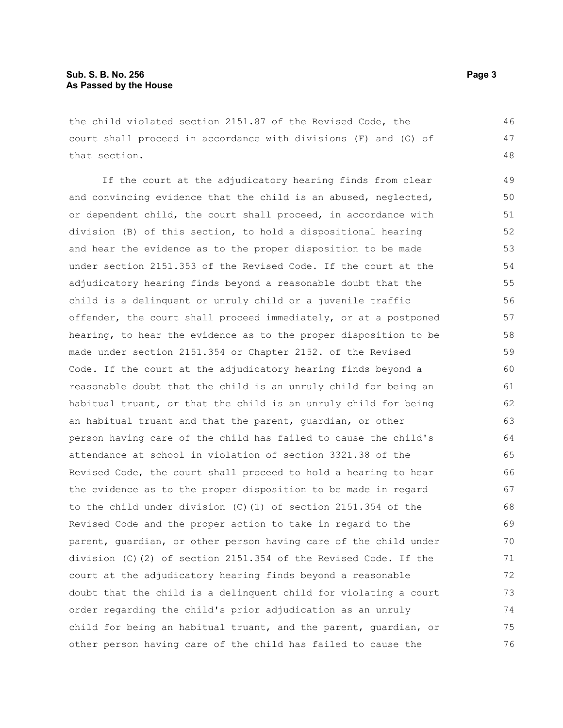the child violated section 2151.87 of the Revised Code, the court shall proceed in accordance with divisions (F) and (G) of that section.

If the court at the adjudicatory hearing finds from clear and convincing evidence that the child is an abused, neglected, or dependent child, the court shall proceed, in accordance with division (B) of this section, to hold a dispositional hearing and hear the evidence as to the proper disposition to be made under section 2151.353 of the Revised Code. If the court at the adjudicatory hearing finds beyond a reasonable doubt that the child is a delinquent or unruly child or a juvenile traffic offender, the court shall proceed immediately, or at a postponed hearing, to hear the evidence as to the proper disposition to be made under section 2151.354 or Chapter 2152. of the Revised Code. If the court at the adjudicatory hearing finds beyond a reasonable doubt that the child is an unruly child for being an habitual truant, or that the child is an unruly child for being an habitual truant and that the parent, guardian, or other person having care of the child has failed to cause the child's attendance at school in violation of section 3321.38 of the Revised Code, the court shall proceed to hold a hearing to hear the evidence as to the proper disposition to be made in regard to the child under division (C)(1) of section 2151.354 of the Revised Code and the proper action to take in regard to the parent, guardian, or other person having care of the child under division (C)(2) of section 2151.354 of the Revised Code. If the court at the adjudicatory hearing finds beyond a reasonable doubt that the child is a delinquent child for violating a court order regarding the child's prior adjudication as an unruly child for being an habitual truant, and the parent, guardian, or other person having care of the child has failed to cause the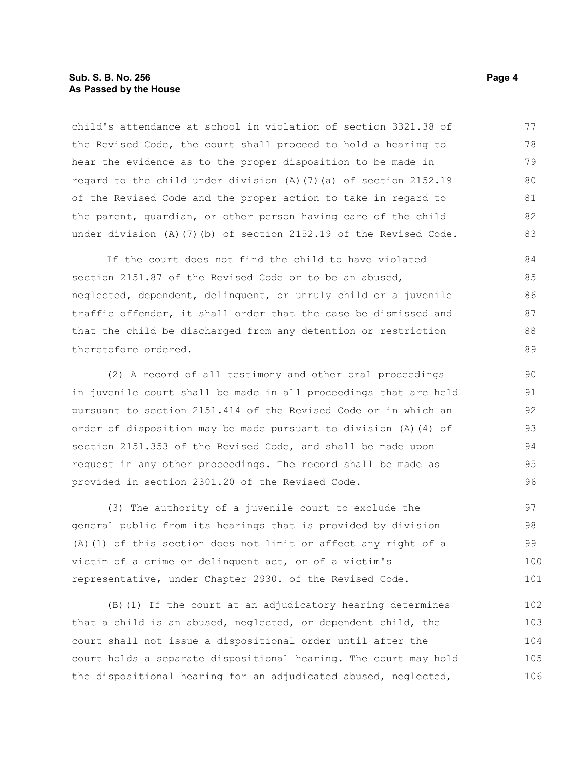child's attendance at school in violation of section 3321.38 of the Revised Code, the court shall proceed to hold a hearing to hear the evidence as to the proper disposition to be made in regard to the child under division (A)(7)(a) of section 2152.19 of the Revised Code and the proper action to take in regard to the parent, guardian, or other person having care of the child under division (A)(7)(b) of section 2152.19 of the Revised Code.

If the court does not find the child to have violated section 2151.87 of the Revised Code or to be an abused, neglected, dependent, delinquent, or unruly child or a juvenile traffic offender, it shall order that the case be dismissed and that the child be discharged from any detention or restriction theretofore ordered.

(2) A record of all testimony and other oral proceedings in juvenile court shall be made in all proceedings that are held pursuant to section 2151.414 of the Revised Code or in which an order of disposition may be made pursuant to division (A)(4) of section 2151.353 of the Revised Code, and shall be made upon request in any other proceedings. The record shall be made as provided in section 2301.20 of the Revised Code.

(3) The authority of a juvenile court to exclude the general public from its hearings that is provided by division (A)(1) of this section does not limit or affect any right of a victim of a crime or delinquent act, or of a victim's representative, under Chapter 2930. of the Revised Code.

(B)(1) If the court at an adjudicatory hearing determines that a child is an abused, neglected, or dependent child, the court shall not issue a dispositional order until after the court holds a separate dispositional hearing. The court may hold the dispositional hearing for an adjudicated abused, neglected,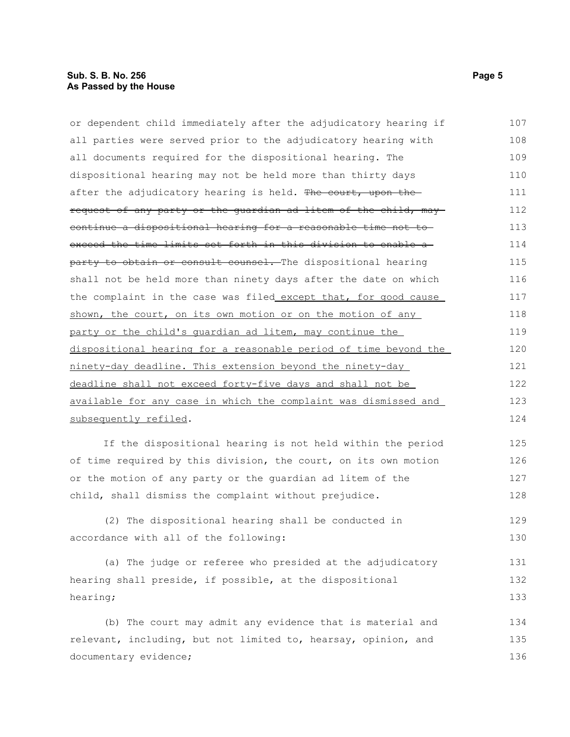or dependent child immediately after the adjudicatory hearing if all parties were served prior to the adjudicatory hearing with all documents required for the dispositional hearing. The dispositional hearing may not be held more than thirty days after the adjudicatory hearing is held. ~~The court, upon the request of any party or the guardian ad litem of the child, may continue a dispositional hearing for a reasonable time not to exceed the time limits set forth in this division to enable a party to obtain or consult counsel.~~ The dispositional hearing shall not be held more than ninety days after the date on which the complaint in the case was filed<u> except that, for good cause shown, the court, on its own motion or on the motion of any party or the child's guardian ad litem, may continue the dispositional hearing for a reasonable period of time beyond the ninety-day deadline. This extension beyond the ninety-day deadline shall not exceed forty-five days and shall not be available for any case in which the complaint was dismissed and subsequently refiled</u>.

If the dispositional hearing is not held within the period of time required by this division, the court, on its own motion or the motion of any party or the guardian ad litem of the child, shall dismiss the complaint without prejudice.

(2) The dispositional hearing shall be conducted in accordance with all of the following:

(a) The judge or referee who presided at the adjudicatory hearing shall preside, if possible, at the dispositional hearing;

(b) The court may admit any evidence that is material and relevant, including, but not limited to, hearsay, opinion, and documentary evidence;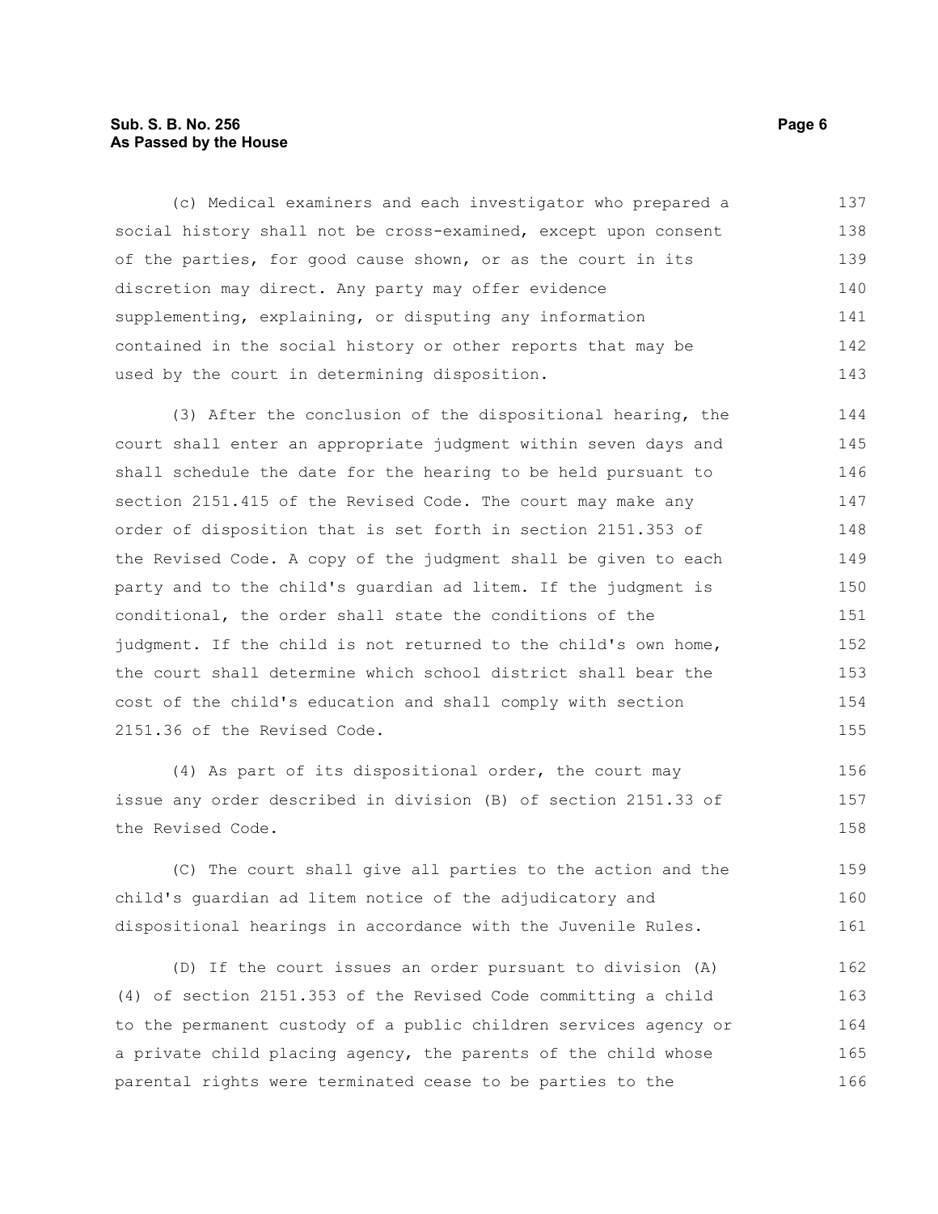(c) Medical examiners and each investigator who prepared a social history shall not be cross-examined, except upon consent of the parties, for good cause shown, or as the court in its discretion may direct. Any party may offer evidence supplementing, explaining, or disputing any information contained in the social history or other reports that may be used by the court in determining disposition.

(3) After the conclusion of the dispositional hearing, the court shall enter an appropriate judgment within seven days and shall schedule the date for the hearing to be held pursuant to section 2151.415 of the Revised Code. The court may make any order of disposition that is set forth in section 2151.353 of the Revised Code. A copy of the judgment shall be given to each party and to the child's guardian ad litem. If the judgment is conditional, the order shall state the conditions of the judgment. If the child is not returned to the child's own home, the court shall determine which school district shall bear the cost of the child's education and shall comply with section 2151.36 of the Revised Code.

(4) As part of its dispositional order, the court may issue any order described in division (B) of section 2151.33 of the Revised Code.

(C) The court shall give all parties to the action and the child's guardian ad litem notice of the adjudicatory and dispositional hearings in accordance with the Juvenile Rules.

(D) If the court issues an order pursuant to division (A)(4) of section 2151.353 of the Revised Code committing a child to the permanent custody of a public children services agency or a private child placing agency, the parents of the child whose parental rights were terminated cease to be parties to the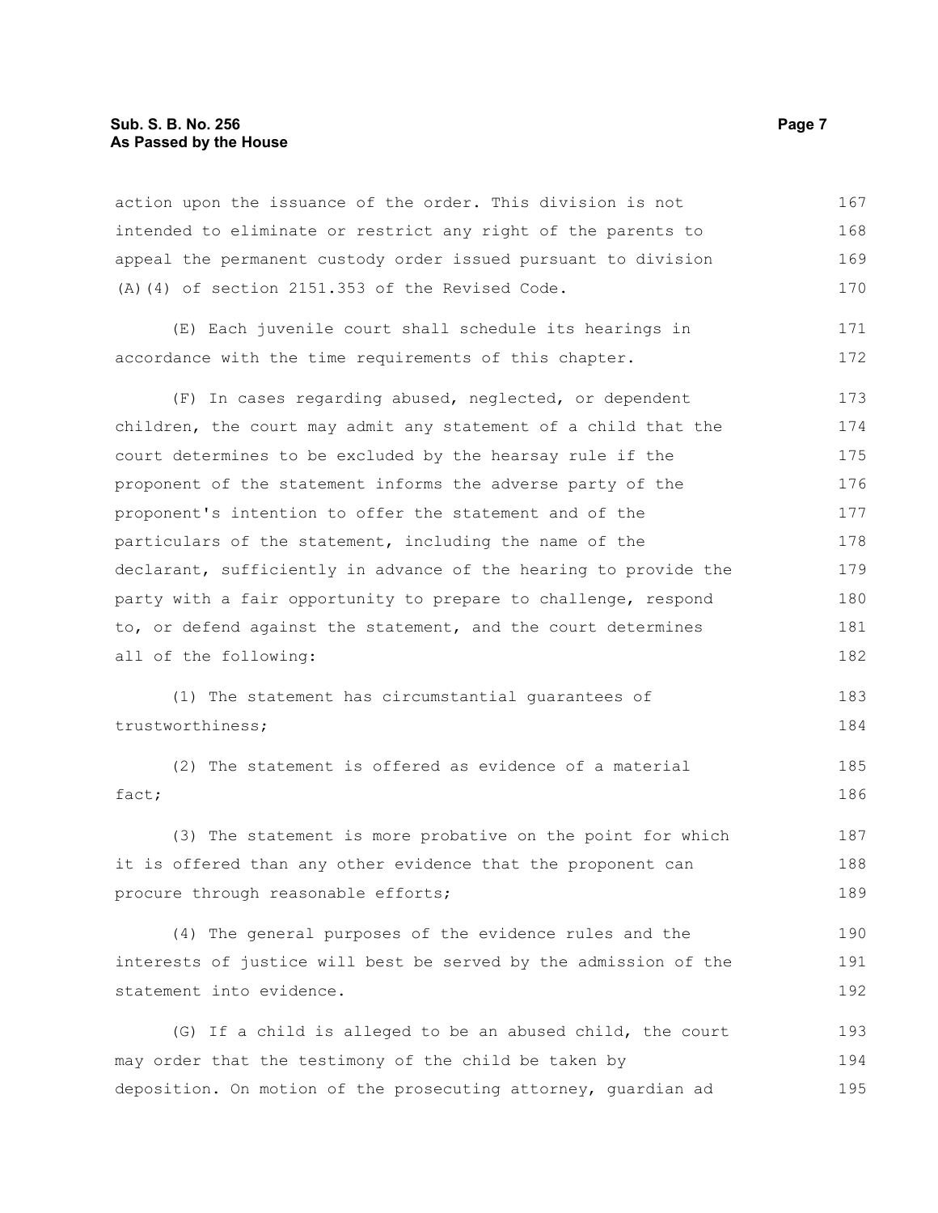action upon the issuance of the order. This division is not intended to eliminate or restrict any right of the parents to appeal the permanent custody order issued pursuant to division (A)(4) of section 2151.353 of the Revised Code.

(E) Each juvenile court shall schedule its hearings in accordance with the time requirements of this chapter.

(F) In cases regarding abused, neglected, or dependent children, the court may admit any statement of a child that the court determines to be excluded by the hearsay rule if the proponent of the statement informs the adverse party of the proponent's intention to offer the statement and of the particulars of the statement, including the name of the declarant, sufficiently in advance of the hearing to provide the party with a fair opportunity to prepare to challenge, respond to, or defend against the statement, and the court determines all of the following:

(1) The statement has circumstantial guarantees of trustworthiness;

(2) The statement is offered as evidence of a material fact;

(3) The statement is more probative on the point for which it is offered than any other evidence that the proponent can procure through reasonable efforts;

(4) The general purposes of the evidence rules and the interests of justice will best be served by the admission of the statement into evidence.

(G) If a child is alleged to be an abused child, the court may order that the testimony of the child be taken by deposition. On motion of the prosecuting attorney, guardian ad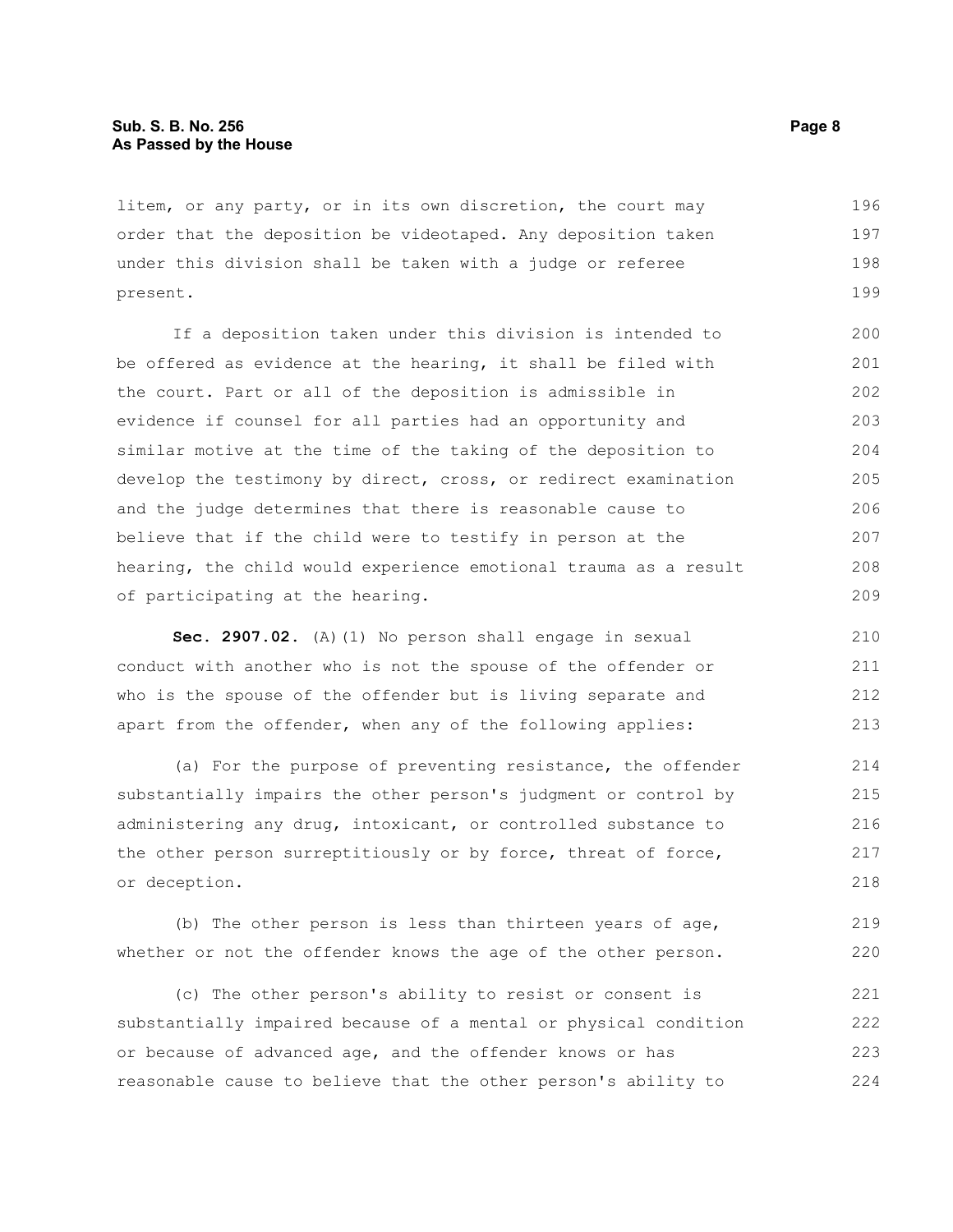litem, or any party, or in its own discretion, the court may order that the deposition be videotaped. Any deposition taken under this division shall be taken with a judge or referee present.

If a deposition taken under this division is intended to be offered as evidence at the hearing, it shall be filed with the court. Part or all of the deposition is admissible in evidence if counsel for all parties had an opportunity and similar motive at the time of the taking of the deposition to develop the testimony by direct, cross, or redirect examination and the judge determines that there is reasonable cause to believe that if the child were to testify in person at the hearing, the child would experience emotional trauma as a result of participating at the hearing.

**Sec. 2907.02.** (A)(1) No person shall engage in sexual conduct with another who is not the spouse of the offender or who is the spouse of the offender but is living separate and apart from the offender, when any of the following applies:

(a) For the purpose of preventing resistance, the offender substantially impairs the other person's judgment or control by administering any drug, intoxicant, or controlled substance to the other person surreptitiously or by force, threat of force, or deception.

(b) The other person is less than thirteen years of age, whether or not the offender knows the age of the other person.

(c) The other person's ability to resist or consent is substantially impaired because of a mental or physical condition or because of advanced age, and the offender knows or has reasonable cause to believe that the other person's ability to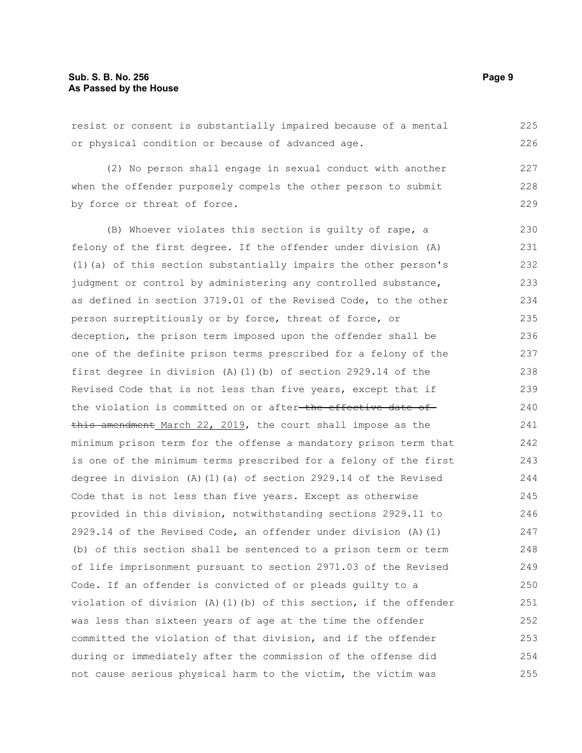resist or consent is substantially impaired because of a mental or physical condition or because of advanced age.

(2) No person shall engage in sexual conduct with another when the offender purposely compels the other person to submit by force or threat of force.

(B) Whoever violates this section is guilty of rape, a felony of the first degree. If the offender under division (A)(1)(a) of this section substantially impairs the other person's judgment or control by administering any controlled substance, as defined in section 3719.01 of the Revised Code, to the other person surreptitiously or by force, threat of force, or deception, the prison term imposed upon the offender shall be one of the definite prison terms prescribed for a felony of the first degree in division (A)(1)(b) of section 2929.14 of the Revised Code that is not less than five years, except that if the violation is committed on or after ~~the effective date of this amendment~~ March 22, 2019, the court shall impose as the minimum prison term for the offense a mandatory prison term that is one of the minimum terms prescribed for a felony of the first degree in division (A)(1)(a) of section 2929.14 of the Revised Code that is not less than five years. Except as otherwise provided in this division, notwithstanding sections 2929.11 to 2929.14 of the Revised Code, an offender under division (A)(1)(b) of this section shall be sentenced to a prison term or term of life imprisonment pursuant to section 2971.03 of the Revised Code. If an offender is convicted of or pleads guilty to a violation of division (A)(1)(b) of this section, if the offender was less than sixteen years of age at the time the offender committed the violation of that division, and if the offender during or immediately after the commission of the offense did not cause serious physical harm to the victim, the victim was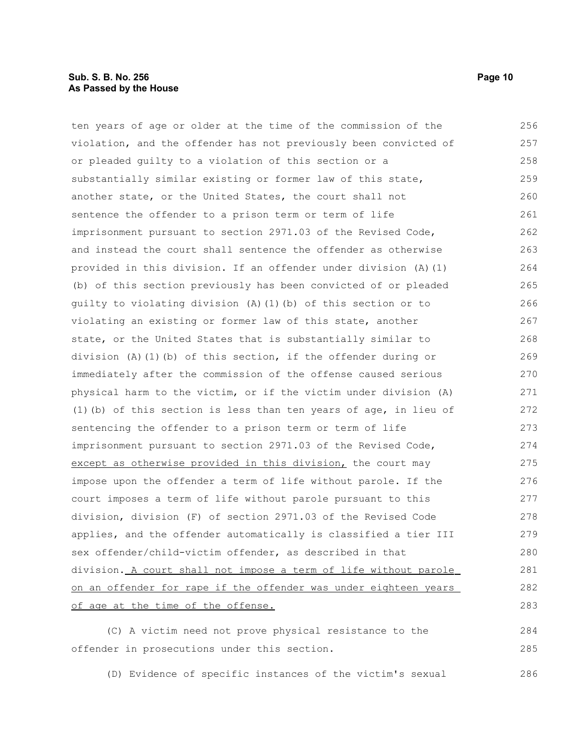ten years of age or older at the time of the commission of the violation, and the offender has not previously been convicted of or pleaded guilty to a violation of this section or a substantially similar existing or former law of this state, another state, or the United States, the court shall not sentence the offender to a prison term or term of life imprisonment pursuant to section 2971.03 of the Revised Code, and instead the court shall sentence the offender as otherwise provided in this division. If an offender under division (A)(1)(b) of this section previously has been convicted of or pleaded guilty to violating division (A)(1)(b) of this section or to violating an existing or former law of this state, another state, or the United States that is substantially similar to division (A)(1)(b) of this section, if the offender during or immediately after the commission of the offense caused serious physical harm to the victim, or if the victim under division (A)(1)(b) of this section is less than ten years of age, in lieu of sentencing the offender to a prison term or term of life imprisonment pursuant to section 2971.03 of the Revised Code, <u>except as otherwise provided in this division,</u> the court may impose upon the offender a term of life without parole. If the court imposes a term of life without parole pursuant to this division, division (F) of section 2971.03 of the Revised Code applies, and the offender automatically is classified a tier III sex offender/child-victim offender, as described in that division. <u>A court shall not impose a term of life without parole on an offender for rape if the offender was under eighteen years of age at the time of the offense.</u>

(C) A victim need not prove physical resistance to the offender in prosecutions under this section.

(D) Evidence of specific instances of the victim's sexual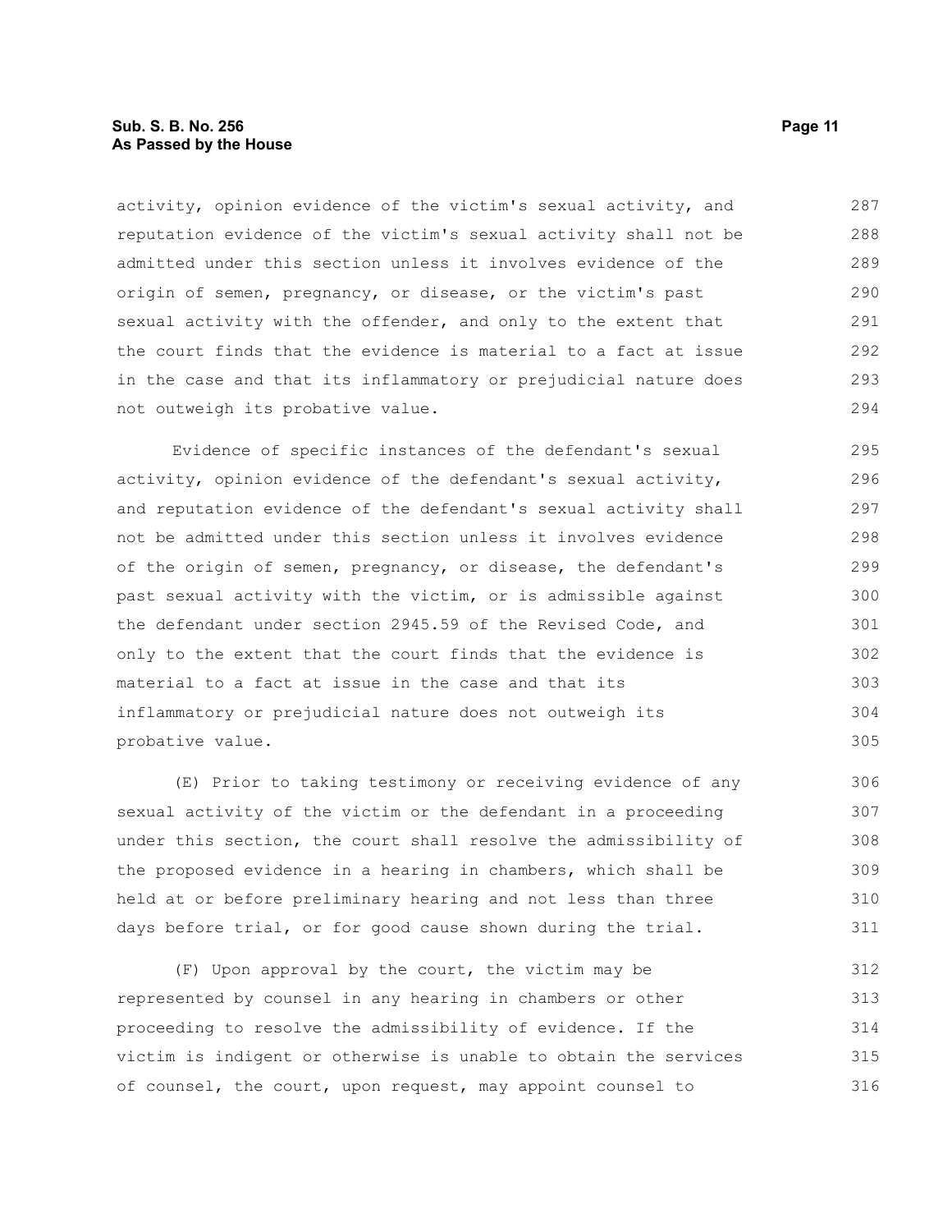activity, opinion evidence of the victim's sexual activity, and reputation evidence of the victim's sexual activity shall not be admitted under this section unless it involves evidence of the origin of semen, pregnancy, or disease, or the victim's past sexual activity with the offender, and only to the extent that the court finds that the evidence is material to a fact at issue in the case and that its inflammatory or prejudicial nature does not outweigh its probative value.

Evidence of specific instances of the defendant's sexual activity, opinion evidence of the defendant's sexual activity, and reputation evidence of the defendant's sexual activity shall not be admitted under this section unless it involves evidence of the origin of semen, pregnancy, or disease, the defendant's past sexual activity with the victim, or is admissible against the defendant under section 2945.59 of the Revised Code, and only to the extent that the court finds that the evidence is material to a fact at issue in the case and that its inflammatory or prejudicial nature does not outweigh its probative value.

(E) Prior to taking testimony or receiving evidence of any sexual activity of the victim or the defendant in a proceeding under this section, the court shall resolve the admissibility of the proposed evidence in a hearing in chambers, which shall be held at or before preliminary hearing and not less than three days before trial, or for good cause shown during the trial.

(F) Upon approval by the court, the victim may be represented by counsel in any hearing in chambers or other proceeding to resolve the admissibility of evidence. If the victim is indigent or otherwise is unable to obtain the services of counsel, the court, upon request, may appoint counsel to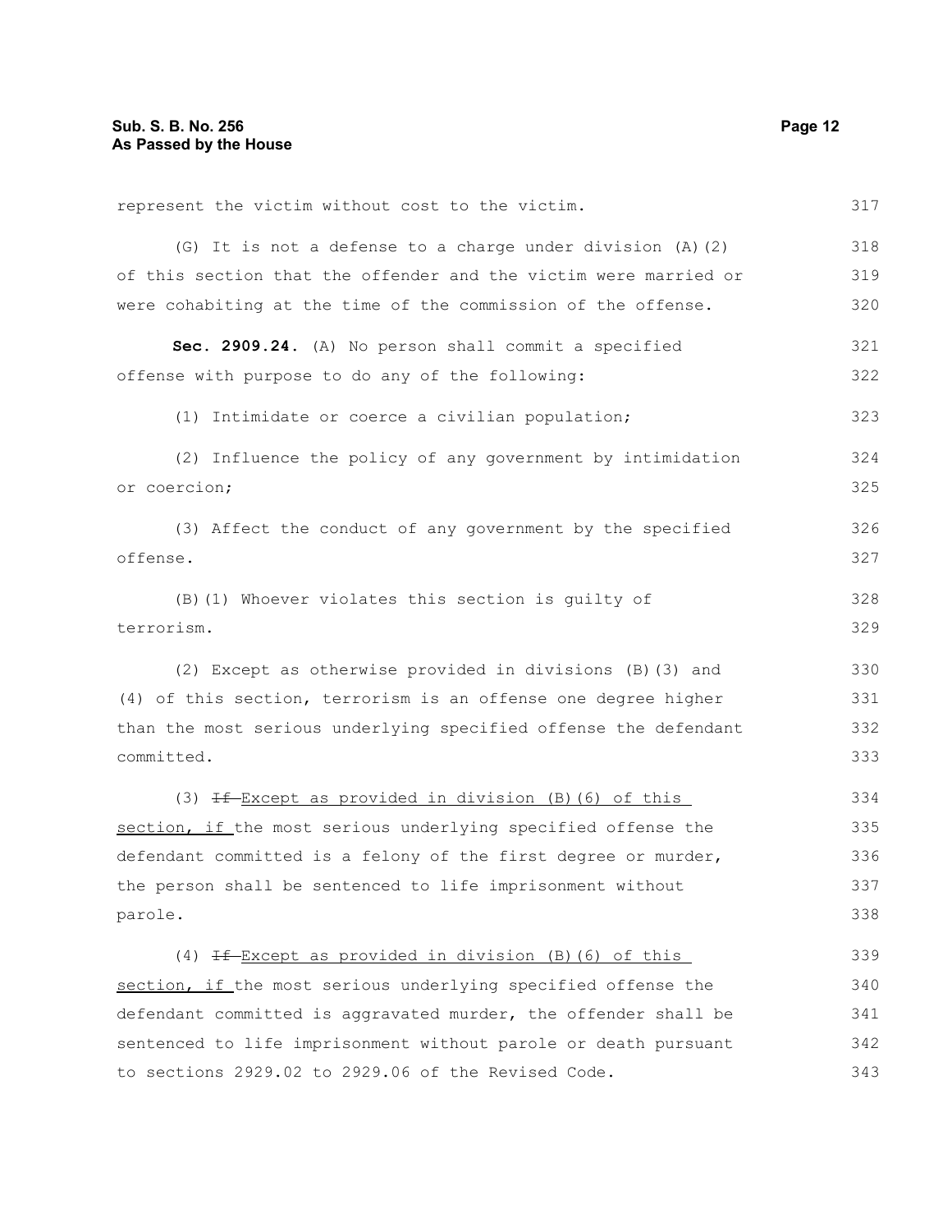represent the victim without cost to the victim.

(G) It is not a defense to a charge under division (A)(2) of this section that the offender and the victim were married or were cohabiting at the time of the commission of the offense.

**Sec. 2909.24.** (A) No person shall commit a specified offense with purpose to do any of the following:

(1) Intimidate or coerce a civilian population;

(2) Influence the policy of any government by intimidation or coercion;

(3) Affect the conduct of any government by the specified offense.

(B)(1) Whoever violates this section is guilty of terrorism.

(2) Except as otherwise provided in divisions (B)(3) and (4) of this section, terrorism is an offense one degree higher than the most serious underlying specified offense the defendant committed.

(3) ~~If~~ Except as provided in division (B)(6) of this section, if the most serious underlying specified offense the defendant committed is a felony of the first degree or murder, the person shall be sentenced to life imprisonment without parole.

(4) ~~If~~ Except as provided in division (B)(6) of this section, if the most serious underlying specified offense the defendant committed is aggravated murder, the offender shall be sentenced to life imprisonment without parole or death pursuant to sections 2929.02 to 2929.06 of the Revised Code.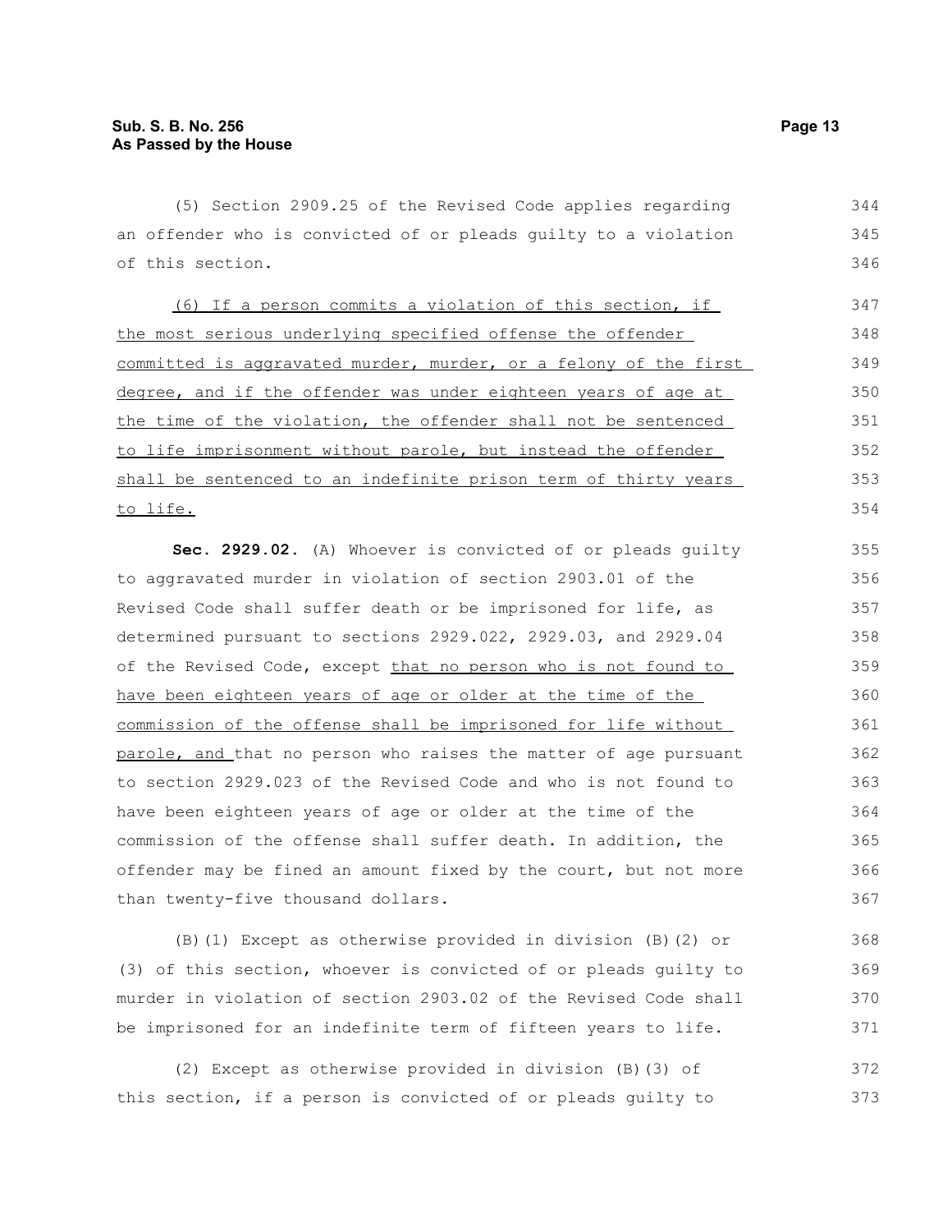(5) Section 2909.25 of the Revised Code applies regarding an offender who is convicted of or pleads guilty to a violation of this section.

<u>(6) If a person commits a violation of this section, if the most serious underlying specified offense the offender committed is aggravated murder, murder, or a felony of the first degree, and if the offender was under eighteen years of age at the time of the violation, the offender shall not be sentenced to life imprisonment without parole, but instead the offender shall be sentenced to an indefinite prison term of thirty years to life.</u>

**Sec. 2929.02.** (A) Whoever is convicted of or pleads guilty to aggravated murder in violation of section 2903.01 of the Revised Code shall suffer death or be imprisoned for life, as determined pursuant to sections 2929.022, 2929.03, and 2929.04 of the Revised Code, except <u>that no person who is not found to have been eighteen years of age or older at the time of the commission of the offense shall be imprisoned for life without parole, and</u> that no person who raises the matter of age pursuant to section 2929.023 of the Revised Code and who is not found to have been eighteen years of age or older at the time of the commission of the offense shall suffer death. In addition, the offender may be fined an amount fixed by the court, but not more than twenty-five thousand dollars.

(B)(1) Except as otherwise provided in division (B)(2) or (3) of this section, whoever is convicted of or pleads guilty to murder in violation of section 2903.02 of the Revised Code shall be imprisoned for an indefinite term of fifteen years to life.

(2) Except as otherwise provided in division (B)(3) of this section, if a person is convicted of or pleads guilty to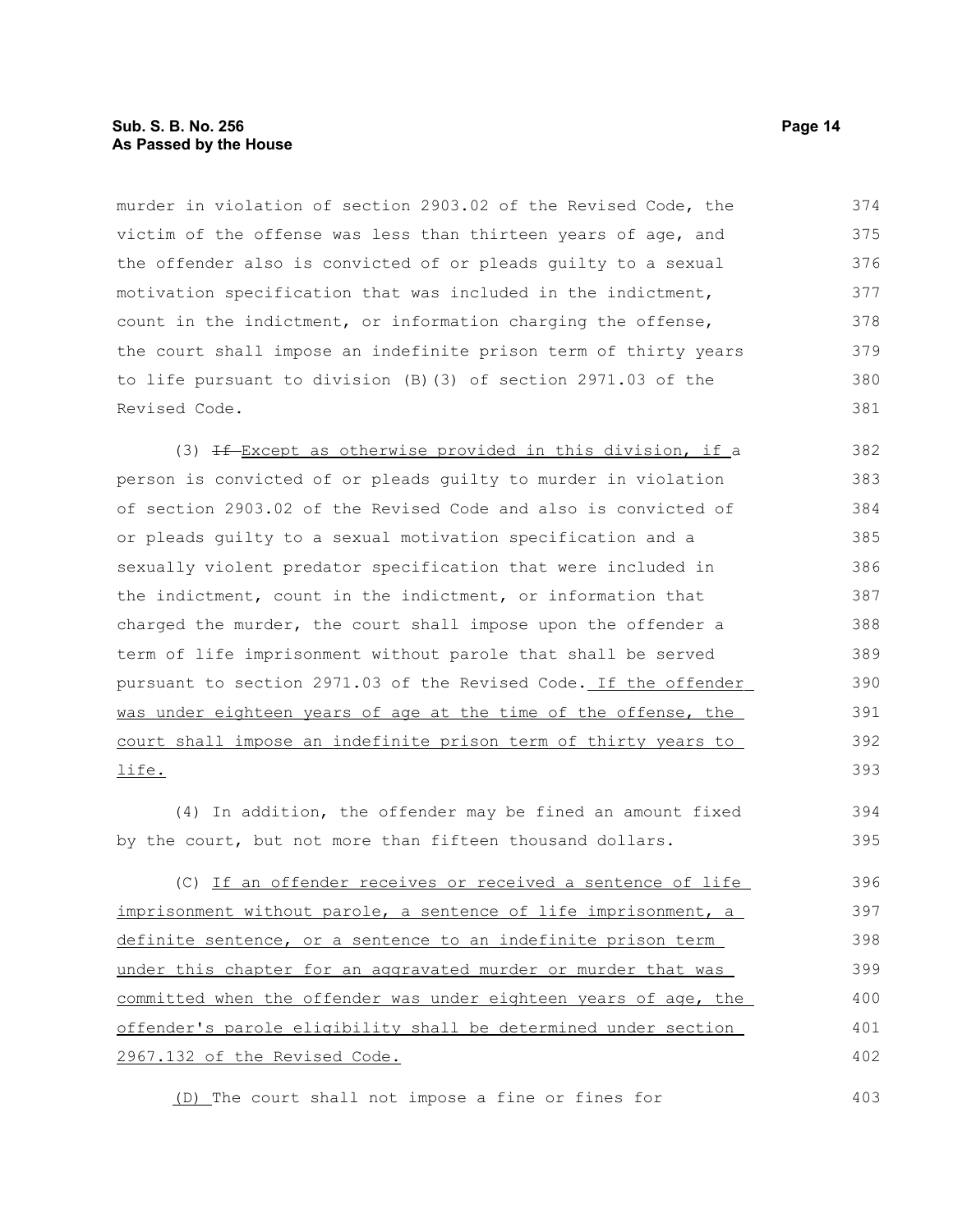murder in violation of section 2903.02 of the Revised Code, the victim of the offense was less than thirteen years of age, and the offender also is convicted of or pleads guilty to a sexual motivation specification that was included in the indictment, count in the indictment, or information charging the offense, the court shall impose an indefinite prison term of thirty years to life pursuant to division (B)(3) of section 2971.03 of the Revised Code.

(3) ~~If~~ Except as otherwise provided in this division, if a person is convicted of or pleads guilty to murder in violation of section 2903.02 of the Revised Code and also is convicted of or pleads guilty to a sexual motivation specification and a sexually violent predator specification that were included in the indictment, count in the indictment, or information that charged the murder, the court shall impose upon the offender a term of life imprisonment without parole that shall be served pursuant to section 2971.03 of the Revised Code. If the offender was under eighteen years of age at the time of the offense, the court shall impose an indefinite prison term of thirty years to life.

(4) In addition, the offender may be fined an amount fixed by the court, but not more than fifteen thousand dollars.

(C) If an offender receives or received a sentence of life imprisonment without parole, a sentence of life imprisonment, a definite sentence, or a sentence to an indefinite prison term under this chapter for an aggravated murder or murder that was committed when the offender was under eighteen years of age, the offender's parole eligibility shall be determined under section 2967.132 of the Revised Code.

(D) The court shall not impose a fine or fines for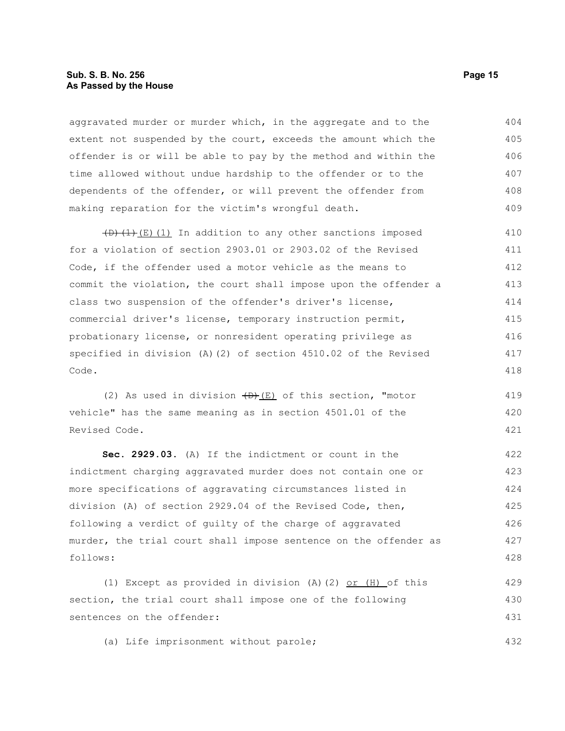aggravated murder or murder which, in the aggregate and to the extent not suspended by the court, exceeds the amount which the offender is or will be able to pay by the method and within the time allowed without undue hardship to the offender or to the dependents of the offender, or will prevent the offender from making reparation for the victim's wrongful death.

~~(D)(1)~~ (E)(1) In addition to any other sanctions imposed for a violation of section 2903.01 or 2903.02 of the Revised Code, if the offender used a motor vehicle as the means to commit the violation, the court shall impose upon the offender a class two suspension of the offender's driver's license, commercial driver's license, temporary instruction permit, probationary license, or nonresident operating privilege as specified in division (A)(2) of section 4510.02 of the Revised Code.

(2) As used in division ~~(D)~~ (E) of this section, "motor vehicle" has the same meaning as in section 4501.01 of the Revised Code.

**Sec. 2929.03.** (A) If the indictment or count in the indictment charging aggravated murder does not contain one or more specifications of aggravating circumstances listed in division (A) of section 2929.04 of the Revised Code, then, following a verdict of guilty of the charge of aggravated murder, the trial court shall impose sentence on the offender as follows:

(1) Except as provided in division (A)(2) <u>or (H)</u> of this section, the trial court shall impose one of the following sentences on the offender:

(a) Life imprisonment without parole;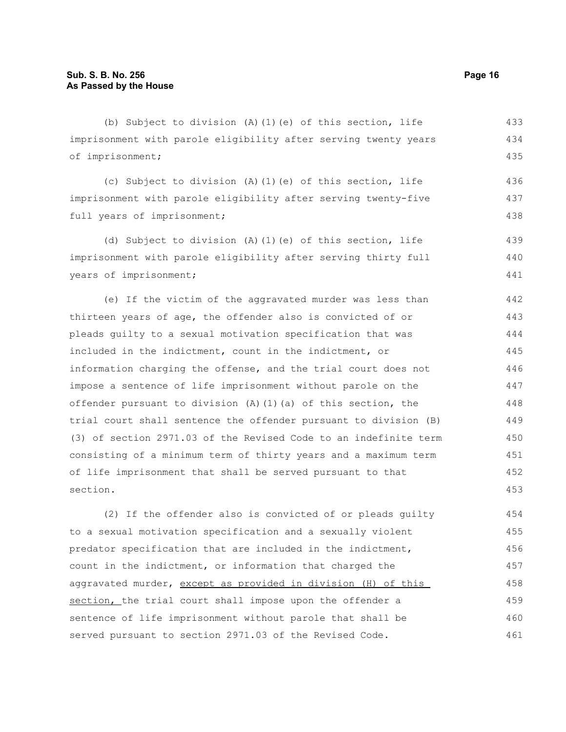(b) Subject to division (A)(1)(e) of this section, life imprisonment with parole eligibility after serving twenty years of imprisonment;

(c) Subject to division (A)(1)(e) of this section, life imprisonment with parole eligibility after serving twenty-five full years of imprisonment;

(d) Subject to division (A)(1)(e) of this section, life imprisonment with parole eligibility after serving thirty full years of imprisonment;

(e) If the victim of the aggravated murder was less than thirteen years of age, the offender also is convicted of or pleads guilty to a sexual motivation specification that was included in the indictment, count in the indictment, or information charging the offense, and the trial court does not impose a sentence of life imprisonment without parole on the offender pursuant to division (A)(1)(a) of this section, the trial court shall sentence the offender pursuant to division (B)(3) of section 2971.03 of the Revised Code to an indefinite term consisting of a minimum term of thirty years and a maximum term of life imprisonment that shall be served pursuant to that section.

(2) If the offender also is convicted of or pleads guilty to a sexual motivation specification and a sexually violent predator specification that are included in the indictment, count in the indictment, or information that charged the aggravated murder, <u>except as provided in division (H) of this section,</u> the trial court shall impose upon the offender a sentence of life imprisonment without parole that shall be served pursuant to section 2971.03 of the Revised Code.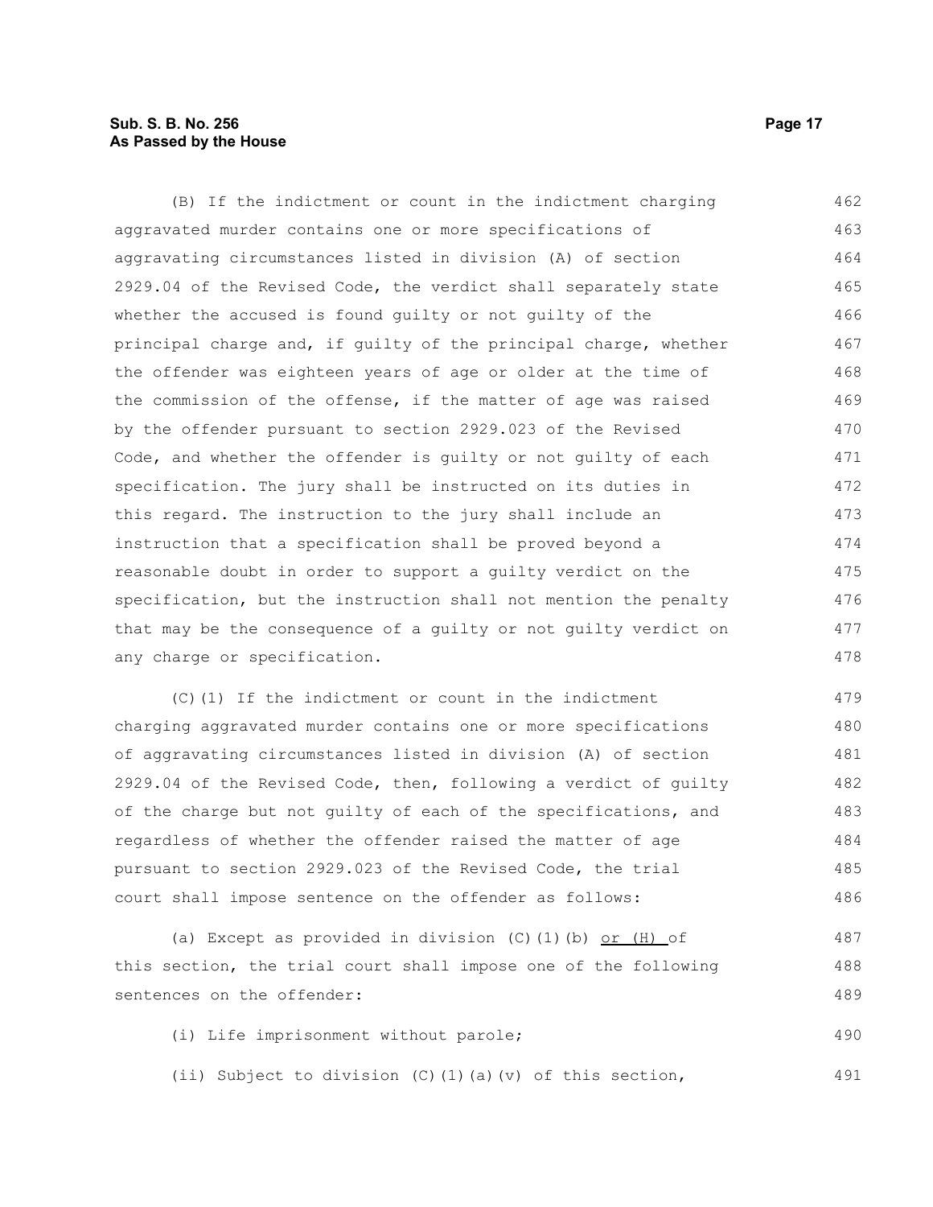(B) If the indictment or count in the indictment charging aggravated murder contains one or more specifications of aggravating circumstances listed in division (A) of section 2929.04 of the Revised Code, the verdict shall separately state whether the accused is found guilty or not guilty of the principal charge and, if guilty of the principal charge, whether the offender was eighteen years of age or older at the time of the commission of the offense, if the matter of age was raised by the offender pursuant to section 2929.023 of the Revised Code, and whether the offender is guilty or not guilty of each specification. The jury shall be instructed on its duties in this regard. The instruction to the jury shall include an instruction that a specification shall be proved beyond a reasonable doubt in order to support a guilty verdict on the specification, but the instruction shall not mention the penalty that may be the consequence of a guilty or not guilty verdict on any charge or specification.

(C)(1) If the indictment or count in the indictment charging aggravated murder contains one or more specifications of aggravating circumstances listed in division (A) of section 2929.04 of the Revised Code, then, following a verdict of guilty of the charge but not guilty of each of the specifications, and regardless of whether the offender raised the matter of age pursuant to section 2929.023 of the Revised Code, the trial court shall impose sentence on the offender as follows:

(a) Except as provided in division (C)(1)(b) or (H) of this section, the trial court shall impose one of the following sentences on the offender:

(i) Life imprisonment without parole;

(ii) Subject to division (C)(1)(a)(v) of this section,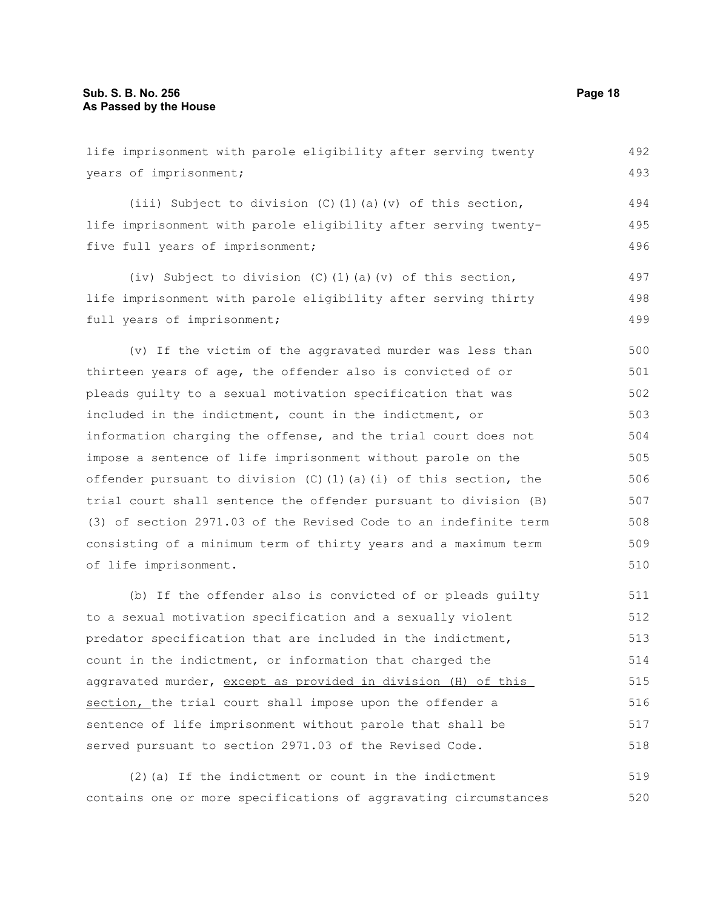life imprisonment with parole eligibility after serving twenty years of imprisonment;

(iii) Subject to division (C)(1)(a)(v) of this section, life imprisonment with parole eligibility after serving twenty-five full years of imprisonment;

(iv) Subject to division (C)(1)(a)(v) of this section, life imprisonment with parole eligibility after serving thirty full years of imprisonment;

(v) If the victim of the aggravated murder was less than thirteen years of age, the offender also is convicted of or pleads guilty to a sexual motivation specification that was included in the indictment, count in the indictment, or information charging the offense, and the trial court does not impose a sentence of life imprisonment without parole on the offender pursuant to division (C)(1)(a)(i) of this section, the trial court shall sentence the offender pursuant to division (B)(3) of section 2971.03 of the Revised Code to an indefinite term consisting of a minimum term of thirty years and a maximum term of life imprisonment.

(b) If the offender also is convicted of or pleads guilty to a sexual motivation specification and a sexually violent predator specification that are included in the indictment, count in the indictment, or information that charged the aggravated murder, except as provided in division (H) of this section, the trial court shall impose upon the offender a sentence of life imprisonment without parole that shall be served pursuant to section 2971.03 of the Revised Code.

(2)(a) If the indictment or count in the indictment contains one or more specifications of aggravating circumstances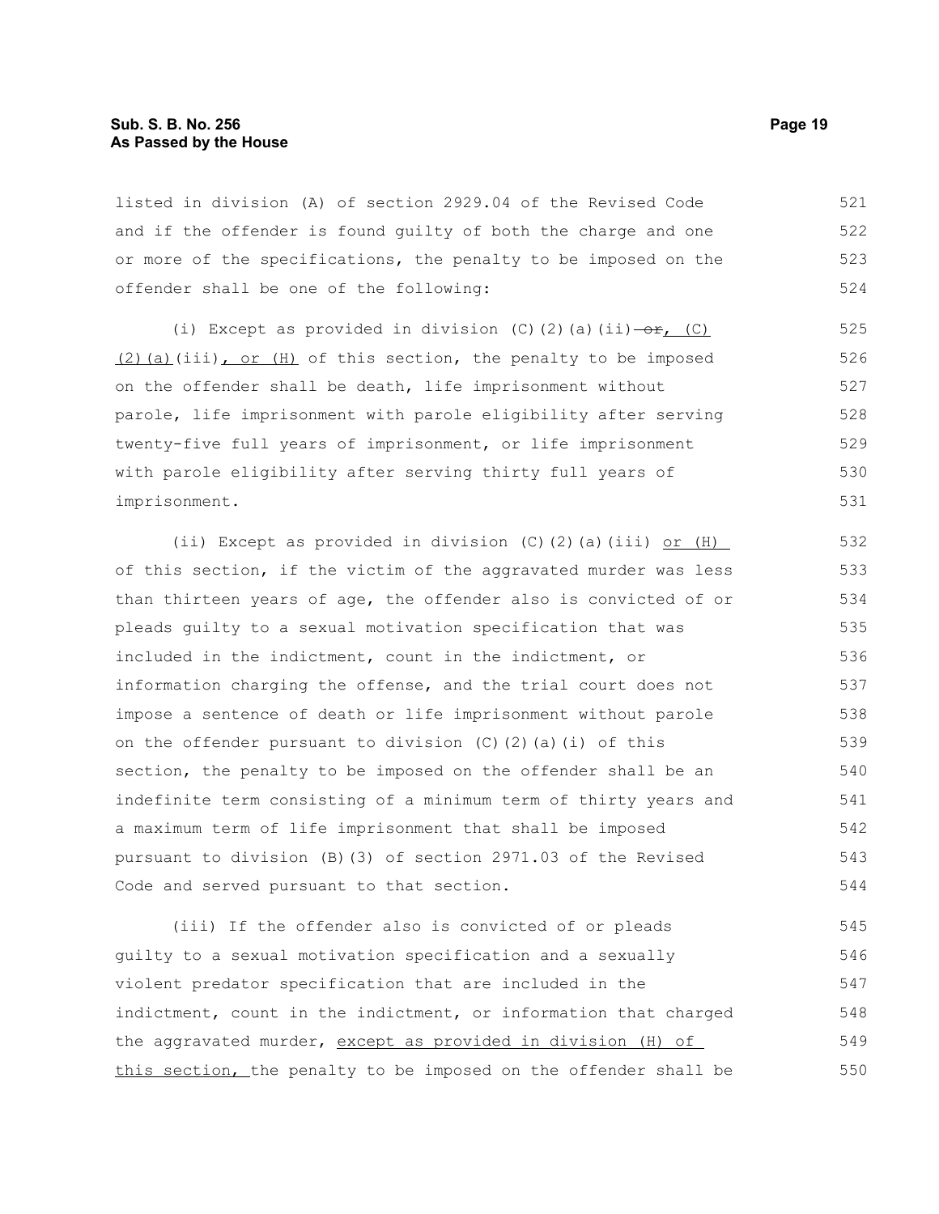listed in division (A) of section 2929.04 of the Revised Code and if the offender is found guilty of both the charge and one or more of the specifications, the penalty to be imposed on the offender shall be one of the following:

(i) Except as provided in division (C)(2)(a)(ii) ~~or~~, (C)(2)(a)(iii), or (H) of this section, the penalty to be imposed on the offender shall be death, life imprisonment without parole, life imprisonment with parole eligibility after serving twenty-five full years of imprisonment, or life imprisonment with parole eligibility after serving thirty full years of imprisonment.

(ii) Except as provided in division (C)(2)(a)(iii) or (H) of this section, if the victim of the aggravated murder was less than thirteen years of age, the offender also is convicted of or pleads guilty to a sexual motivation specification that was included in the indictment, count in the indictment, or information charging the offense, and the trial court does not impose a sentence of death or life imprisonment without parole on the offender pursuant to division (C)(2)(a)(i) of this section, the penalty to be imposed on the offender shall be an indefinite term consisting of a minimum term of thirty years and a maximum term of life imprisonment that shall be imposed pursuant to division (B)(3) of section 2971.03 of the Revised Code and served pursuant to that section.

(iii) If the offender also is convicted of or pleads guilty to a sexual motivation specification and a sexually violent predator specification that are included in the indictment, count in the indictment, or information that charged the aggravated murder, except as provided in division (H) of this section, the penalty to be imposed on the offender shall be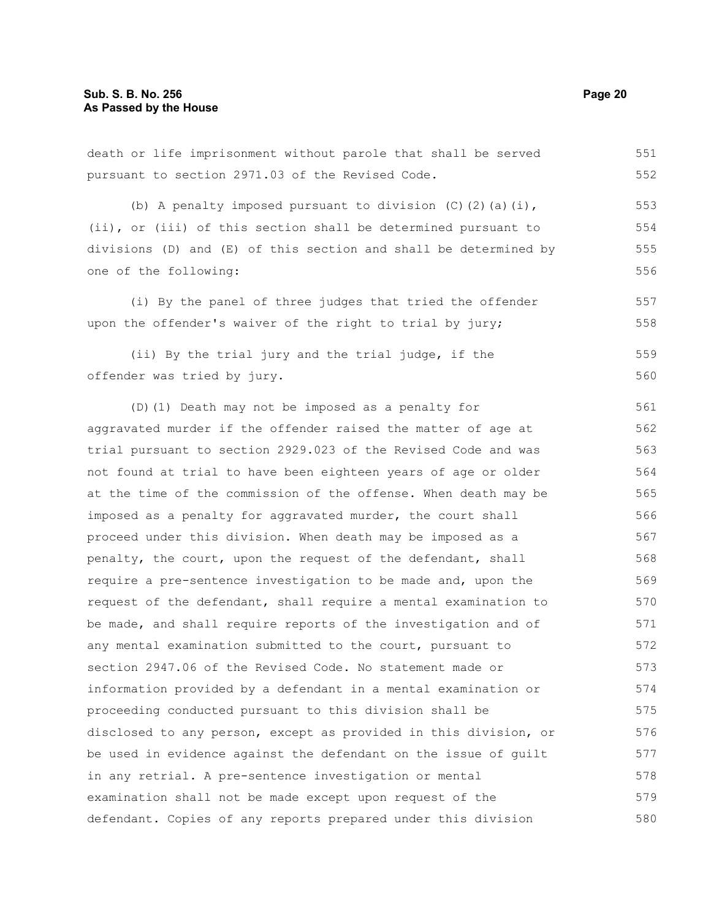death or life imprisonment without parole that shall be served pursuant to section 2971.03 of the Revised Code.

(b) A penalty imposed pursuant to division (C)(2)(a)(i), (ii), or (iii) of this section shall be determined pursuant to divisions (D) and (E) of this section and shall be determined by one of the following:

(i) By the panel of three judges that tried the offender upon the offender's waiver of the right to trial by jury;

(ii) By the trial jury and the trial judge, if the offender was tried by jury.

(D)(1) Death may not be imposed as a penalty for aggravated murder if the offender raised the matter of age at trial pursuant to section 2929.023 of the Revised Code and was not found at trial to have been eighteen years of age or older at the time of the commission of the offense. When death may be imposed as a penalty for aggravated murder, the court shall proceed under this division. When death may be imposed as a penalty, the court, upon the request of the defendant, shall require a pre-sentence investigation to be made and, upon the request of the defendant, shall require a mental examination to be made, and shall require reports of the investigation and of any mental examination submitted to the court, pursuant to section 2947.06 of the Revised Code. No statement made or information provided by a defendant in a mental examination or proceeding conducted pursuant to this division shall be disclosed to any person, except as provided in this division, or be used in evidence against the defendant on the issue of guilt in any retrial. A pre-sentence investigation or mental examination shall not be made except upon request of the defendant. Copies of any reports prepared under this division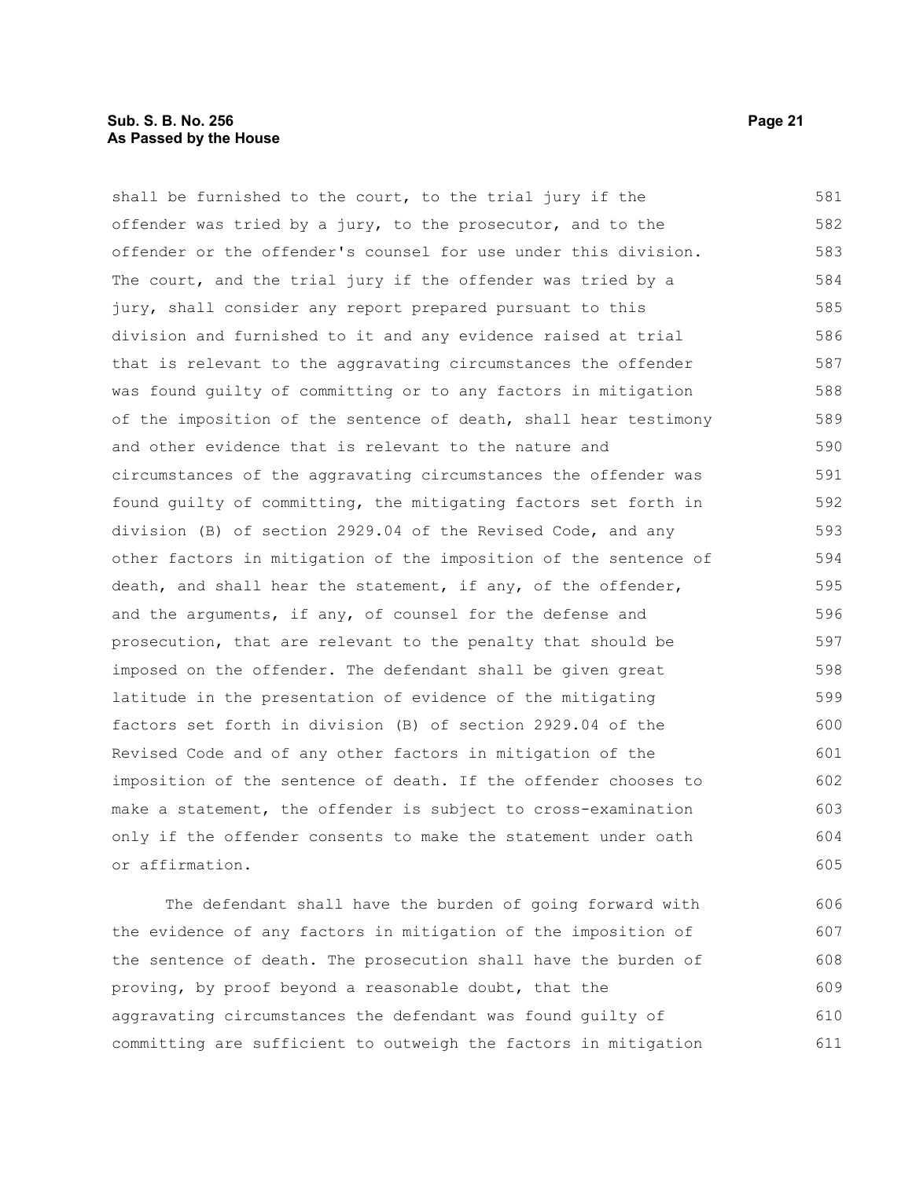shall be furnished to the court, to the trial jury if the offender was tried by a jury, to the prosecutor, and to the offender or the offender's counsel for use under this division. The court, and the trial jury if the offender was tried by a jury, shall consider any report prepared pursuant to this division and furnished to it and any evidence raised at trial that is relevant to the aggravating circumstances the offender was found guilty of committing or to any factors in mitigation of the imposition of the sentence of death, shall hear testimony and other evidence that is relevant to the nature and circumstances of the aggravating circumstances the offender was found guilty of committing, the mitigating factors set forth in division (B) of section 2929.04 of the Revised Code, and any other factors in mitigation of the imposition of the sentence of death, and shall hear the statement, if any, of the offender, and the arguments, if any, of counsel for the defense and prosecution, that are relevant to the penalty that should be imposed on the offender. The defendant shall be given great latitude in the presentation of evidence of the mitigating factors set forth in division (B) of section 2929.04 of the Revised Code and of any other factors in mitigation of the imposition of the sentence of death. If the offender chooses to make a statement, the offender is subject to cross-examination only if the offender consents to make the statement under oath or affirmation.

The defendant shall have the burden of going forward with the evidence of any factors in mitigation of the imposition of the sentence of death. The prosecution shall have the burden of proving, by proof beyond a reasonable doubt, that the aggravating circumstances the defendant was found guilty of committing are sufficient to outweigh the factors in mitigation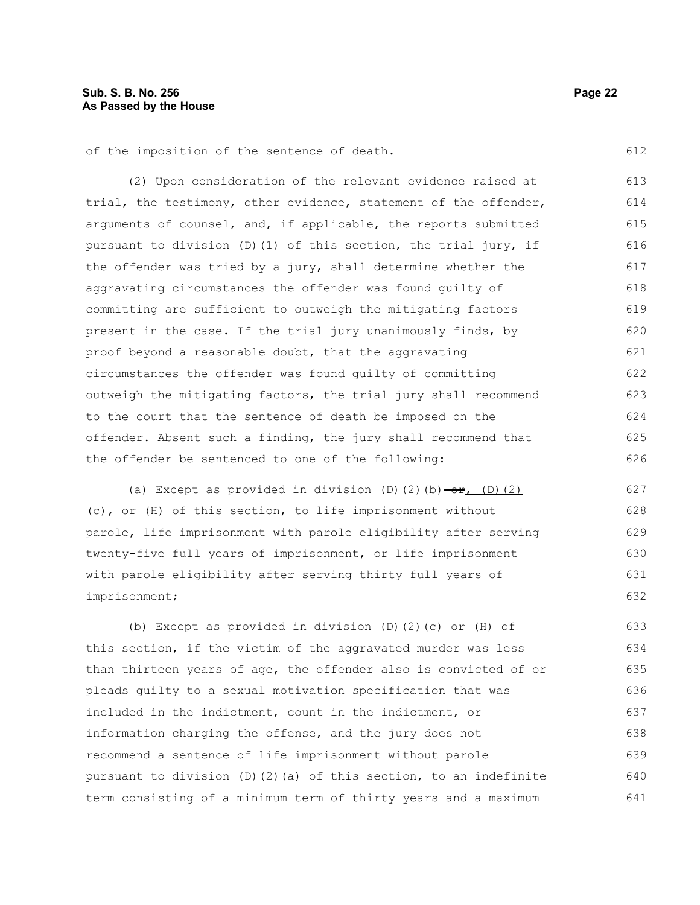of the imposition of the sentence of death.

(2) Upon consideration of the relevant evidence raised at trial, the testimony, other evidence, statement of the offender, arguments of counsel, and, if applicable, the reports submitted pursuant to division (D)(1) of this section, the trial jury, if the offender was tried by a jury, shall determine whether the aggravating circumstances the offender was found guilty of committing are sufficient to outweigh the mitigating factors present in the case. If the trial jury unanimously finds, by proof beyond a reasonable doubt, that the aggravating circumstances the offender was found guilty of committing outweigh the mitigating factors, the trial jury shall recommend to the court that the sentence of death be imposed on the offender. Absent such a finding, the jury shall recommend that the offender be sentenced to one of the following:

(a) Except as provided in division (D)(2)(b) ~~or~~, (D)(2)(c), or (H) of this section, to life imprisonment without parole, life imprisonment with parole eligibility after serving twenty-five full years of imprisonment, or life imprisonment with parole eligibility after serving thirty full years of imprisonment;

(b) Except as provided in division (D)(2)(c) or (H) of this section, if the victim of the aggravated murder was less than thirteen years of age, the offender also is convicted of or pleads guilty to a sexual motivation specification that was included in the indictment, count in the indictment, or information charging the offense, and the jury does not recommend a sentence of life imprisonment without parole pursuant to division (D)(2)(a) of this section, to an indefinite term consisting of a minimum term of thirty years and a maximum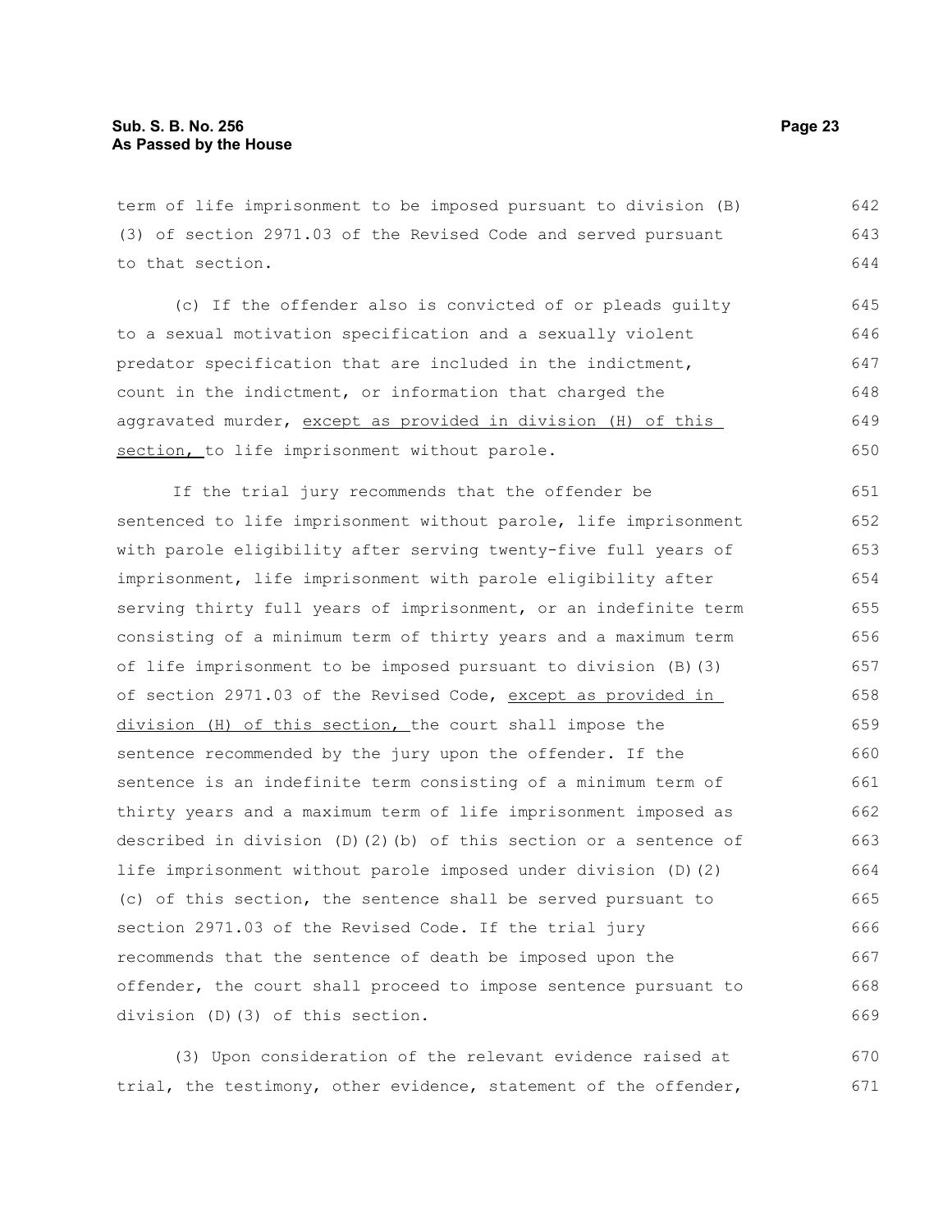term of life imprisonment to be imposed pursuant to division (B)(3) of section 2971.03 of the Revised Code and served pursuant to that section.

(c) If the offender also is convicted of or pleads guilty to a sexual motivation specification and a sexually violent predator specification that are included in the indictment, count in the indictment, or information that charged the aggravated murder, <u>except as provided in division (H) of this section,</u> to life imprisonment without parole.

If the trial jury recommends that the offender be sentenced to life imprisonment without parole, life imprisonment with parole eligibility after serving twenty-five full years of imprisonment, life imprisonment with parole eligibility after serving thirty full years of imprisonment, or an indefinite term consisting of a minimum term of thirty years and a maximum term of life imprisonment to be imposed pursuant to division (B)(3) of section 2971.03 of the Revised Code, <u>except as provided in division (H) of this section,</u> the court shall impose the sentence recommended by the jury upon the offender. If the sentence is an indefinite term consisting of a minimum term of thirty years and a maximum term of life imprisonment imposed as described in division (D)(2)(b) of this section or a sentence of life imprisonment without parole imposed under division (D)(2)(c) of this section, the sentence shall be served pursuant to section 2971.03 of the Revised Code. If the trial jury recommends that the sentence of death be imposed upon the offender, the court shall proceed to impose sentence pursuant to division (D)(3) of this section.

(3) Upon consideration of the relevant evidence raised at trial, the testimony, other evidence, statement of the offender,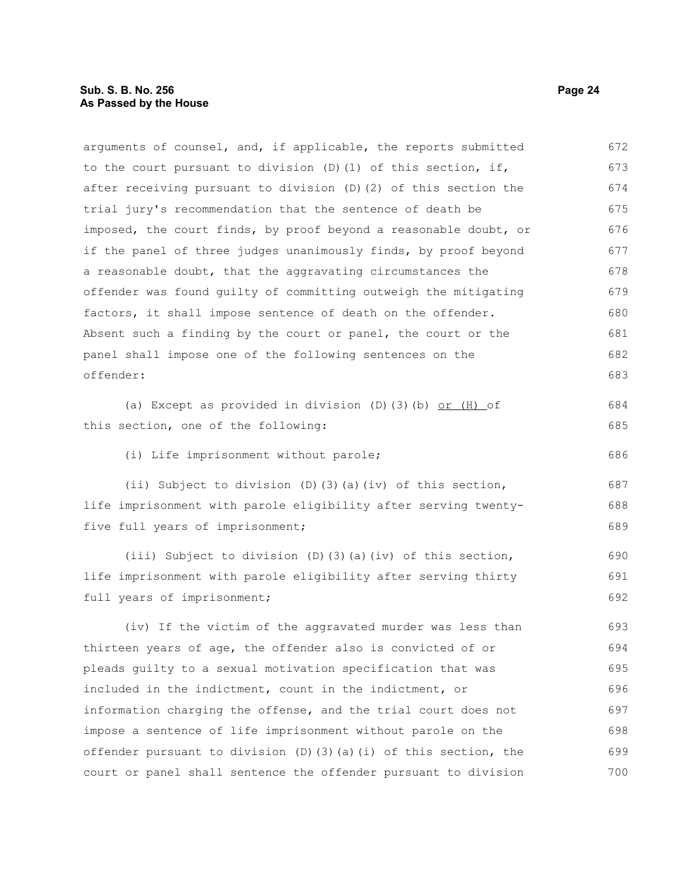arguments of counsel, and, if applicable, the reports submitted to the court pursuant to division (D)(1) of this section, if, after receiving pursuant to division (D)(2) of this section the trial jury's recommendation that the sentence of death be imposed, the court finds, by proof beyond a reasonable doubt, or if the panel of three judges unanimously finds, by proof beyond a reasonable doubt, that the aggravating circumstances the offender was found guilty of committing outweigh the mitigating factors, it shall impose sentence of death on the offender. Absent such a finding by the court or panel, the court or the panel shall impose one of the following sentences on the offender:

(a) Except as provided in division (D)(3)(b) or (H) of this section, one of the following:

(i) Life imprisonment without parole;

(ii) Subject to division (D)(3)(a)(iv) of this section, life imprisonment with parole eligibility after serving twenty-five full years of imprisonment;

(iii) Subject to division (D)(3)(a)(iv) of this section, life imprisonment with parole eligibility after serving thirty full years of imprisonment;

(iv) If the victim of the aggravated murder was less than thirteen years of age, the offender also is convicted of or pleads guilty to a sexual motivation specification that was included in the indictment, count in the indictment, or information charging the offense, and the trial court does not impose a sentence of life imprisonment without parole on the offender pursuant to division (D)(3)(a)(i) of this section, the court or panel shall sentence the offender pursuant to division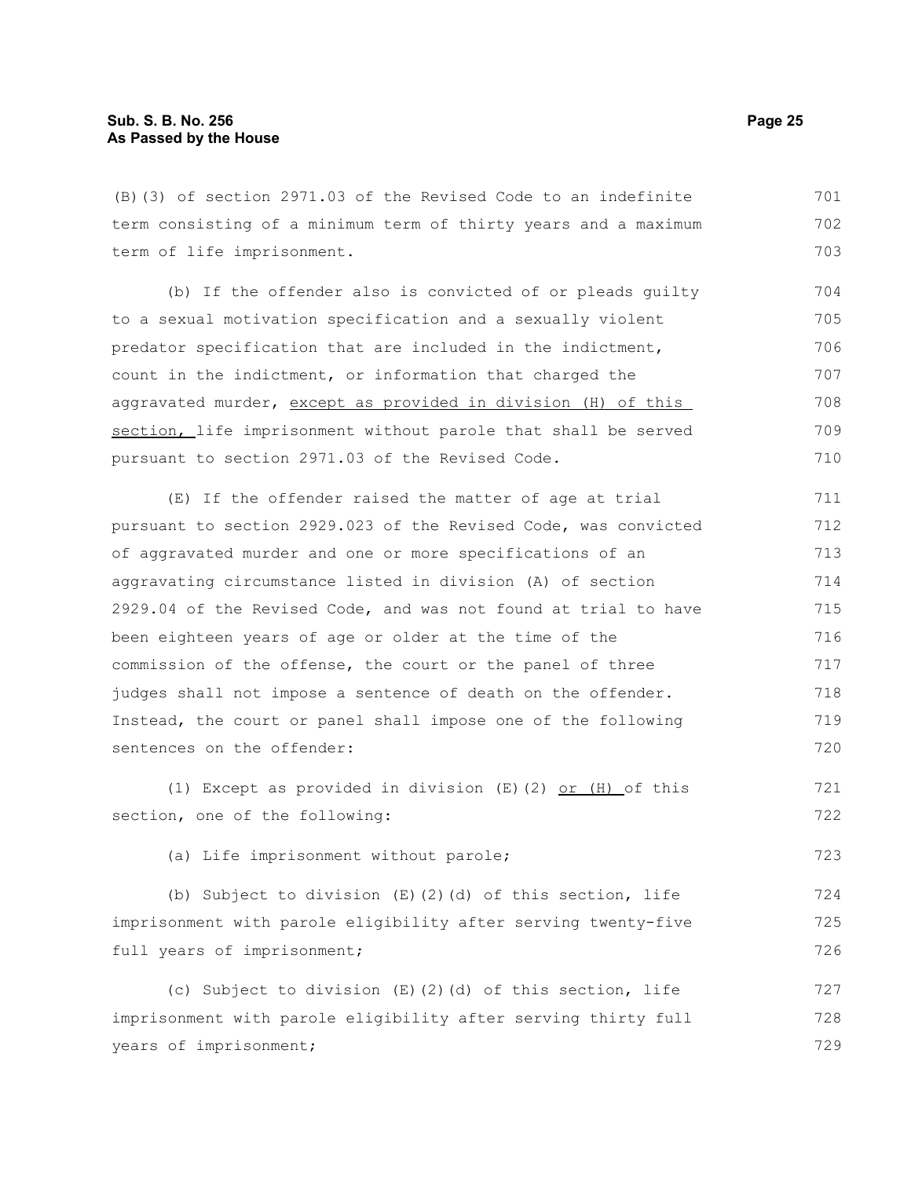(B)(3) of section 2971.03 of the Revised Code to an indefinite term consisting of a minimum term of thirty years and a maximum term of life imprisonment.

(b) If the offender also is convicted of or pleads guilty to a sexual motivation specification and a sexually violent predator specification that are included in the indictment, count in the indictment, or information that charged the aggravated murder, <u>except as provided in division (H) of this section,</u> life imprisonment without parole that shall be served pursuant to section 2971.03 of the Revised Code.

(E) If the offender raised the matter of age at trial pursuant to section 2929.023 of the Revised Code, was convicted of aggravated murder and one or more specifications of an aggravating circumstance listed in division (A) of section 2929.04 of the Revised Code, and was not found at trial to have been eighteen years of age or older at the time of the commission of the offense, the court or the panel of three judges shall not impose a sentence of death on the offender. Instead, the court or panel shall impose one of the following sentences on the offender:

(1) Except as provided in division (E)(2) <u>or (H)</u> of this section, one of the following:

(a) Life imprisonment without parole;

(b) Subject to division (E)(2)(d) of this section, life imprisonment with parole eligibility after serving twenty-five full years of imprisonment;

(c) Subject to division (E)(2)(d) of this section, life imprisonment with parole eligibility after serving thirty full years of imprisonment;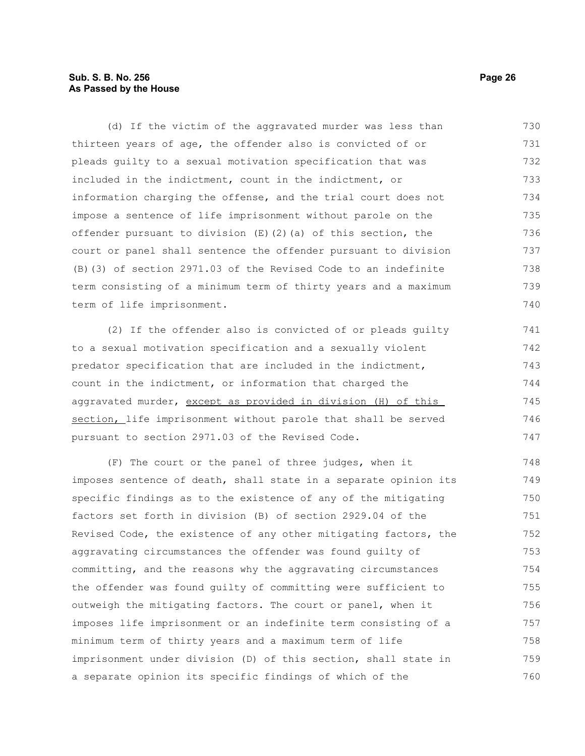(d) If the victim of the aggravated murder was less than thirteen years of age, the offender also is convicted of or pleads guilty to a sexual motivation specification that was included in the indictment, count in the indictment, or information charging the offense, and the trial court does not impose a sentence of life imprisonment without parole on the offender pursuant to division (E)(2)(a) of this section, the court or panel shall sentence the offender pursuant to division (B)(3) of section 2971.03 of the Revised Code to an indefinite term consisting of a minimum term of thirty years and a maximum term of life imprisonment.

(2) If the offender also is convicted of or pleads guilty to a sexual motivation specification and a sexually violent predator specification that are included in the indictment, count in the indictment, or information that charged the aggravated murder, <u>except as provided in division (H) of this section,</u> life imprisonment without parole that shall be served pursuant to section 2971.03 of the Revised Code.

(F) The court or the panel of three judges, when it imposes sentence of death, shall state in a separate opinion its specific findings as to the existence of any of the mitigating factors set forth in division (B) of section 2929.04 of the Revised Code, the existence of any other mitigating factors, the aggravating circumstances the offender was found guilty of committing, and the reasons why the aggravating circumstances the offender was found guilty of committing were sufficient to outweigh the mitigating factors. The court or panel, when it imposes life imprisonment or an indefinite term consisting of a minimum term of thirty years and a maximum term of life imprisonment under division (D) of this section, shall state in a separate opinion its specific findings of which of the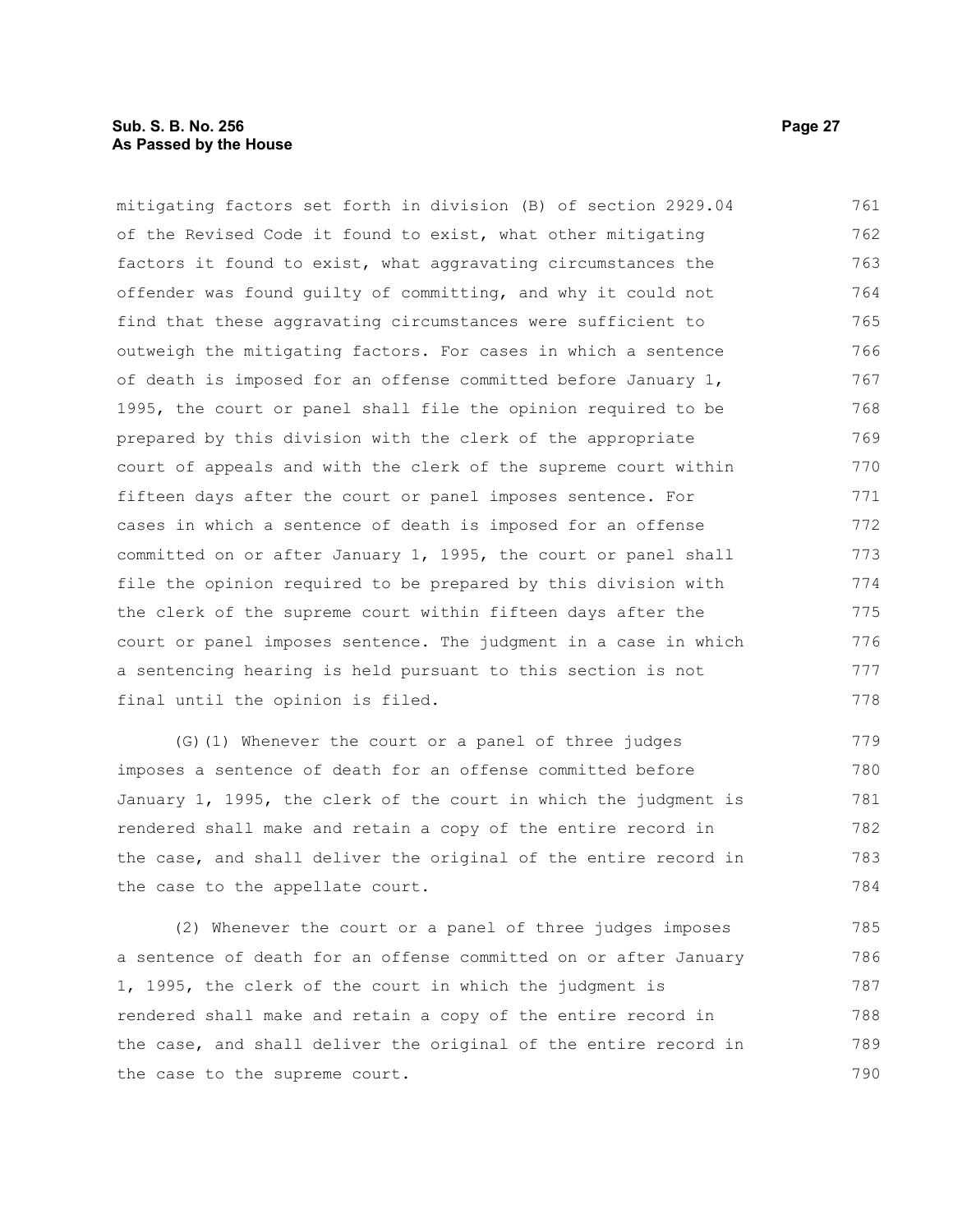mitigating factors set forth in division (B) of section 2929.04 of the Revised Code it found to exist, what other mitigating factors it found to exist, what aggravating circumstances the offender was found guilty of committing, and why it could not find that these aggravating circumstances were sufficient to outweigh the mitigating factors. For cases in which a sentence of death is imposed for an offense committed before January 1, 1995, the court or panel shall file the opinion required to be prepared by this division with the clerk of the appropriate court of appeals and with the clerk of the supreme court within fifteen days after the court or panel imposes sentence. For cases in which a sentence of death is imposed for an offense committed on or after January 1, 1995, the court or panel shall file the opinion required to be prepared by this division with the clerk of the supreme court within fifteen days after the court or panel imposes sentence. The judgment in a case in which a sentencing hearing is held pursuant to this section is not final until the opinion is filed.

(G)(1) Whenever the court or a panel of three judges imposes a sentence of death for an offense committed before January 1, 1995, the clerk of the court in which the judgment is rendered shall make and retain a copy of the entire record in the case, and shall deliver the original of the entire record in the case to the appellate court.

(2) Whenever the court or a panel of three judges imposes a sentence of death for an offense committed on or after January 1, 1995, the clerk of the court in which the judgment is rendered shall make and retain a copy of the entire record in the case, and shall deliver the original of the entire record in the case to the supreme court.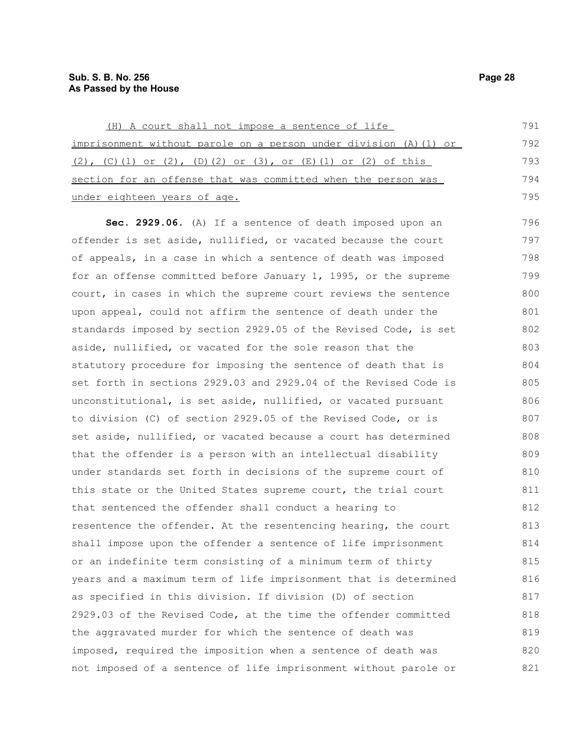(H) A court shall not impose a sentence of life imprisonment without parole on a person under division (A)(1) or (2), (C)(1) or (2), (D)(2) or (3), or (E)(1) or (2) of this section for an offense that was committed when the person was under eighteen years of age.

**Sec. 2929.06.** (A) If a sentence of death imposed upon an offender is set aside, nullified, or vacated because the court of appeals, in a case in which a sentence of death was imposed for an offense committed before January 1, 1995, or the supreme court, in cases in which the supreme court reviews the sentence upon appeal, could not affirm the sentence of death under the standards imposed by section 2929.05 of the Revised Code, is set aside, nullified, or vacated for the sole reason that the statutory procedure for imposing the sentence of death that is set forth in sections 2929.03 and 2929.04 of the Revised Code is unconstitutional, is set aside, nullified, or vacated pursuant to division (C) of section 2929.05 of the Revised Code, or is set aside, nullified, or vacated because a court has determined that the offender is a person with an intellectual disability under standards set forth in decisions of the supreme court of this state or the United States supreme court, the trial court that sentenced the offender shall conduct a hearing to resentence the offender. At the resentencing hearing, the court shall impose upon the offender a sentence of life imprisonment or an indefinite term consisting of a minimum term of thirty years and a maximum term of life imprisonment that is determined as specified in this division. If division (D) of section 2929.03 of the Revised Code, at the time the offender committed the aggravated murder for which the sentence of death was imposed, required the imposition when a sentence of death was not imposed of a sentence of life imprisonment without parole or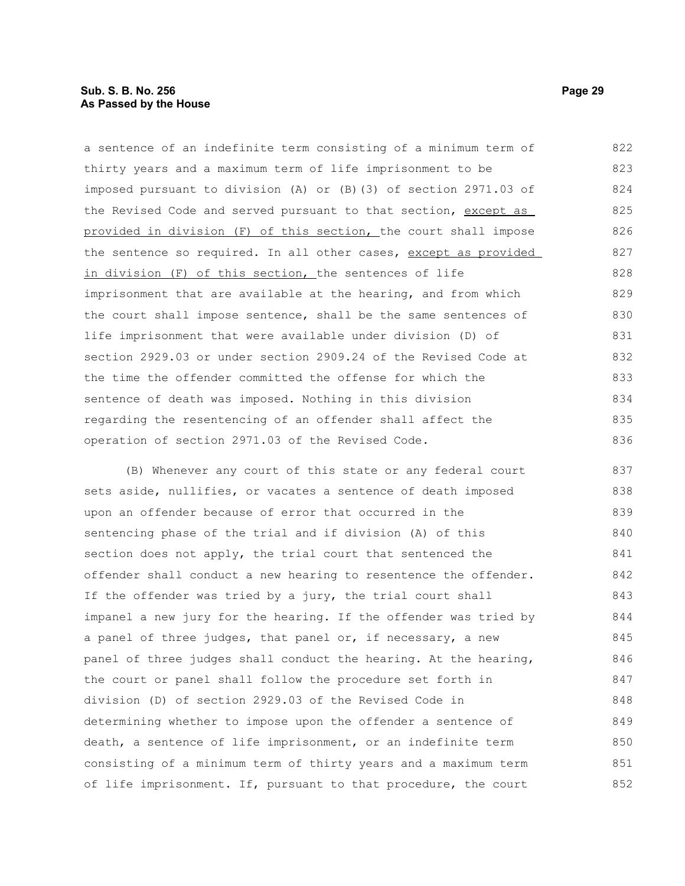a sentence of an indefinite term consisting of a minimum term of thirty years and a maximum term of life imprisonment to be imposed pursuant to division (A) or (B)(3) of section 2971.03 of the Revised Code and served pursuant to that section, <u>except as provided in division (F) of this section,</u> the court shall impose the sentence so required. In all other cases, <u>except as provided in division (F) of this section,</u> the sentences of life imprisonment that are available at the hearing, and from which the court shall impose sentence, shall be the same sentences of life imprisonment that were available under division (D) of section 2929.03 or under section 2909.24 of the Revised Code at the time the offender committed the offense for which the sentence of death was imposed. Nothing in this division regarding the resentencing of an offender shall affect the operation of section 2971.03 of the Revised Code.

(B) Whenever any court of this state or any federal court sets aside, nullifies, or vacates a sentence of death imposed upon an offender because of error that occurred in the sentencing phase of the trial and if division (A) of this section does not apply, the trial court that sentenced the offender shall conduct a new hearing to resentence the offender. If the offender was tried by a jury, the trial court shall impanel a new jury for the hearing. If the offender was tried by a panel of three judges, that panel or, if necessary, a new panel of three judges shall conduct the hearing. At the hearing, the court or panel shall follow the procedure set forth in division (D) of section 2929.03 of the Revised Code in determining whether to impose upon the offender a sentence of death, a sentence of life imprisonment, or an indefinite term consisting of a minimum term of thirty years and a maximum term of life imprisonment. If, pursuant to that procedure, the court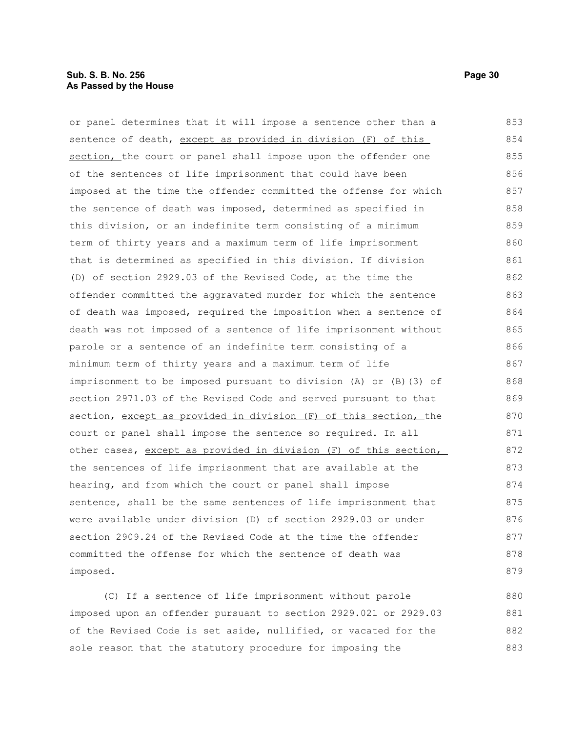or panel determines that it will impose a sentence other than a sentence of death, except as provided in division (F) of this section, the court or panel shall impose upon the offender one of the sentences of life imprisonment that could have been imposed at the time the offender committed the offense for which the sentence of death was imposed, determined as specified in this division, or an indefinite term consisting of a minimum term of thirty years and a maximum term of life imprisonment that is determined as specified in this division. If division (D) of section 2929.03 of the Revised Code, at the time the offender committed the aggravated murder for which the sentence of death was imposed, required the imposition when a sentence of death was not imposed of a sentence of life imprisonment without parole or a sentence of an indefinite term consisting of a minimum term of thirty years and a maximum term of life imprisonment to be imposed pursuant to division (A) or (B)(3) of section 2971.03 of the Revised Code and served pursuant to that section, except as provided in division (F) of this section, the court or panel shall impose the sentence so required. In all other cases, except as provided in division (F) of this section, the sentences of life imprisonment that are available at the hearing, and from which the court or panel shall impose sentence, shall be the same sentences of life imprisonment that were available under division (D) of section 2929.03 or under section 2909.24 of the Revised Code at the time the offender committed the offense for which the sentence of death was imposed.

(C) If a sentence of life imprisonment without parole imposed upon an offender pursuant to section 2929.021 or 2929.03 of the Revised Code is set aside, nullified, or vacated for the sole reason that the statutory procedure for imposing the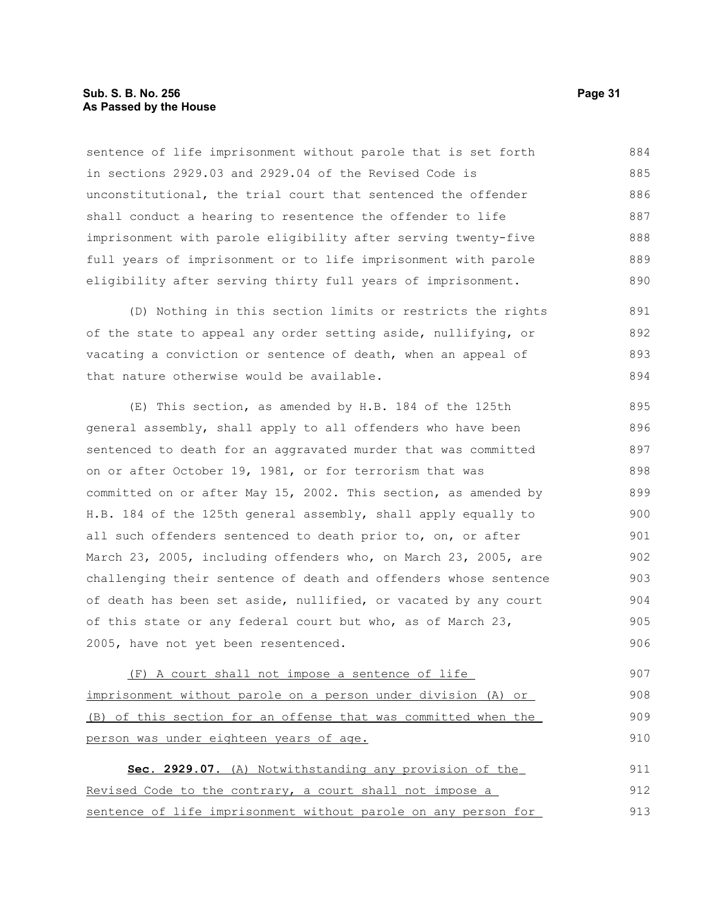sentence of life imprisonment without parole that is set forth in sections 2929.03 and 2929.04 of the Revised Code is unconstitutional, the trial court that sentenced the offender shall conduct a hearing to resentence the offender to life imprisonment with parole eligibility after serving twenty-five full years of imprisonment or to life imprisonment with parole eligibility after serving thirty full years of imprisonment.

(D) Nothing in this section limits or restricts the rights of the state to appeal any order setting aside, nullifying, or vacating a conviction or sentence of death, when an appeal of that nature otherwise would be available.

(E) This section, as amended by H.B. 184 of the 125th general assembly, shall apply to all offenders who have been sentenced to death for an aggravated murder that was committed on or after October 19, 1981, or for terrorism that was committed on or after May 15, 2002. This section, as amended by H.B. 184 of the 125th general assembly, shall apply equally to all such offenders sentenced to death prior to, on, or after March 23, 2005, including offenders who, on March 23, 2005, are challenging their sentence of death and offenders whose sentence of death has been set aside, nullified, or vacated by any court of this state or any federal court but who, as of March 23, 2005, have not yet been resentenced.

<u>(F) A court shall not impose a sentence of life imprisonment without parole on a person under division (A) or (B) of this section for an offense that was committed when the person was under eighteen years of age.</u>

**Sec. 2929.07.** <u>(A) Notwithstanding any provision of the Revised Code to the contrary, a court shall not impose a sentence of life imprisonment without parole on any person for</u>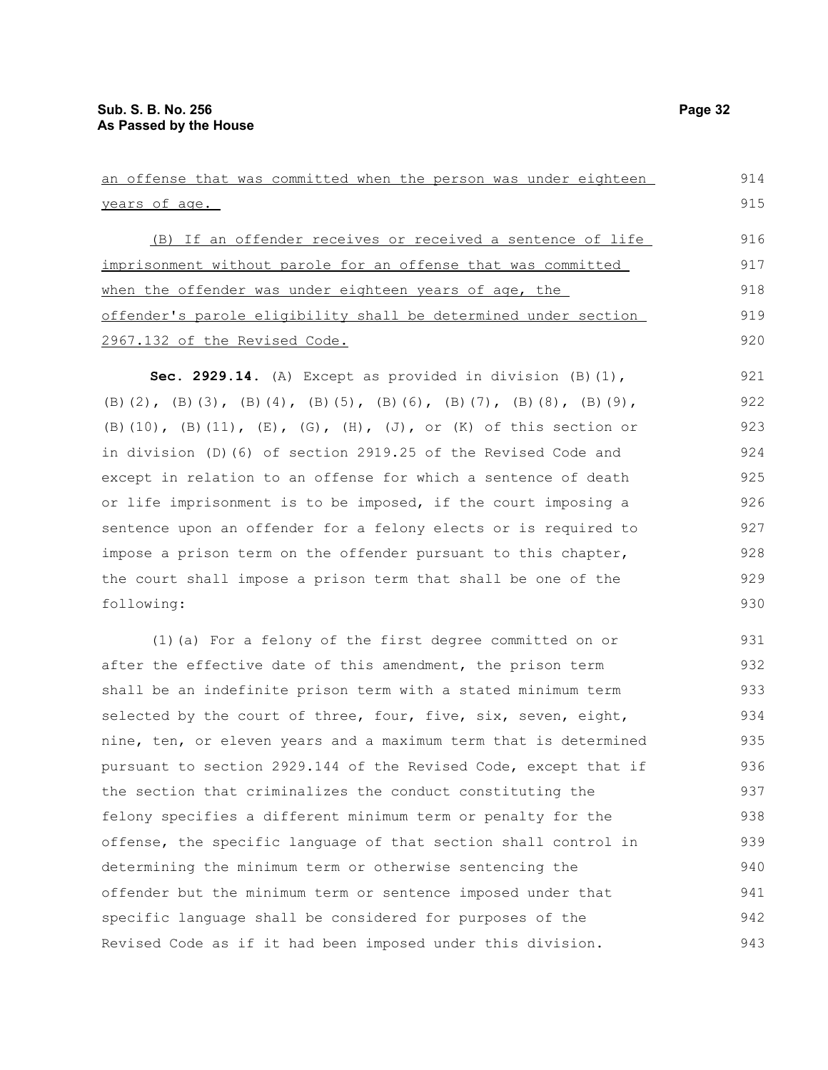an offense that was committed when the person was under eighteen years of age.

(B) If an offender receives or received a sentence of life imprisonment without parole for an offense that was committed when the offender was under eighteen years of age, the offender's parole eligibility shall be determined under section 2967.132 of the Revised Code.

**Sec. 2929.14.** (A) Except as provided in division (B)(1), (B)(2), (B)(3), (B)(4), (B)(5), (B)(6), (B)(7), (B)(8), (B)(9), (B)(10), (B)(11), (E), (G), (H), (J), or (K) of this section or in division (D)(6) of section 2919.25 of the Revised Code and except in relation to an offense for which a sentence of death or life imprisonment is to be imposed, if the court imposing a sentence upon an offender for a felony elects or is required to impose a prison term on the offender pursuant to this chapter, the court shall impose a prison term that shall be one of the following:

(1)(a) For a felony of the first degree committed on or after the effective date of this amendment, the prison term shall be an indefinite prison term with a stated minimum term selected by the court of three, four, five, six, seven, eight, nine, ten, or eleven years and a maximum term that is determined pursuant to section 2929.144 of the Revised Code, except that if the section that criminalizes the conduct constituting the felony specifies a different minimum term or penalty for the offense, the specific language of that section shall control in determining the minimum term or otherwise sentencing the offender but the minimum term or sentence imposed under that specific language shall be considered for purposes of the Revised Code as if it had been imposed under this division.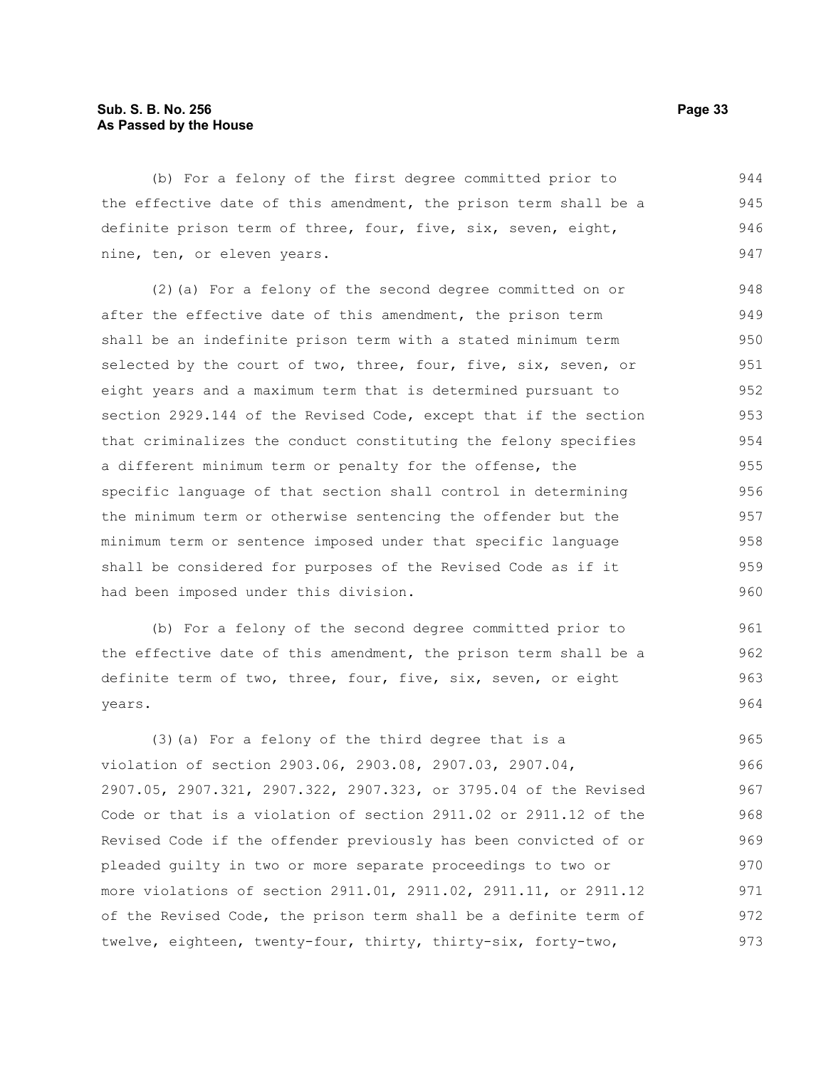(b) For a felony of the first degree committed prior to the effective date of this amendment, the prison term shall be a definite prison term of three, four, five, six, seven, eight, nine, ten, or eleven years.

(2)(a) For a felony of the second degree committed on or after the effective date of this amendment, the prison term shall be an indefinite prison term with a stated minimum term selected by the court of two, three, four, five, six, seven, or eight years and a maximum term that is determined pursuant to section 2929.144 of the Revised Code, except that if the section that criminalizes the conduct constituting the felony specifies a different minimum term or penalty for the offense, the specific language of that section shall control in determining the minimum term or otherwise sentencing the offender but the minimum term or sentence imposed under that specific language shall be considered for purposes of the Revised Code as if it had been imposed under this division.

(b) For a felony of the second degree committed prior to the effective date of this amendment, the prison term shall be a definite term of two, three, four, five, six, seven, or eight years.

(3)(a) For a felony of the third degree that is a violation of section 2903.06, 2903.08, 2907.03, 2907.04, 2907.05, 2907.321, 2907.322, 2907.323, or 3795.04 of the Revised Code or that is a violation of section 2911.02 or 2911.12 of the Revised Code if the offender previously has been convicted of or pleaded guilty in two or more separate proceedings to two or more violations of section 2911.01, 2911.02, 2911.11, or 2911.12 of the Revised Code, the prison term shall be a definite term of twelve, eighteen, twenty-four, thirty, thirty-six, forty-two,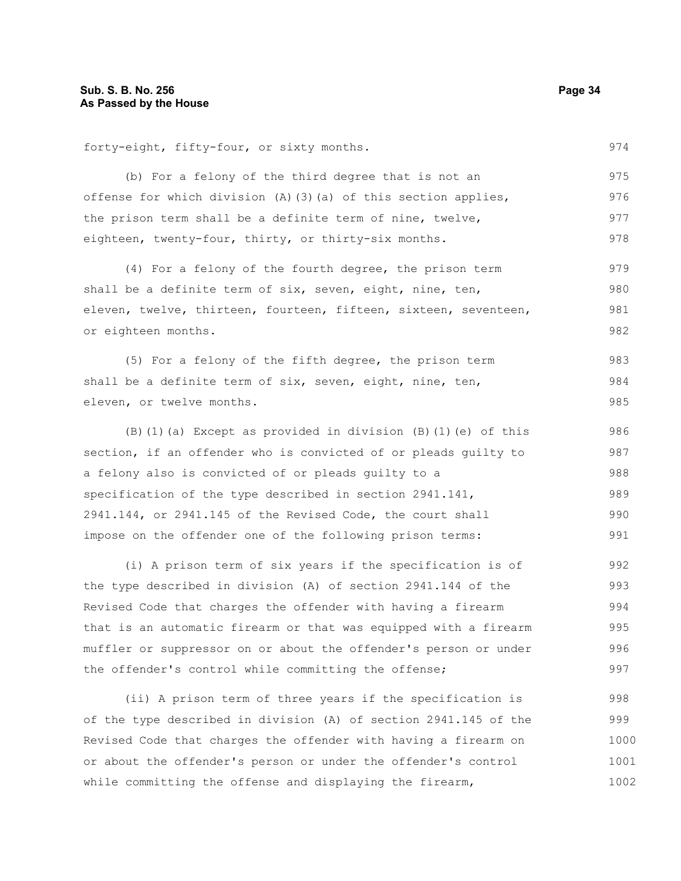forty-eight, fifty-four, or sixty months.

(b) For a felony of the third degree that is not an offense for which division (A)(3)(a) of this section applies, the prison term shall be a definite term of nine, twelve, eighteen, twenty-four, thirty, or thirty-six months.

(4) For a felony of the fourth degree, the prison term shall be a definite term of six, seven, eight, nine, ten, eleven, twelve, thirteen, fourteen, fifteen, sixteen, seventeen, or eighteen months.

(5) For a felony of the fifth degree, the prison term shall be a definite term of six, seven, eight, nine, ten, eleven, or twelve months.

(B)(1)(a) Except as provided in division (B)(1)(e) of this section, if an offender who is convicted of or pleads guilty to a felony also is convicted of or pleads guilty to a specification of the type described in section 2941.141, 2941.144, or 2941.145 of the Revised Code, the court shall impose on the offender one of the following prison terms:

(i) A prison term of six years if the specification is of the type described in division (A) of section 2941.144 of the Revised Code that charges the offender with having a firearm that is an automatic firearm or that was equipped with a firearm muffler or suppressor on or about the offender's person or under the offender's control while committing the offense;

(ii) A prison term of three years if the specification is of the type described in division (A) of section 2941.145 of the Revised Code that charges the offender with having a firearm on or about the offender's person or under the offender's control while committing the offense and displaying the firearm,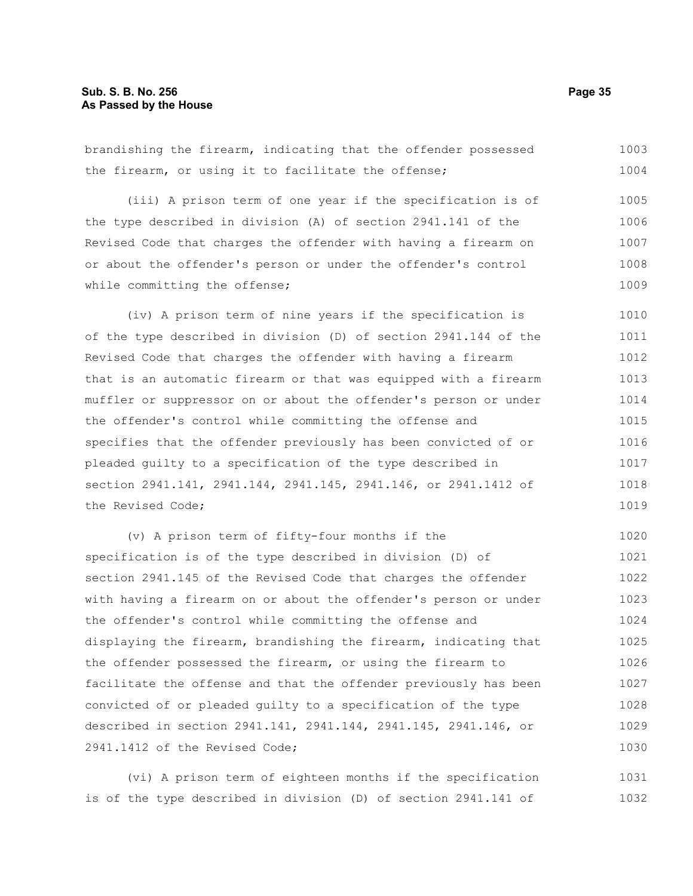brandishing the firearm, indicating that the offender possessed the firearm, or using it to facilitate the offense;

(iii) A prison term of one year if the specification is of the type described in division (A) of section 2941.141 of the Revised Code that charges the offender with having a firearm on or about the offender's person or under the offender's control while committing the offense;

(iv) A prison term of nine years if the specification is of the type described in division (D) of section 2941.144 of the Revised Code that charges the offender with having a firearm that is an automatic firearm or that was equipped with a firearm muffler or suppressor on or about the offender's person or under the offender's control while committing the offense and specifies that the offender previously has been convicted of or pleaded guilty to a specification of the type described in section 2941.141, 2941.144, 2941.145, 2941.146, or 2941.1412 of the Revised Code;

(v) A prison term of fifty-four months if the specification is of the type described in division (D) of section 2941.145 of the Revised Code that charges the offender with having a firearm on or about the offender's person or under the offender's control while committing the offense and displaying the firearm, brandishing the firearm, indicating that the offender possessed the firearm, or using the firearm to facilitate the offense and that the offender previously has been convicted of or pleaded guilty to a specification of the type described in section 2941.141, 2941.144, 2941.145, 2941.146, or 2941.1412 of the Revised Code;

(vi) A prison term of eighteen months if the specification is of the type described in division (D) of section 2941.141 of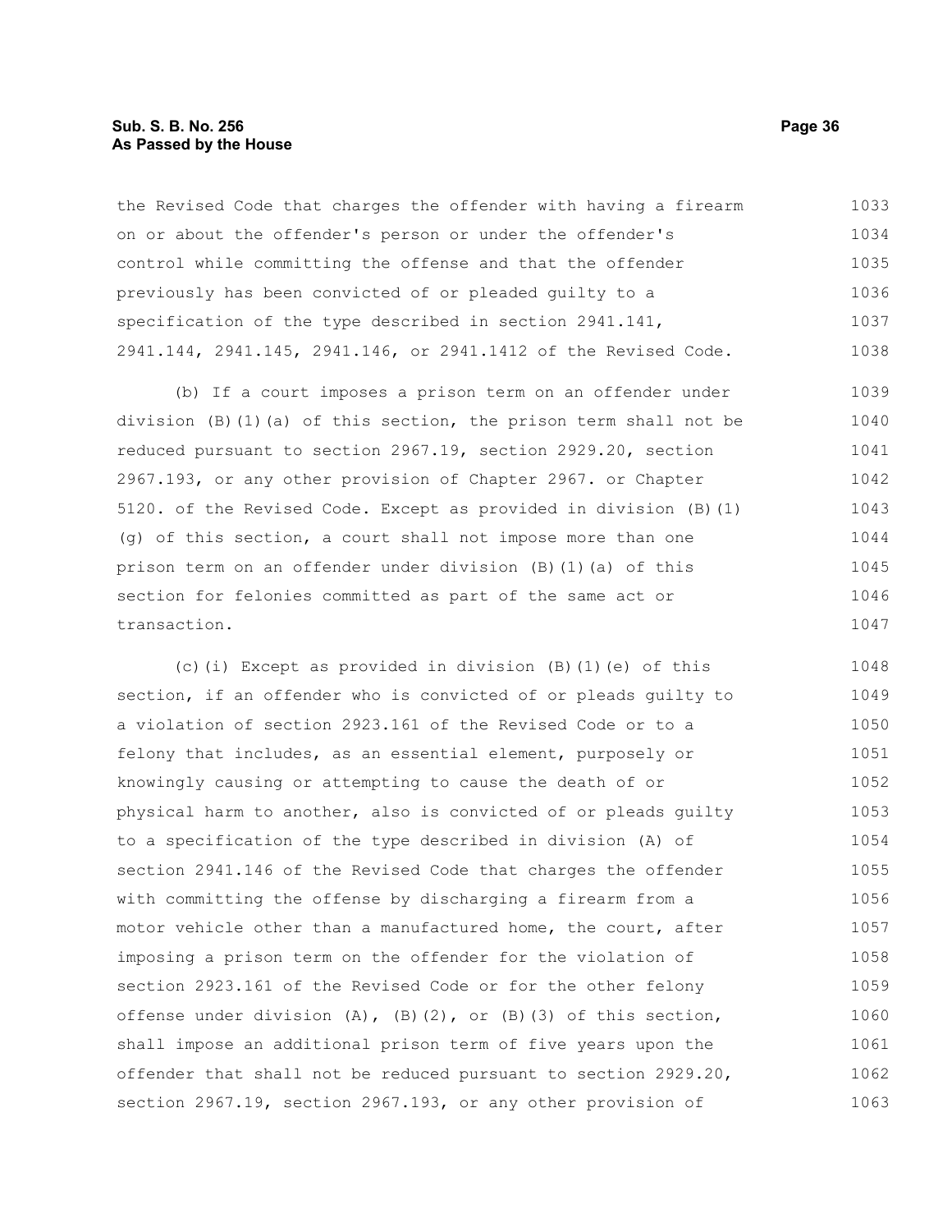the Revised Code that charges the offender with having a firearm on or about the offender's person or under the offender's control while committing the offense and that the offender previously has been convicted of or pleaded guilty to a specification of the type described in section 2941.141, 2941.144, 2941.145, 2941.146, or 2941.1412 of the Revised Code.

(b) If a court imposes a prison term on an offender under division (B)(1)(a) of this section, the prison term shall not be reduced pursuant to section 2967.19, section 2929.20, section 2967.193, or any other provision of Chapter 2967. or Chapter 5120. of the Revised Code. Except as provided in division (B)(1)(g) of this section, a court shall not impose more than one prison term on an offender under division (B)(1)(a) of this section for felonies committed as part of the same act or transaction.

(c)(i) Except as provided in division (B)(1)(e) of this section, if an offender who is convicted of or pleads guilty to a violation of section 2923.161 of the Revised Code or to a felony that includes, as an essential element, purposely or knowingly causing or attempting to cause the death of or physical harm to another, also is convicted of or pleads guilty to a specification of the type described in division (A) of section 2941.146 of the Revised Code that charges the offender with committing the offense by discharging a firearm from a motor vehicle other than a manufactured home, the court, after imposing a prison term on the offender for the violation of section 2923.161 of the Revised Code or for the other felony offense under division (A), (B)(2), or (B)(3) of this section, shall impose an additional prison term of five years upon the offender that shall not be reduced pursuant to section 2929.20, section 2967.19, section 2967.193, or any other provision of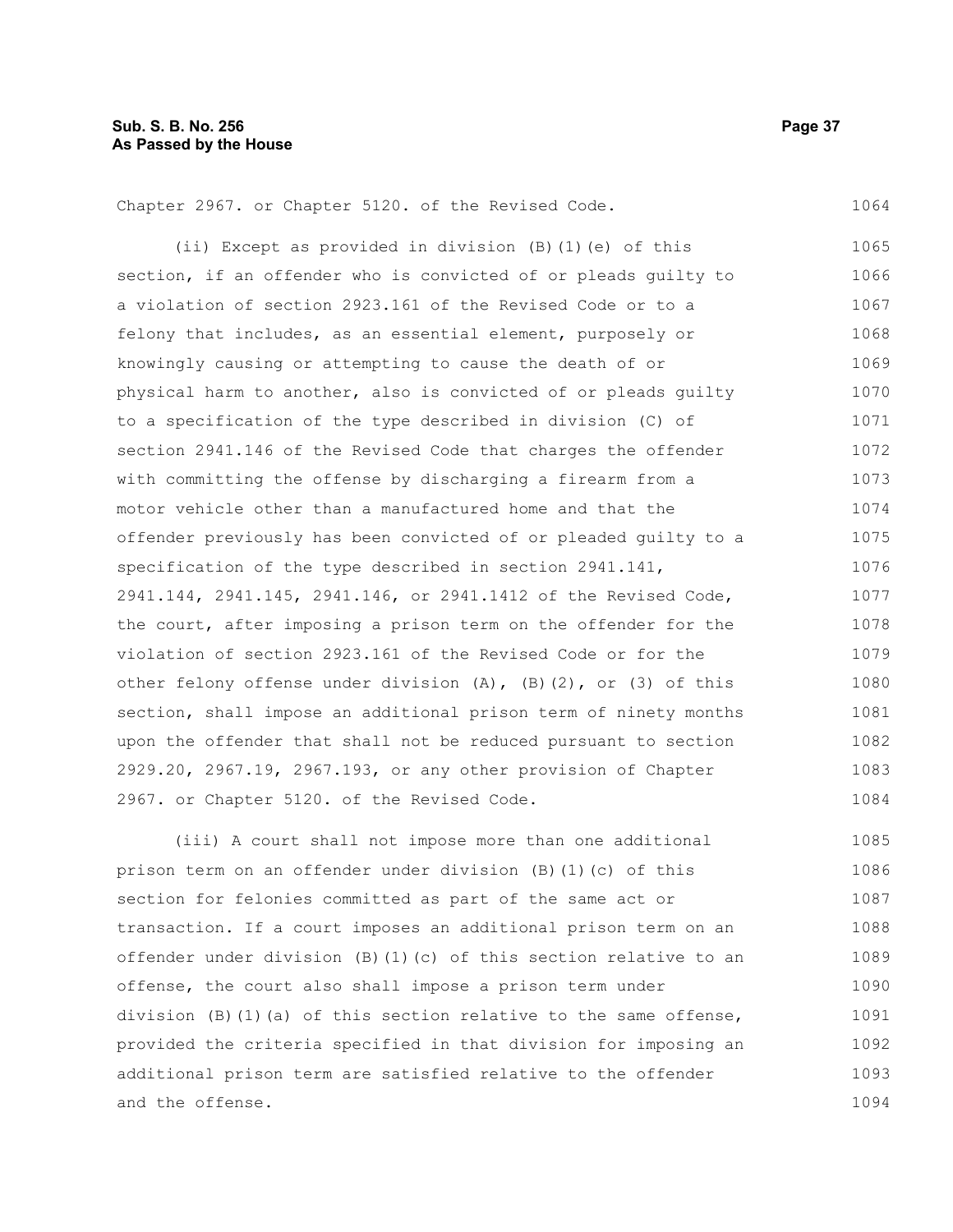Chapter 2967. or Chapter 5120. of the Revised Code.

(ii) Except as provided in division (B)(1)(e) of this section, if an offender who is convicted of or pleads guilty to a violation of section 2923.161 of the Revised Code or to a felony that includes, as an essential element, purposely or knowingly causing or attempting to cause the death of or physical harm to another, also is convicted of or pleads guilty to a specification of the type described in division (C) of section 2941.146 of the Revised Code that charges the offender with committing the offense by discharging a firearm from a motor vehicle other than a manufactured home and that the offender previously has been convicted of or pleaded guilty to a specification of the type described in section 2941.141, 2941.144, 2941.145, 2941.146, or 2941.1412 of the Revised Code, the court, after imposing a prison term on the offender for the violation of section 2923.161 of the Revised Code or for the other felony offense under division (A), (B)(2), or (3) of this section, shall impose an additional prison term of ninety months upon the offender that shall not be reduced pursuant to section 2929.20, 2967.19, 2967.193, or any other provision of Chapter 2967. or Chapter 5120. of the Revised Code.

(iii) A court shall not impose more than one additional prison term on an offender under division (B)(1)(c) of this section for felonies committed as part of the same act or transaction. If a court imposes an additional prison term on an offender under division (B)(1)(c) of this section relative to an offense, the court also shall impose a prison term under division (B)(1)(a) of this section relative to the same offense, provided the criteria specified in that division for imposing an additional prison term are satisfied relative to the offender and the offense.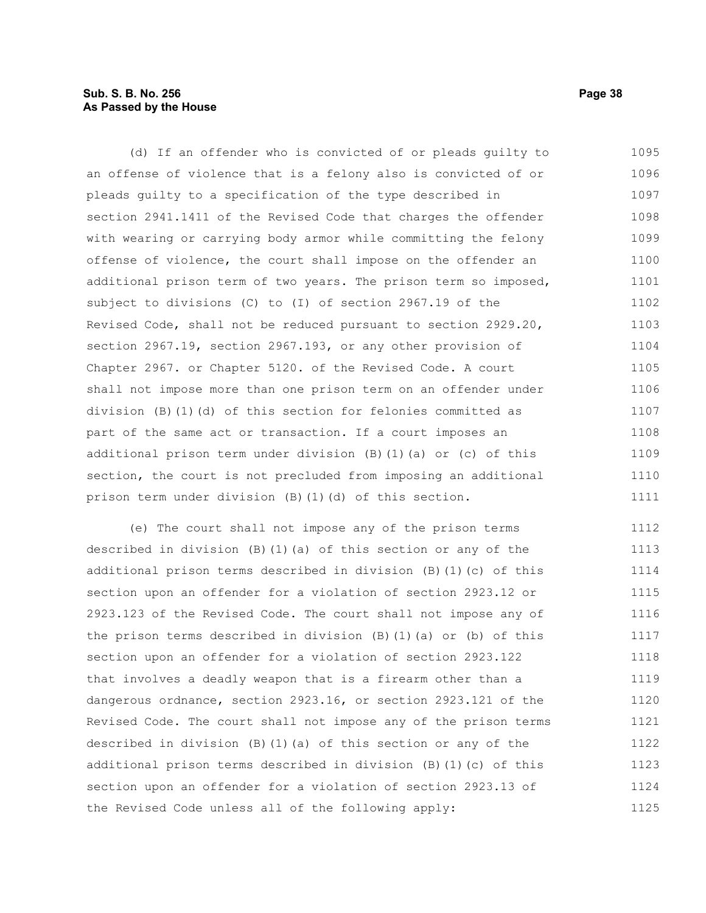(d) If an offender who is convicted of or pleads guilty to an offense of violence that is a felony also is convicted of or pleads guilty to a specification of the type described in section 2941.1411 of the Revised Code that charges the offender with wearing or carrying body armor while committing the felony offense of violence, the court shall impose on the offender an additional prison term of two years. The prison term so imposed, subject to divisions (C) to (I) of section 2967.19 of the Revised Code, shall not be reduced pursuant to section 2929.20, section 2967.19, section 2967.193, or any other provision of Chapter 2967. or Chapter 5120. of the Revised Code. A court shall not impose more than one prison term on an offender under division (B)(1)(d) of this section for felonies committed as part of the same act or transaction. If a court imposes an additional prison term under division (B)(1)(a) or (c) of this section, the court is not precluded from imposing an additional prison term under division (B)(1)(d) of this section.

(e) The court shall not impose any of the prison terms described in division (B)(1)(a) of this section or any of the additional prison terms described in division (B)(1)(c) of this section upon an offender for a violation of section 2923.12 or 2923.123 of the Revised Code. The court shall not impose any of the prison terms described in division (B)(1)(a) or (b) of this section upon an offender for a violation of section 2923.122 that involves a deadly weapon that is a firearm other than a dangerous ordnance, section 2923.16, or section 2923.121 of the Revised Code. The court shall not impose any of the prison terms described in division (B)(1)(a) of this section or any of the additional prison terms described in division (B)(1)(c) of this section upon an offender for a violation of section 2923.13 of the Revised Code unless all of the following apply: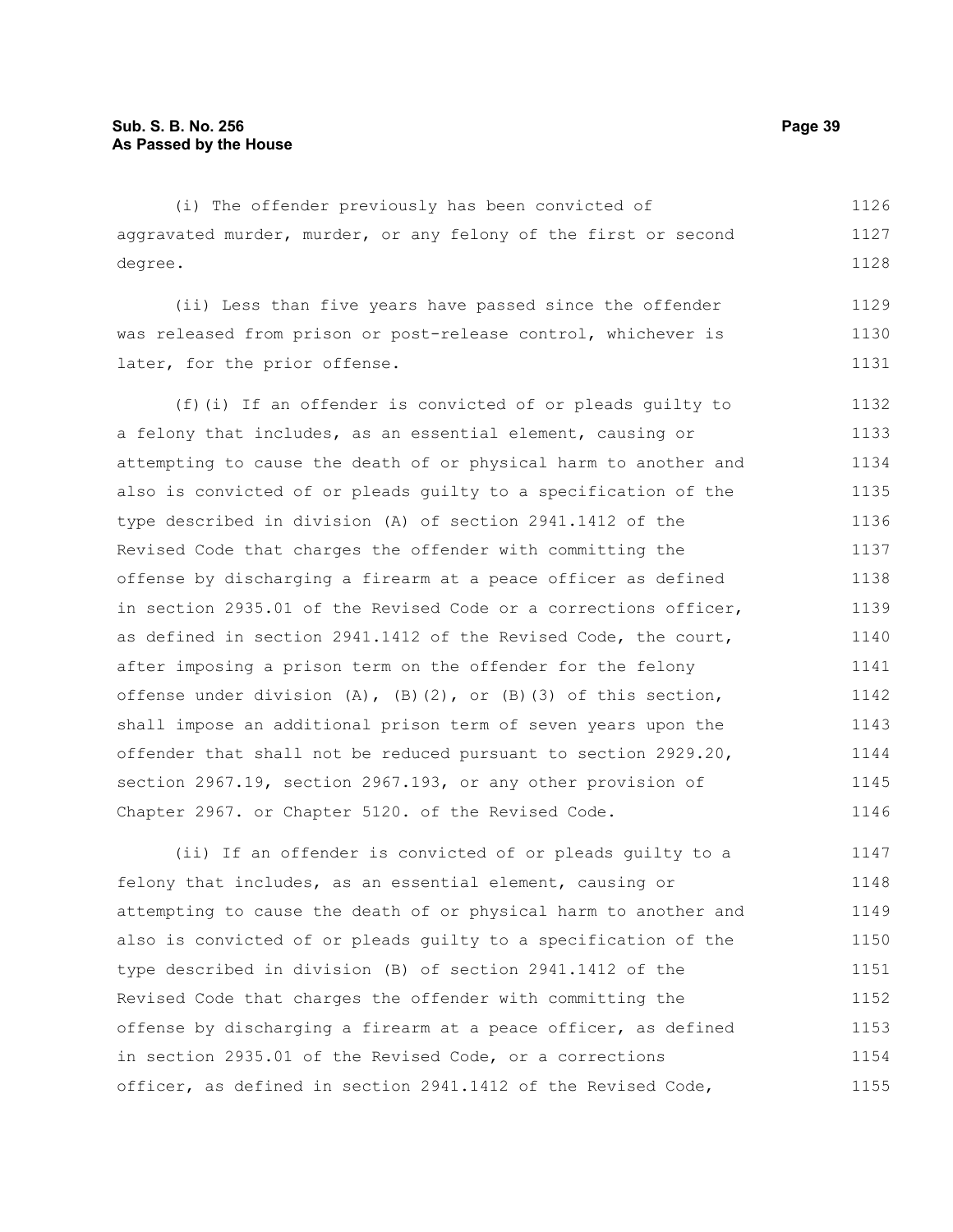(i) The offender previously has been convicted of aggravated murder, murder, or any felony of the first or second degree.

(ii) Less than five years have passed since the offender was released from prison or post-release control, whichever is later, for the prior offense.

(f)(i) If an offender is convicted of or pleads guilty to a felony that includes, as an essential element, causing or attempting to cause the death of or physical harm to another and also is convicted of or pleads guilty to a specification of the type described in division (A) of section 2941.1412 of the Revised Code that charges the offender with committing the offense by discharging a firearm at a peace officer as defined in section 2935.01 of the Revised Code or a corrections officer, as defined in section 2941.1412 of the Revised Code, the court, after imposing a prison term on the offender for the felony offense under division (A), (B)(2), or (B)(3) of this section, shall impose an additional prison term of seven years upon the offender that shall not be reduced pursuant to section 2929.20, section 2967.19, section 2967.193, or any other provision of Chapter 2967. or Chapter 5120. of the Revised Code.

(ii) If an offender is convicted of or pleads guilty to a felony that includes, as an essential element, causing or attempting to cause the death of or physical harm to another and also is convicted of or pleads guilty to a specification of the type described in division (B) of section 2941.1412 of the Revised Code that charges the offender with committing the offense by discharging a firearm at a peace officer, as defined in section 2935.01 of the Revised Code, or a corrections officer, as defined in section 2941.1412 of the Revised Code,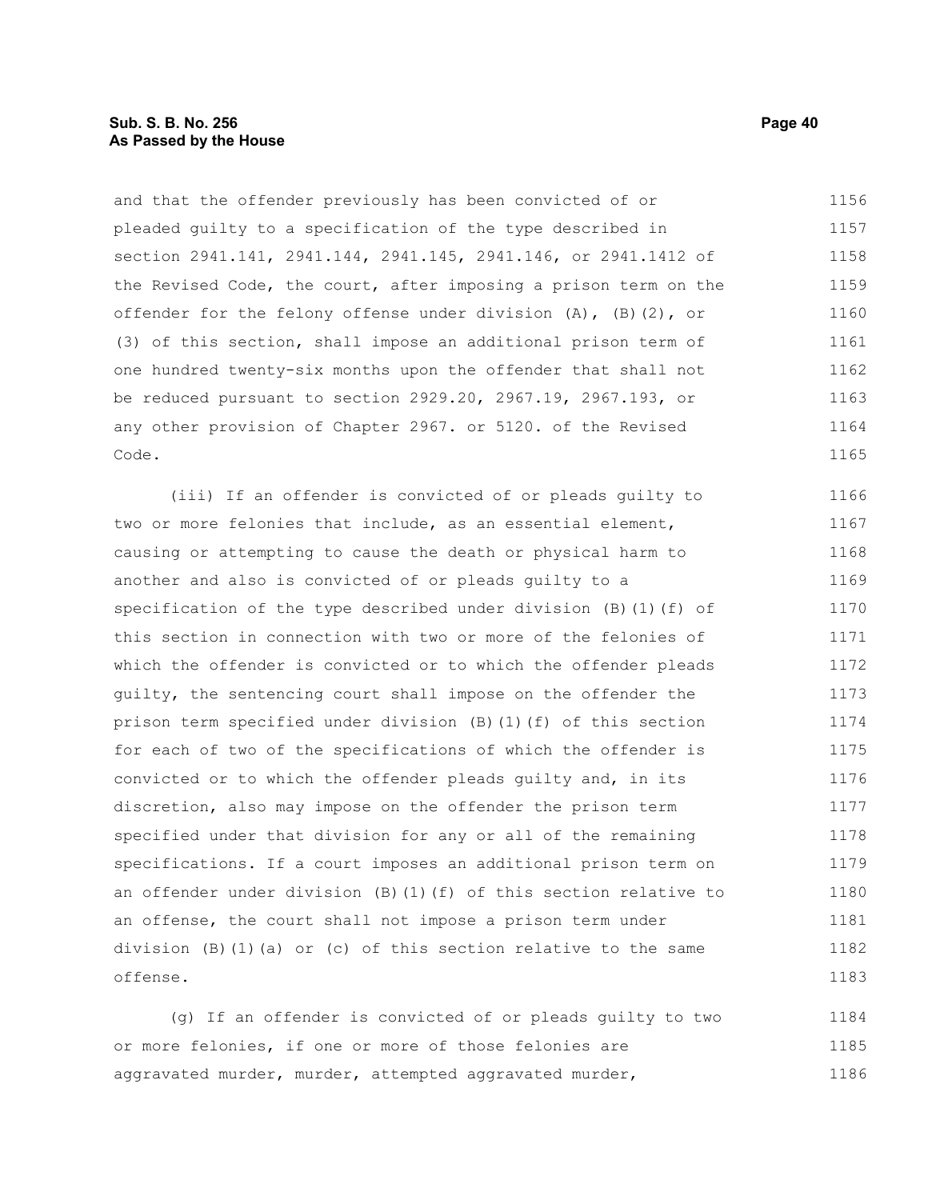and that the offender previously has been convicted of or pleaded guilty to a specification of the type described in section 2941.141, 2941.144, 2941.145, 2941.146, or 2941.1412 of the Revised Code, the court, after imposing a prison term on the offender for the felony offense under division (A), (B)(2), or (3) of this section, shall impose an additional prison term of one hundred twenty-six months upon the offender that shall not be reduced pursuant to section 2929.20, 2967.19, 2967.193, or any other provision of Chapter 2967. or 5120. of the Revised Code.

(iii) If an offender is convicted of or pleads guilty to two or more felonies that include, as an essential element, causing or attempting to cause the death or physical harm to another and also is convicted of or pleads guilty to a specification of the type described under division (B)(1)(f) of this section in connection with two or more of the felonies of which the offender is convicted or to which the offender pleads guilty, the sentencing court shall impose on the offender the prison term specified under division (B)(1)(f) of this section for each of two of the specifications of which the offender is convicted or to which the offender pleads guilty and, in its discretion, also may impose on the offender the prison term specified under that division for any or all of the remaining specifications. If a court imposes an additional prison term on an offender under division (B)(1)(f) of this section relative to an offense, the court shall not impose a prison term under division (B)(1)(a) or (c) of this section relative to the same offense.

(g) If an offender is convicted of or pleads guilty to two or more felonies, if one or more of those felonies are aggravated murder, murder, attempted aggravated murder,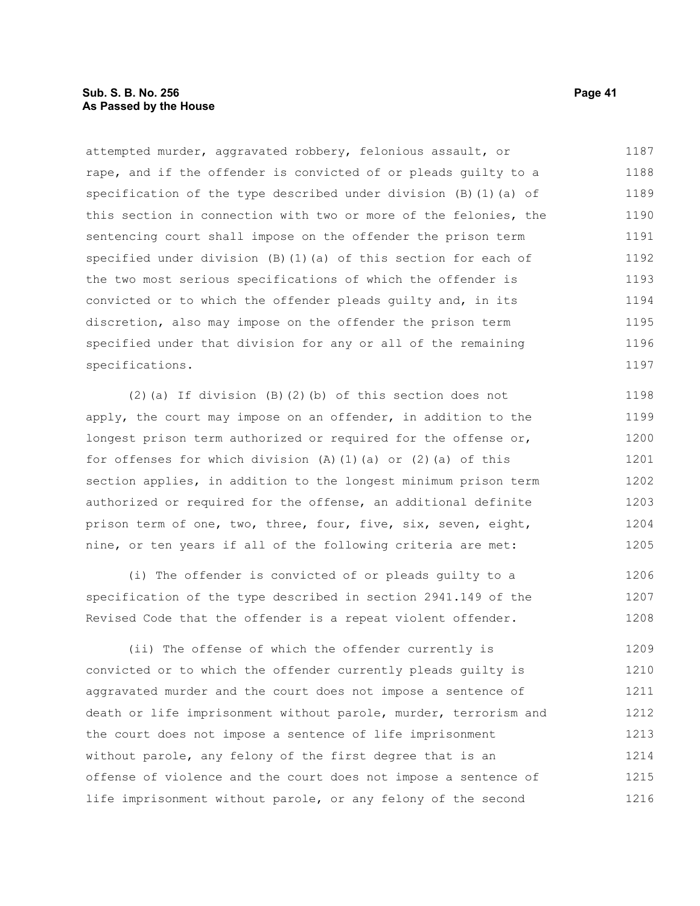attempted murder, aggravated robbery, felonious assault, or rape, and if the offender is convicted of or pleads guilty to a specification of the type described under division (B)(1)(a) of this section in connection with two or more of the felonies, the sentencing court shall impose on the offender the prison term specified under division (B)(1)(a) of this section for each of the two most serious specifications of which the offender is convicted or to which the offender pleads guilty and, in its discretion, also may impose on the offender the prison term specified under that division for any or all of the remaining specifications.

(2)(a) If division (B)(2)(b) of this section does not apply, the court may impose on an offender, in addition to the longest prison term authorized or required for the offense or, for offenses for which division (A)(1)(a) or (2)(a) of this section applies, in addition to the longest minimum prison term authorized or required for the offense, an additional definite prison term of one, two, three, four, five, six, seven, eight, nine, or ten years if all of the following criteria are met:

(i) The offender is convicted of or pleads guilty to a specification of the type described in section 2941.149 of the Revised Code that the offender is a repeat violent offender.

(ii) The offense of which the offender currently is convicted or to which the offender currently pleads guilty is aggravated murder and the court does not impose a sentence of death or life imprisonment without parole, murder, terrorism and the court does not impose a sentence of life imprisonment without parole, any felony of the first degree that is an offense of violence and the court does not impose a sentence of life imprisonment without parole, or any felony of the second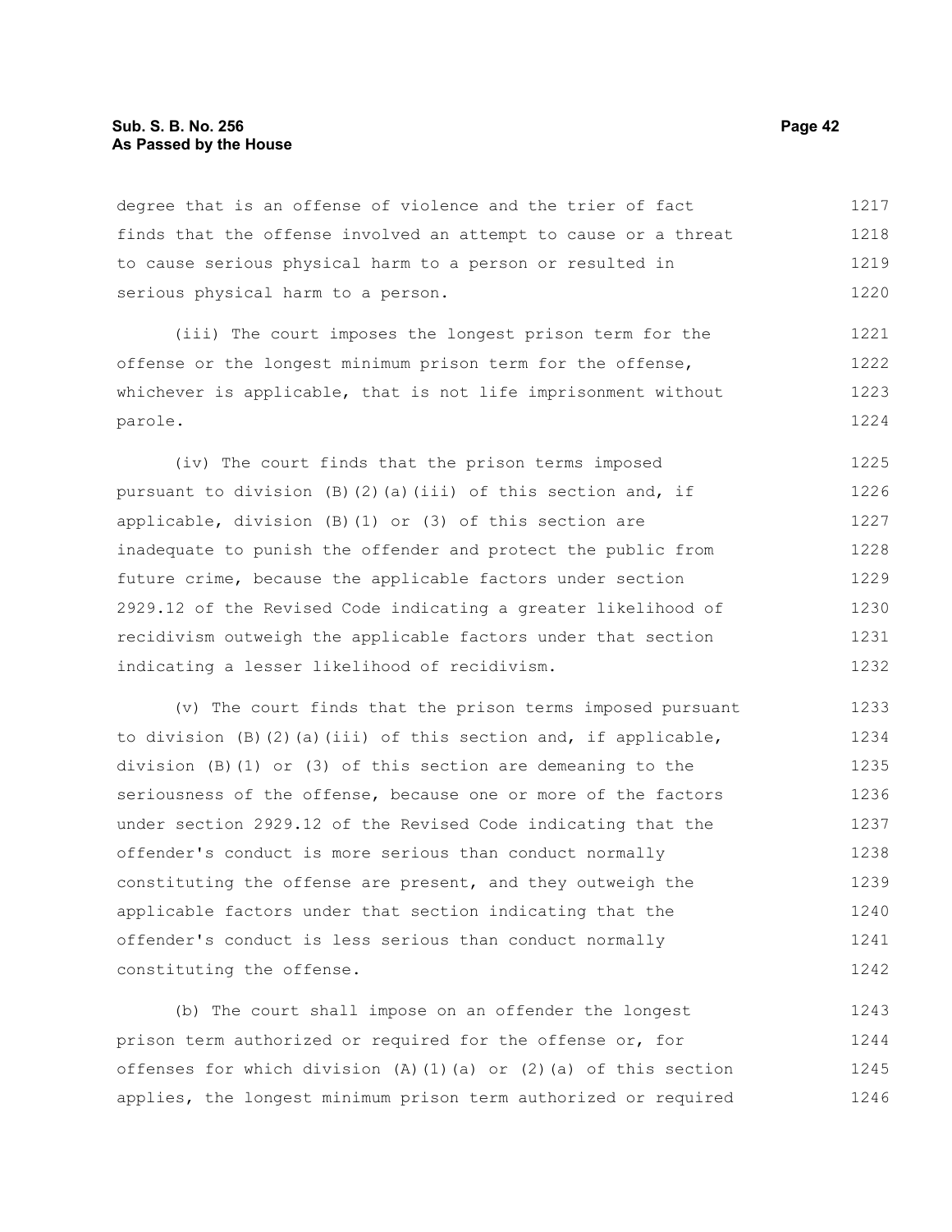degree that is an offense of violence and the trier of fact finds that the offense involved an attempt to cause or a threat to cause serious physical harm to a person or resulted in serious physical harm to a person.

(iii) The court imposes the longest prison term for the offense or the longest minimum prison term for the offense, whichever is applicable, that is not life imprisonment without parole.

(iv) The court finds that the prison terms imposed pursuant to division (B)(2)(a)(iii) of this section and, if applicable, division (B)(1) or (3) of this section are inadequate to punish the offender and protect the public from future crime, because the applicable factors under section 2929.12 of the Revised Code indicating a greater likelihood of recidivism outweigh the applicable factors under that section indicating a lesser likelihood of recidivism.

(v) The court finds that the prison terms imposed pursuant to division (B)(2)(a)(iii) of this section and, if applicable, division (B)(1) or (3) of this section are demeaning to the seriousness of the offense, because one or more of the factors under section 2929.12 of the Revised Code indicating that the offender's conduct is more serious than conduct normally constituting the offense are present, and they outweigh the applicable factors under that section indicating that the offender's conduct is less serious than conduct normally constituting the offense.

(b) The court shall impose on an offender the longest prison term authorized or required for the offense or, for offenses for which division (A)(1)(a) or (2)(a) of this section applies, the longest minimum prison term authorized or required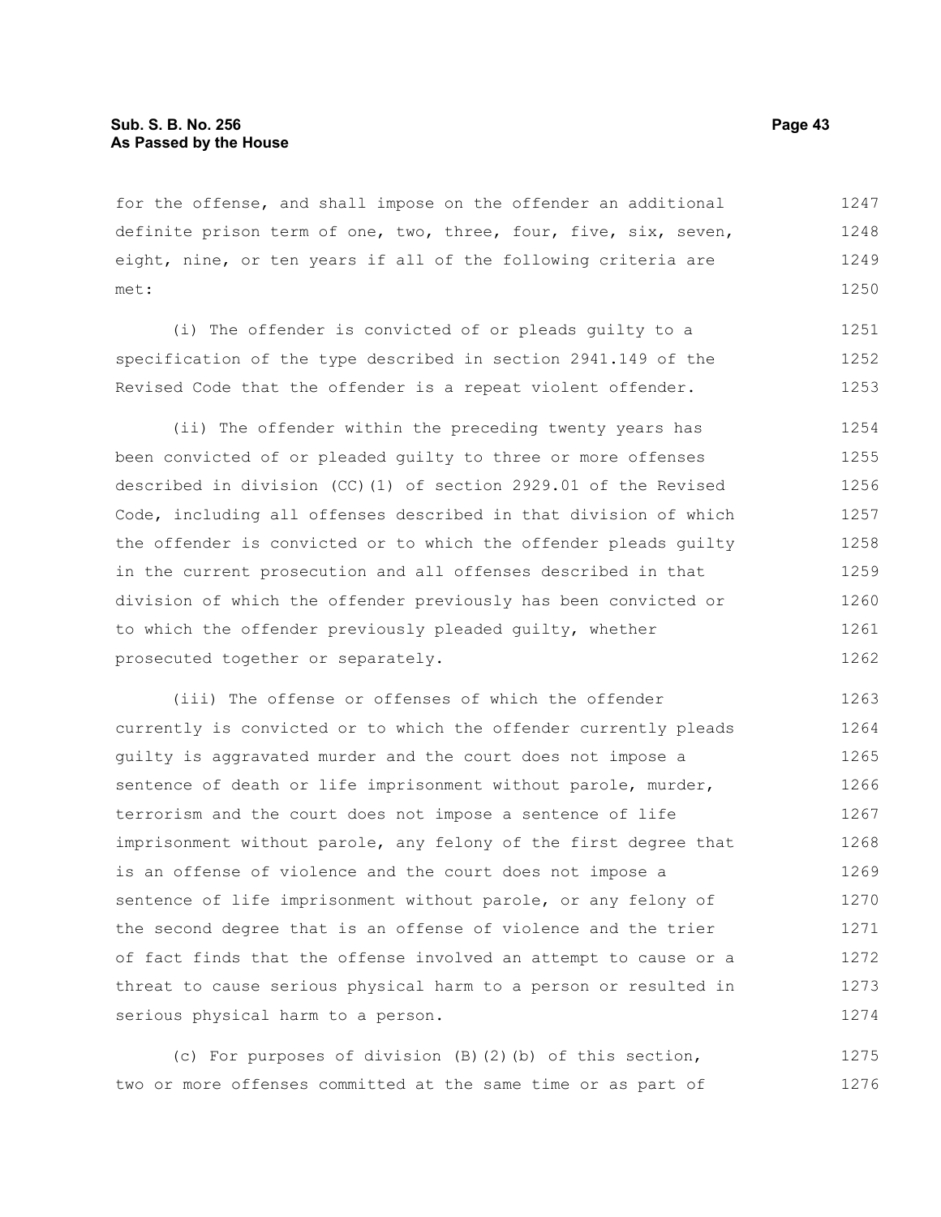for the offense, and shall impose on the offender an additional definite prison term of one, two, three, four, five, six, seven, eight, nine, or ten years if all of the following criteria are met:

(i) The offender is convicted of or pleads guilty to a specification of the type described in section 2941.149 of the Revised Code that the offender is a repeat violent offender.

(ii) The offender within the preceding twenty years has been convicted of or pleaded guilty to three or more offenses described in division (CC)(1) of section 2929.01 of the Revised Code, including all offenses described in that division of which the offender is convicted or to which the offender pleads guilty in the current prosecution and all offenses described in that division of which the offender previously has been convicted or to which the offender previously pleaded guilty, whether prosecuted together or separately.

(iii) The offense or offenses of which the offender currently is convicted or to which the offender currently pleads guilty is aggravated murder and the court does not impose a sentence of death or life imprisonment without parole, murder, terrorism and the court does not impose a sentence of life imprisonment without parole, any felony of the first degree that is an offense of violence and the court does not impose a sentence of life imprisonment without parole, or any felony of the second degree that is an offense of violence and the trier of fact finds that the offense involved an attempt to cause or a threat to cause serious physical harm to a person or resulted in serious physical harm to a person.

(c) For purposes of division (B)(2)(b) of this section, two or more offenses committed at the same time or as part of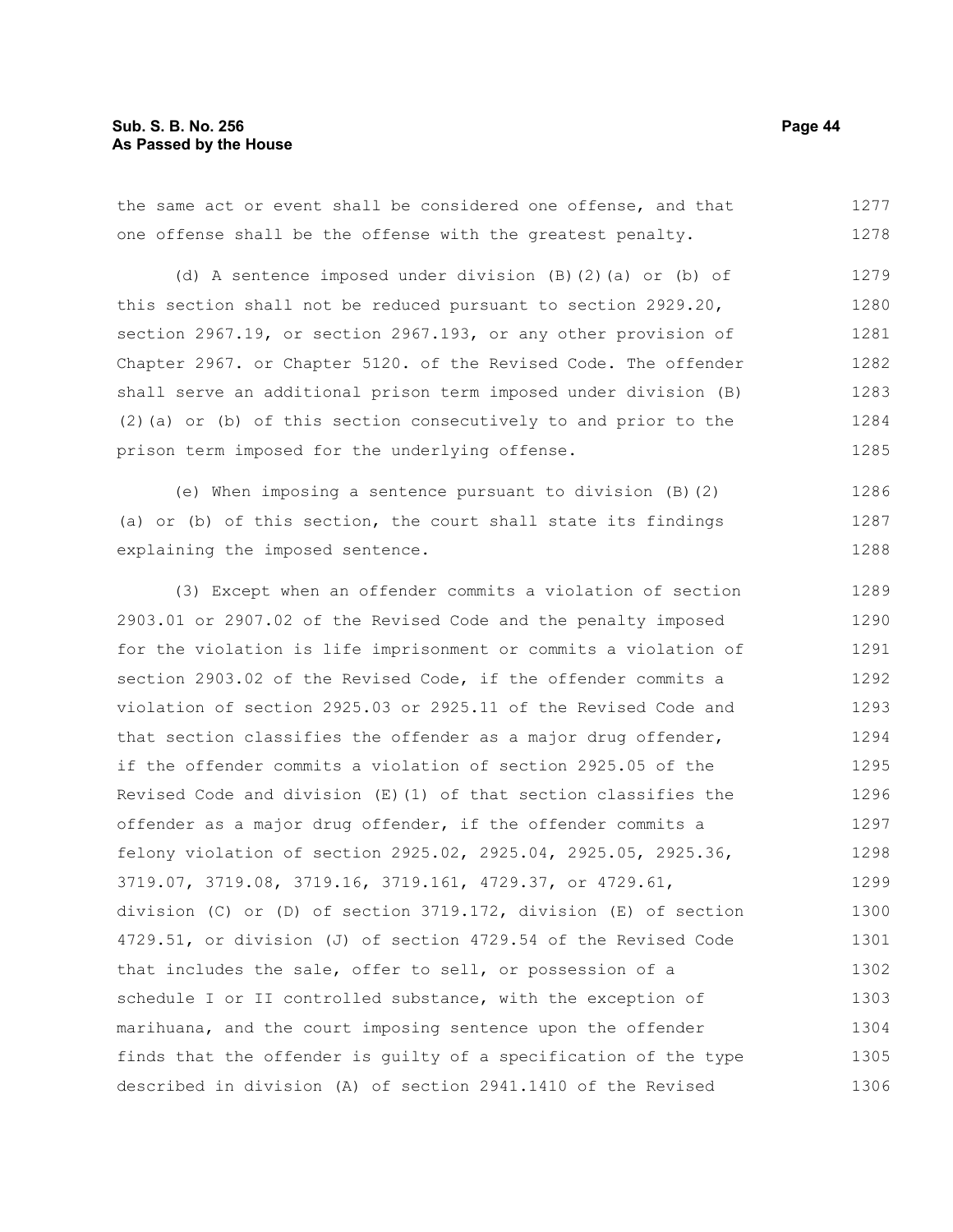the same act or event shall be considered one offense, and that one offense shall be the offense with the greatest penalty.

(d) A sentence imposed under division (B)(2)(a) or (b) of this section shall not be reduced pursuant to section 2929.20, section 2967.19, or section 2967.193, or any other provision of Chapter 2967. or Chapter 5120. of the Revised Code. The offender shall serve an additional prison term imposed under division (B)(2)(a) or (b) of this section consecutively to and prior to the prison term imposed for the underlying offense.

(e) When imposing a sentence pursuant to division (B)(2)(a) or (b) of this section, the court shall state its findings explaining the imposed sentence.

(3) Except when an offender commits a violation of section 2903.01 or 2907.02 of the Revised Code and the penalty imposed for the violation is life imprisonment or commits a violation of section 2903.02 of the Revised Code, if the offender commits a violation of section 2925.03 or 2925.11 of the Revised Code and that section classifies the offender as a major drug offender, if the offender commits a violation of section 2925.05 of the Revised Code and division (E)(1) of that section classifies the offender as a major drug offender, if the offender commits a felony violation of section 2925.02, 2925.04, 2925.05, 2925.36, 3719.07, 3719.08, 3719.16, 3719.161, 4729.37, or 4729.61, division (C) or (D) of section 3719.172, division (E) of section 4729.51, or division (J) of section 4729.54 of the Revised Code that includes the sale, offer to sell, or possession of a schedule I or II controlled substance, with the exception of marihuana, and the court imposing sentence upon the offender finds that the offender is guilty of a specification of the type described in division (A) of section 2941.1410 of the Revised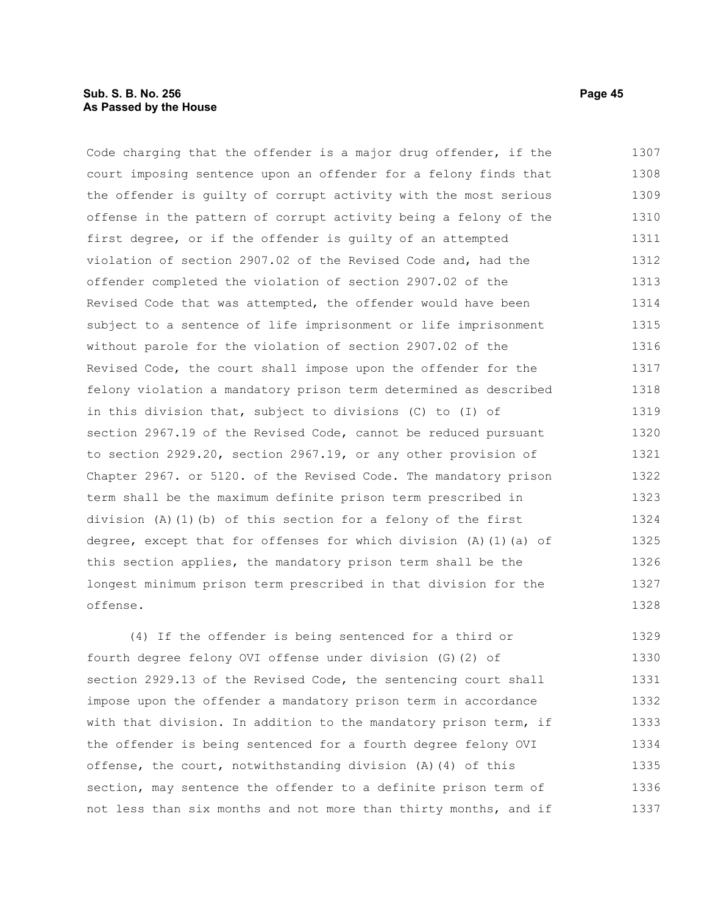Code charging that the offender is a major drug offender, if the court imposing sentence upon an offender for a felony finds that the offender is guilty of corrupt activity with the most serious offense in the pattern of corrupt activity being a felony of the first degree, or if the offender is guilty of an attempted violation of section 2907.02 of the Revised Code and, had the offender completed the violation of section 2907.02 of the Revised Code that was attempted, the offender would have been subject to a sentence of life imprisonment or life imprisonment without parole for the violation of section 2907.02 of the Revised Code, the court shall impose upon the offender for the felony violation a mandatory prison term determined as described in this division that, subject to divisions (C) to (I) of section 2967.19 of the Revised Code, cannot be reduced pursuant to section 2929.20, section 2967.19, or any other provision of Chapter 2967. or 5120. of the Revised Code. The mandatory prison term shall be the maximum definite prison term prescribed in division (A)(1)(b) of this section for a felony of the first degree, except that for offenses for which division (A)(1)(a) of this section applies, the mandatory prison term shall be the longest minimum prison term prescribed in that division for the offense.

(4) If the offender is being sentenced for a third or fourth degree felony OVI offense under division (G)(2) of section 2929.13 of the Revised Code, the sentencing court shall impose upon the offender a mandatory prison term in accordance with that division. In addition to the mandatory prison term, if the offender is being sentenced for a fourth degree felony OVI offense, the court, notwithstanding division (A)(4) of this section, may sentence the offender to a definite prison term of not less than six months and not more than thirty months, and if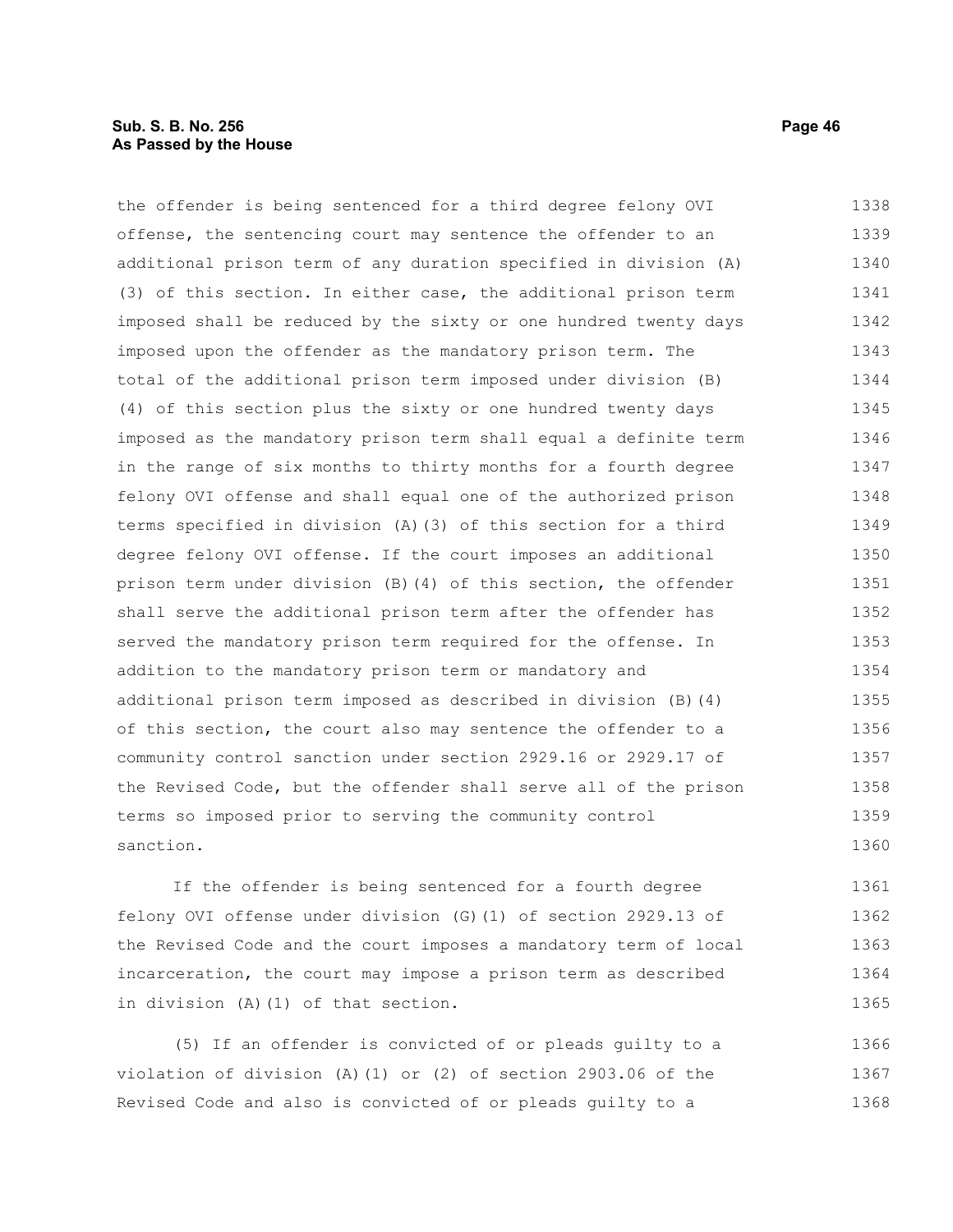the offender is being sentenced for a third degree felony OVI offense, the sentencing court may sentence the offender to an additional prison term of any duration specified in division (A)(3) of this section. In either case, the additional prison term imposed shall be reduced by the sixty or one hundred twenty days imposed upon the offender as the mandatory prison term. The total of the additional prison term imposed under division (B)(4) of this section plus the sixty or one hundred twenty days imposed as the mandatory prison term shall equal a definite term in the range of six months to thirty months for a fourth degree felony OVI offense and shall equal one of the authorized prison terms specified in division (A)(3) of this section for a third degree felony OVI offense. If the court imposes an additional prison term under division (B)(4) of this section, the offender shall serve the additional prison term after the offender has served the mandatory prison term required for the offense. In addition to the mandatory prison term or mandatory and additional prison term imposed as described in division (B)(4) of this section, the court also may sentence the offender to a community control sanction under section 2929.16 or 2929.17 of the Revised Code, but the offender shall serve all of the prison terms so imposed prior to serving the community control sanction.

If the offender is being sentenced for a fourth degree felony OVI offense under division (G)(1) of section 2929.13 of the Revised Code and the court imposes a mandatory term of local incarceration, the court may impose a prison term as described in division (A)(1) of that section.

(5) If an offender is convicted of or pleads guilty to a violation of division (A)(1) or (2) of section 2903.06 of the Revised Code and also is convicted of or pleads guilty to a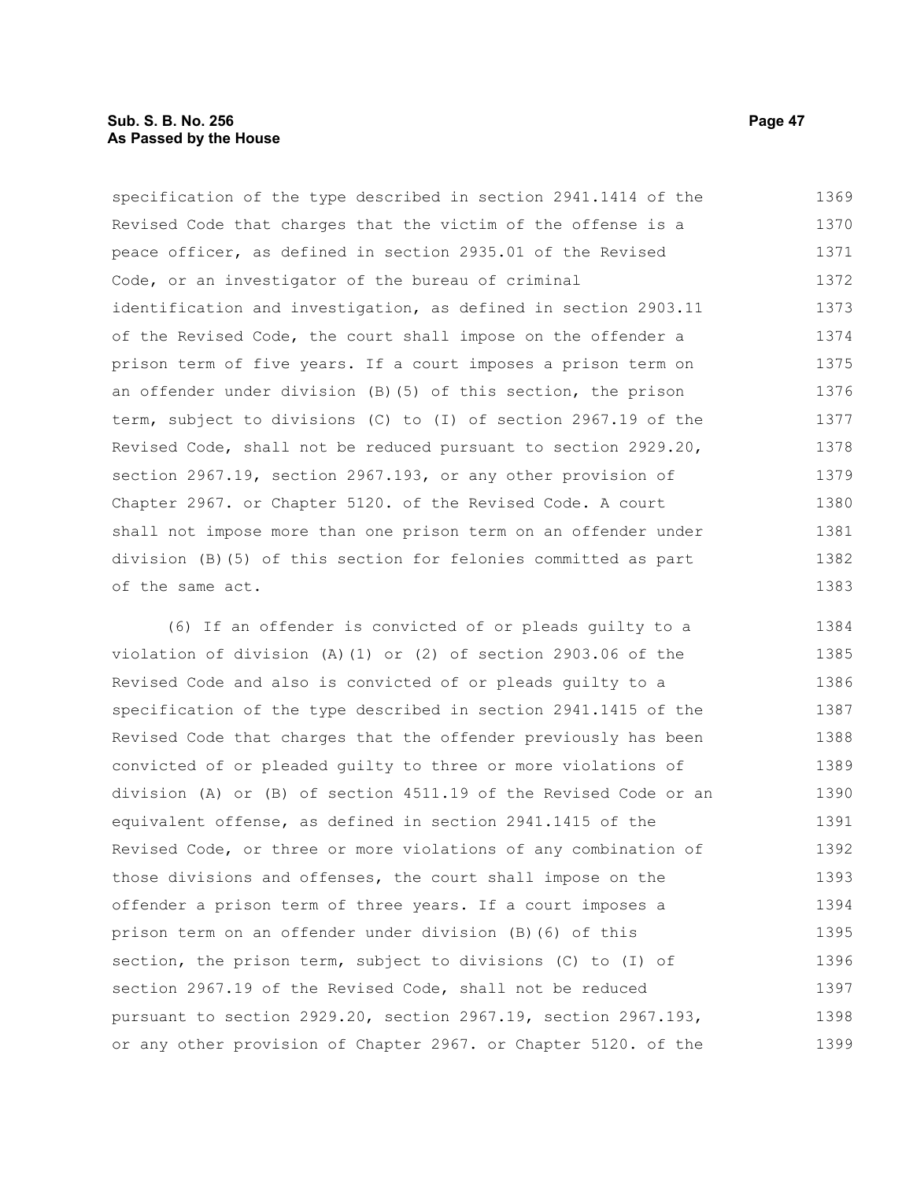specification of the type described in section 2941.1414 of the Revised Code that charges that the victim of the offense is a peace officer, as defined in section 2935.01 of the Revised Code, or an investigator of the bureau of criminal identification and investigation, as defined in section 2903.11 of the Revised Code, the court shall impose on the offender a prison term of five years. If a court imposes a prison term on an offender under division (B)(5) of this section, the prison term, subject to divisions (C) to (I) of section 2967.19 of the Revised Code, shall not be reduced pursuant to section 2929.20, section 2967.19, section 2967.193, or any other provision of Chapter 2967. or Chapter 5120. of the Revised Code. A court shall not impose more than one prison term on an offender under division (B)(5) of this section for felonies committed as part of the same act.

(6) If an offender is convicted of or pleads guilty to a violation of division (A)(1) or (2) of section 2903.06 of the Revised Code and also is convicted of or pleads guilty to a specification of the type described in section 2941.1415 of the Revised Code that charges that the offender previously has been convicted of or pleaded guilty to three or more violations of division (A) or (B) of section 4511.19 of the Revised Code or an equivalent offense, as defined in section 2941.1415 of the Revised Code, or three or more violations of any combination of those divisions and offenses, the court shall impose on the offender a prison term of three years. If a court imposes a prison term on an offender under division (B)(6) of this section, the prison term, subject to divisions (C) to (I) of section 2967.19 of the Revised Code, shall not be reduced pursuant to section 2929.20, section 2967.19, section 2967.193, or any other provision of Chapter 2967. or Chapter 5120. of the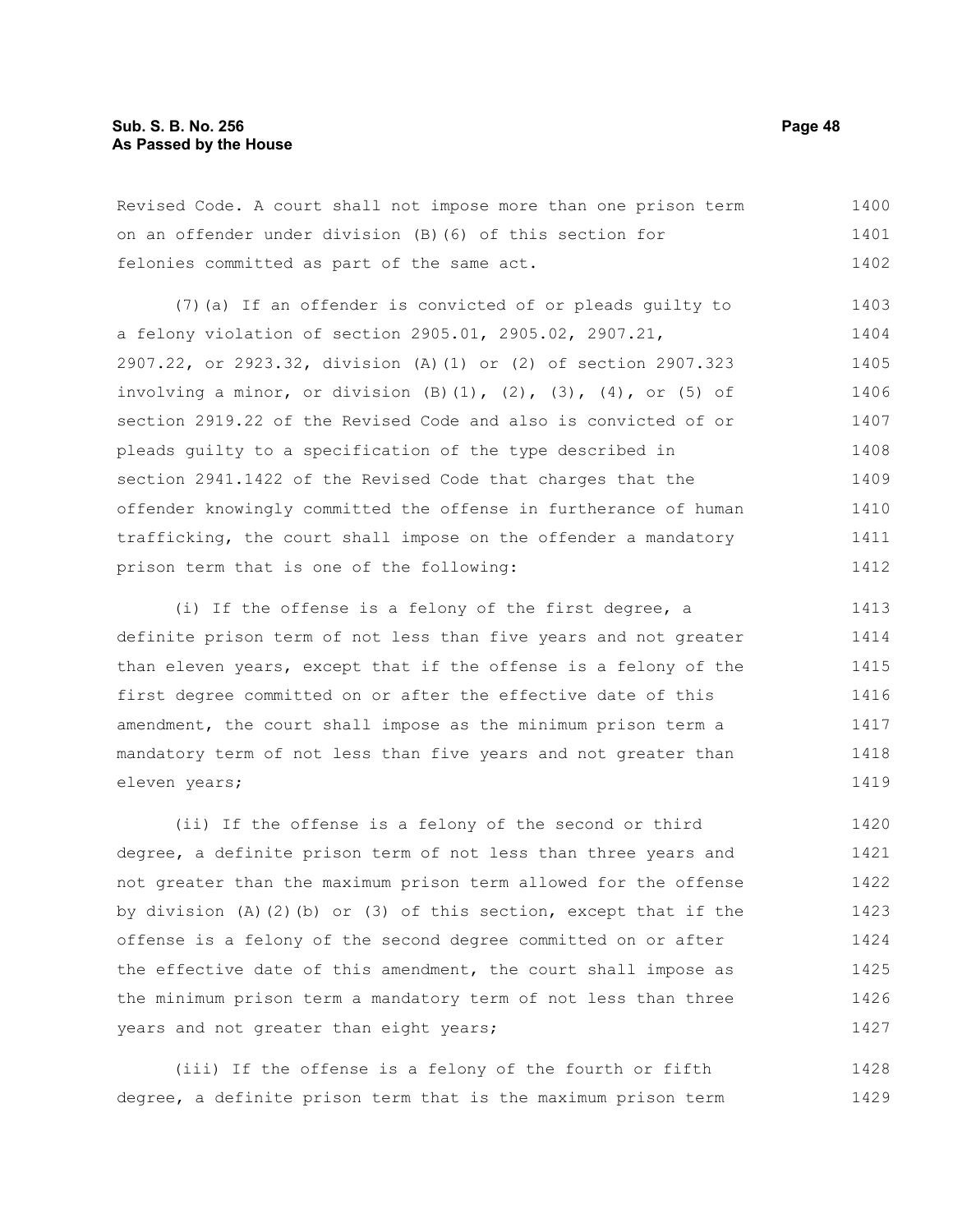Revised Code. A court shall not impose more than one prison term on an offender under division (B)(6) of this section for felonies committed as part of the same act.

(7)(a) If an offender is convicted of or pleads guilty to a felony violation of section 2905.01, 2905.02, 2907.21, 2907.22, or 2923.32, division (A)(1) or (2) of section 2907.323 involving a minor, or division (B)(1), (2), (3), (4), or (5) of section 2919.22 of the Revised Code and also is convicted of or pleads guilty to a specification of the type described in section 2941.1422 of the Revised Code that charges that the offender knowingly committed the offense in furtherance of human trafficking, the court shall impose on the offender a mandatory prison term that is one of the following:

(i) If the offense is a felony of the first degree, a definite prison term of not less than five years and not greater than eleven years, except that if the offense is a felony of the first degree committed on or after the effective date of this amendment, the court shall impose as the minimum prison term a mandatory term of not less than five years and not greater than eleven years;

(ii) If the offense is a felony of the second or third degree, a definite prison term of not less than three years and not greater than the maximum prison term allowed for the offense by division (A)(2)(b) or (3) of this section, except that if the offense is a felony of the second degree committed on or after the effective date of this amendment, the court shall impose as the minimum prison term a mandatory term of not less than three years and not greater than eight years;

(iii) If the offense is a felony of the fourth or fifth degree, a definite prison term that is the maximum prison term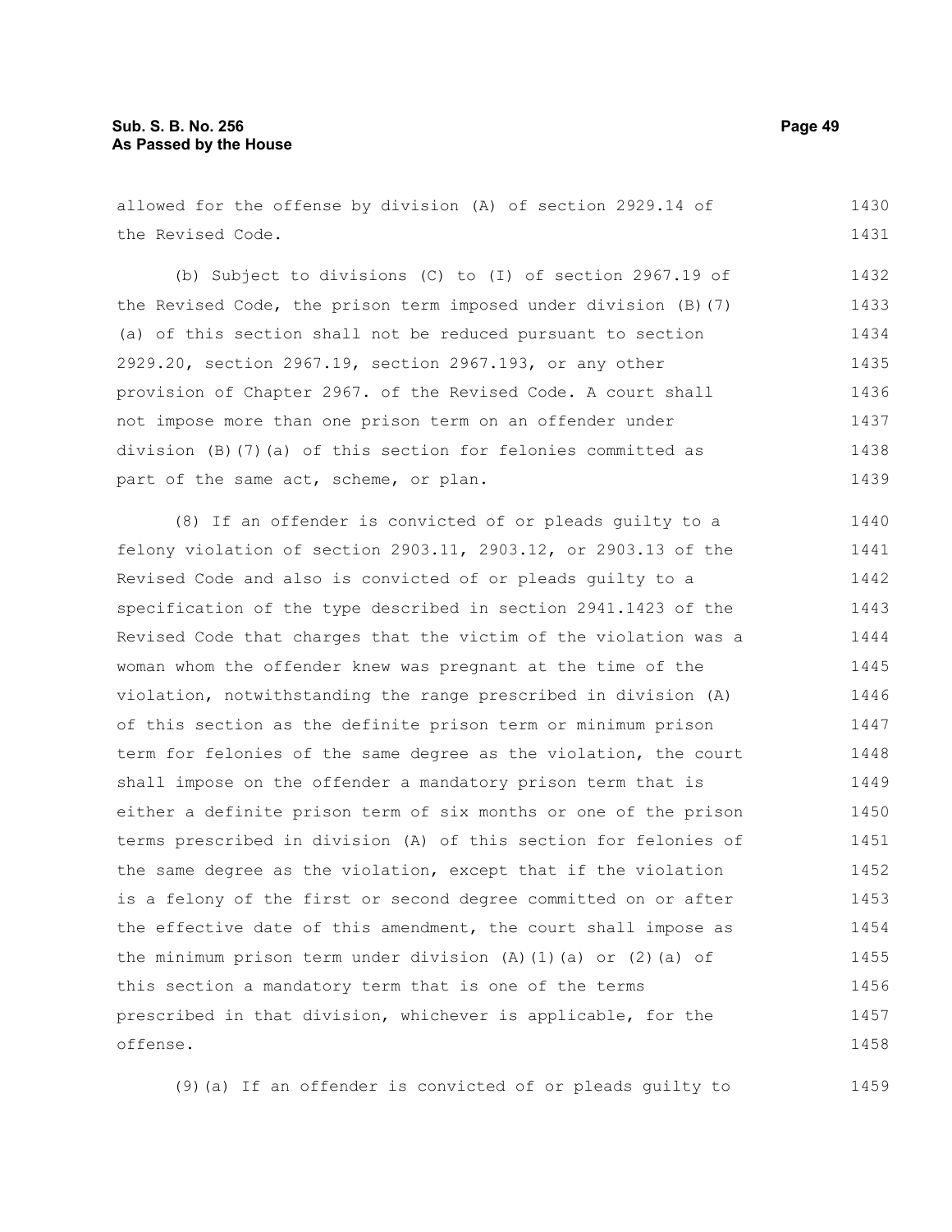allowed for the offense by division (A) of section 2929.14 of the Revised Code.

(b) Subject to divisions (C) to (I) of section 2967.19 of the Revised Code, the prison term imposed under division (B)(7)(a) of this section shall not be reduced pursuant to section 2929.20, section 2967.19, section 2967.193, or any other provision of Chapter 2967. of the Revised Code. A court shall not impose more than one prison term on an offender under division (B)(7)(a) of this section for felonies committed as part of the same act, scheme, or plan.

(8) If an offender is convicted of or pleads guilty to a felony violation of section 2903.11, 2903.12, or 2903.13 of the Revised Code and also is convicted of or pleads guilty to a specification of the type described in section 2941.1423 of the Revised Code that charges that the victim of the violation was a woman whom the offender knew was pregnant at the time of the violation, notwithstanding the range prescribed in division (A) of this section as the definite prison term or minimum prison term for felonies of the same degree as the violation, the court shall impose on the offender a mandatory prison term that is either a definite prison term of six months or one of the prison terms prescribed in division (A) of this section for felonies of the same degree as the violation, except that if the violation is a felony of the first or second degree committed on or after the effective date of this amendment, the court shall impose as the minimum prison term under division (A)(1)(a) or (2)(a) of this section a mandatory term that is one of the terms prescribed in that division, whichever is applicable, for the offense.

(9)(a) If an offender is convicted of or pleads guilty to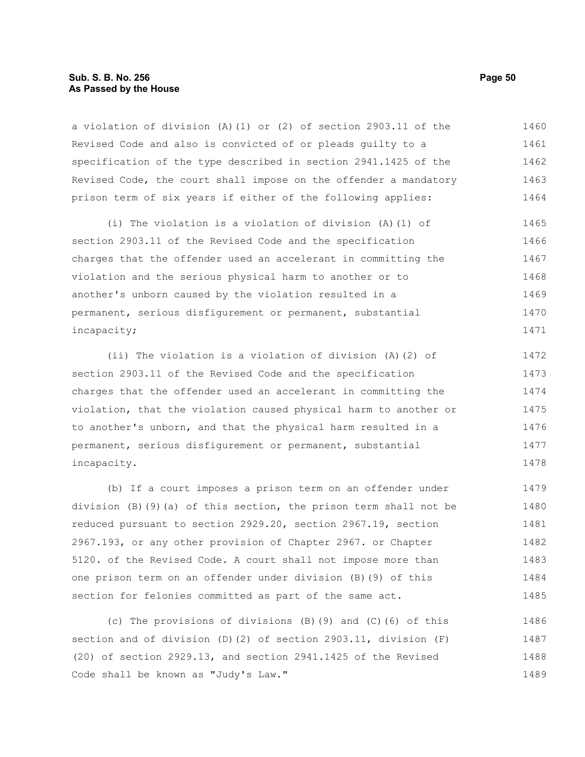a violation of division (A)(1) or (2) of section 2903.11 of the Revised Code and also is convicted of or pleads guilty to a specification of the type described in section 2941.1425 of the Revised Code, the court shall impose on the offender a mandatory prison term of six years if either of the following applies:

(i) The violation is a violation of division (A)(1) of section 2903.11 of the Revised Code and the specification charges that the offender used an accelerant in committing the violation and the serious physical harm to another or to another's unborn caused by the violation resulted in a permanent, serious disfigurement or permanent, substantial incapacity;

(ii) The violation is a violation of division (A)(2) of section 2903.11 of the Revised Code and the specification charges that the offender used an accelerant in committing the violation, that the violation caused physical harm to another or to another's unborn, and that the physical harm resulted in a permanent, serious disfigurement or permanent, substantial incapacity.

(b) If a court imposes a prison term on an offender under division (B)(9)(a) of this section, the prison term shall not be reduced pursuant to section 2929.20, section 2967.19, section 2967.193, or any other provision of Chapter 2967. or Chapter 5120. of the Revised Code. A court shall not impose more than one prison term on an offender under division (B)(9) of this section for felonies committed as part of the same act.

(c) The provisions of divisions (B)(9) and (C)(6) of this section and of division (D)(2) of section 2903.11, division (F)(20) of section 2929.13, and section 2941.1425 of the Revised Code shall be known as "Judy's Law."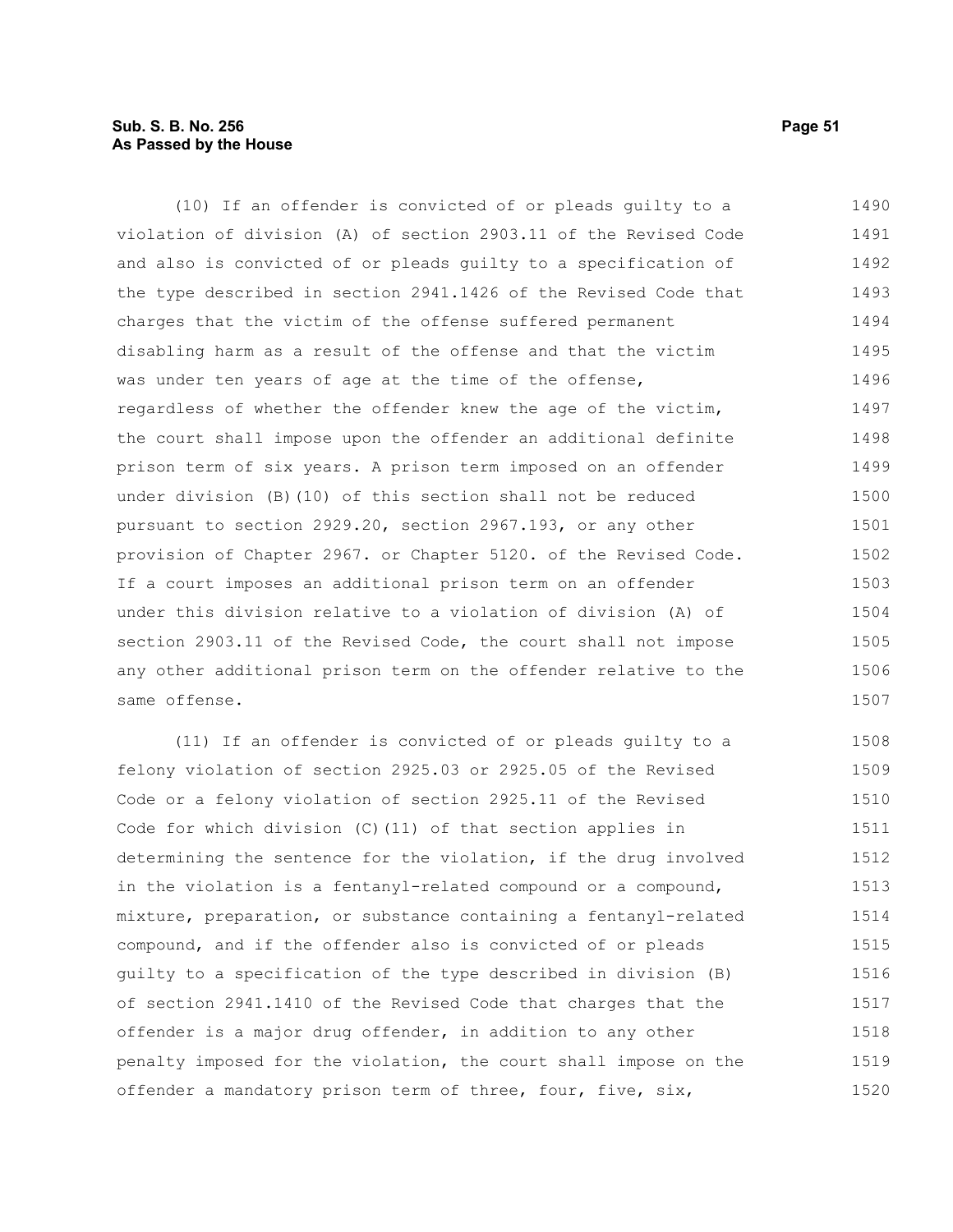(10) If an offender is convicted of or pleads guilty to a violation of division (A) of section 2903.11 of the Revised Code and also is convicted of or pleads guilty to a specification of the type described in section 2941.1426 of the Revised Code that charges that the victim of the offense suffered permanent disabling harm as a result of the offense and that the victim was under ten years of age at the time of the offense, regardless of whether the offender knew the age of the victim, the court shall impose upon the offender an additional definite prison term of six years. A prison term imposed on an offender under division (B)(10) of this section shall not be reduced pursuant to section 2929.20, section 2967.193, or any other provision of Chapter 2967. or Chapter 5120. of the Revised Code. If a court imposes an additional prison term on an offender under this division relative to a violation of division (A) of section 2903.11 of the Revised Code, the court shall not impose any other additional prison term on the offender relative to the same offense.

(11) If an offender is convicted of or pleads guilty to a felony violation of section 2925.03 or 2925.05 of the Revised Code or a felony violation of section 2925.11 of the Revised Code for which division (C)(11) of that section applies in determining the sentence for the violation, if the drug involved in the violation is a fentanyl-related compound or a compound, mixture, preparation, or substance containing a fentanyl-related compound, and if the offender also is convicted of or pleads guilty to a specification of the type described in division (B) of section 2941.1410 of the Revised Code that charges that the offender is a major drug offender, in addition to any other penalty imposed for the violation, the court shall impose on the offender a mandatory prison term of three, four, five, six,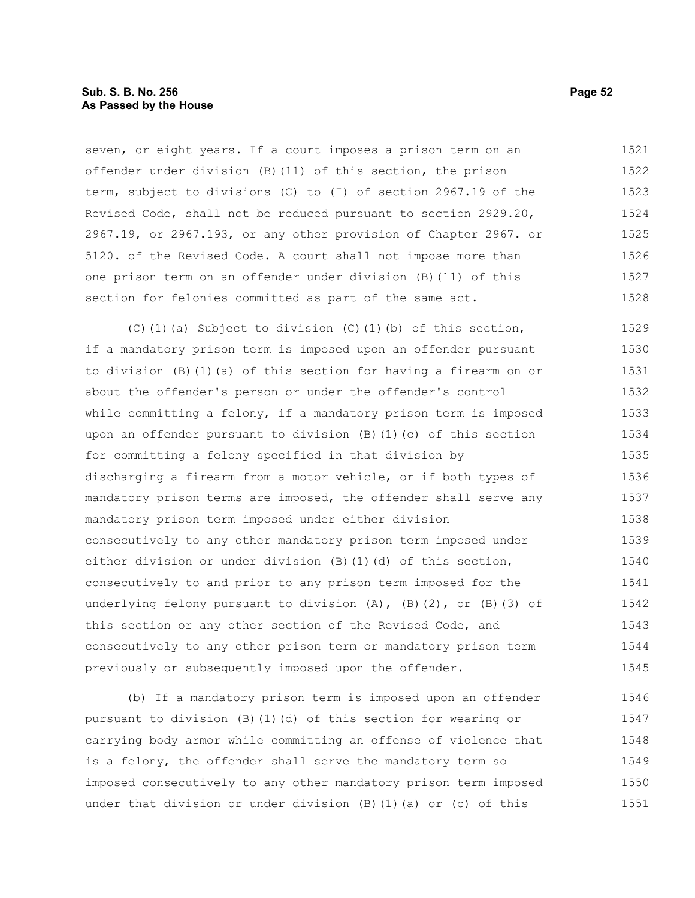seven, or eight years. If a court imposes a prison term on an offender under division (B)(11) of this section, the prison term, subject to divisions (C) to (I) of section 2967.19 of the Revised Code, shall not be reduced pursuant to section 2929.20, 2967.19, or 2967.193, or any other provision of Chapter 2967. or 5120. of the Revised Code. A court shall not impose more than one prison term on an offender under division (B)(11) of this section for felonies committed as part of the same act.

(C)(1)(a) Subject to division (C)(1)(b) of this section, if a mandatory prison term is imposed upon an offender pursuant to division (B)(1)(a) of this section for having a firearm on or about the offender's person or under the offender's control while committing a felony, if a mandatory prison term is imposed upon an offender pursuant to division (B)(1)(c) of this section for committing a felony specified in that division by discharging a firearm from a motor vehicle, or if both types of mandatory prison terms are imposed, the offender shall serve any mandatory prison term imposed under either division consecutively to any other mandatory prison term imposed under either division or under division (B)(1)(d) of this section, consecutively to and prior to any prison term imposed for the underlying felony pursuant to division (A), (B)(2), or (B)(3) of this section or any other section of the Revised Code, and consecutively to any other prison term or mandatory prison term previously or subsequently imposed upon the offender.

(b) If a mandatory prison term is imposed upon an offender pursuant to division (B)(1)(d) of this section for wearing or carrying body armor while committing an offense of violence that is a felony, the offender shall serve the mandatory term so imposed consecutively to any other mandatory prison term imposed under that division or under division (B)(1)(a) or (c) of this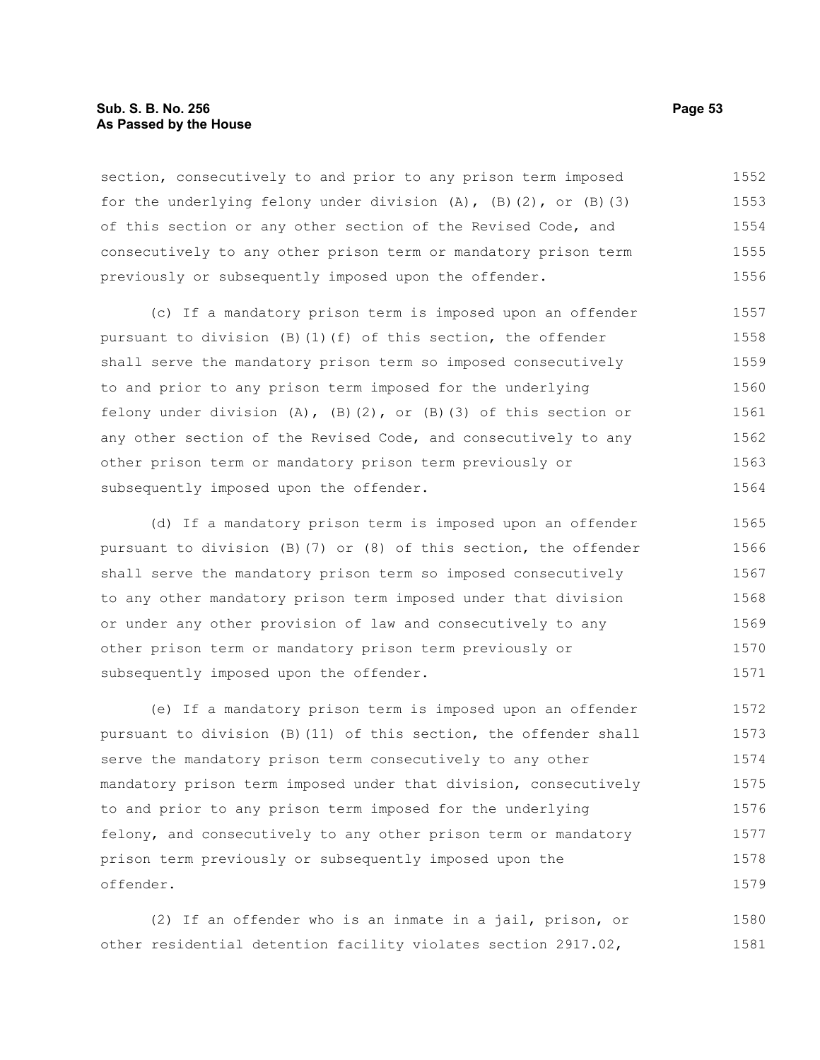section, consecutively to and prior to any prison term imposed for the underlying felony under division (A), (B)(2), or (B)(3) of this section or any other section of the Revised Code, and consecutively to any other prison term or mandatory prison term previously or subsequently imposed upon the offender.

(c) If a mandatory prison term is imposed upon an offender pursuant to division (B)(1)(f) of this section, the offender shall serve the mandatory prison term so imposed consecutively to and prior to any prison term imposed for the underlying felony under division (A), (B)(2), or (B)(3) of this section or any other section of the Revised Code, and consecutively to any other prison term or mandatory prison term previously or subsequently imposed upon the offender.

(d) If a mandatory prison term is imposed upon an offender pursuant to division (B)(7) or (8) of this section, the offender shall serve the mandatory prison term so imposed consecutively to any other mandatory prison term imposed under that division or under any other provision of law and consecutively to any other prison term or mandatory prison term previously or subsequently imposed upon the offender.

(e) If a mandatory prison term is imposed upon an offender pursuant to division (B)(11) of this section, the offender shall serve the mandatory prison term consecutively to any other mandatory prison term imposed under that division, consecutively to and prior to any prison term imposed for the underlying felony, and consecutively to any other prison term or mandatory prison term previously or subsequently imposed upon the offender.

(2) If an offender who is an inmate in a jail, prison, or other residential detention facility violates section 2917.02,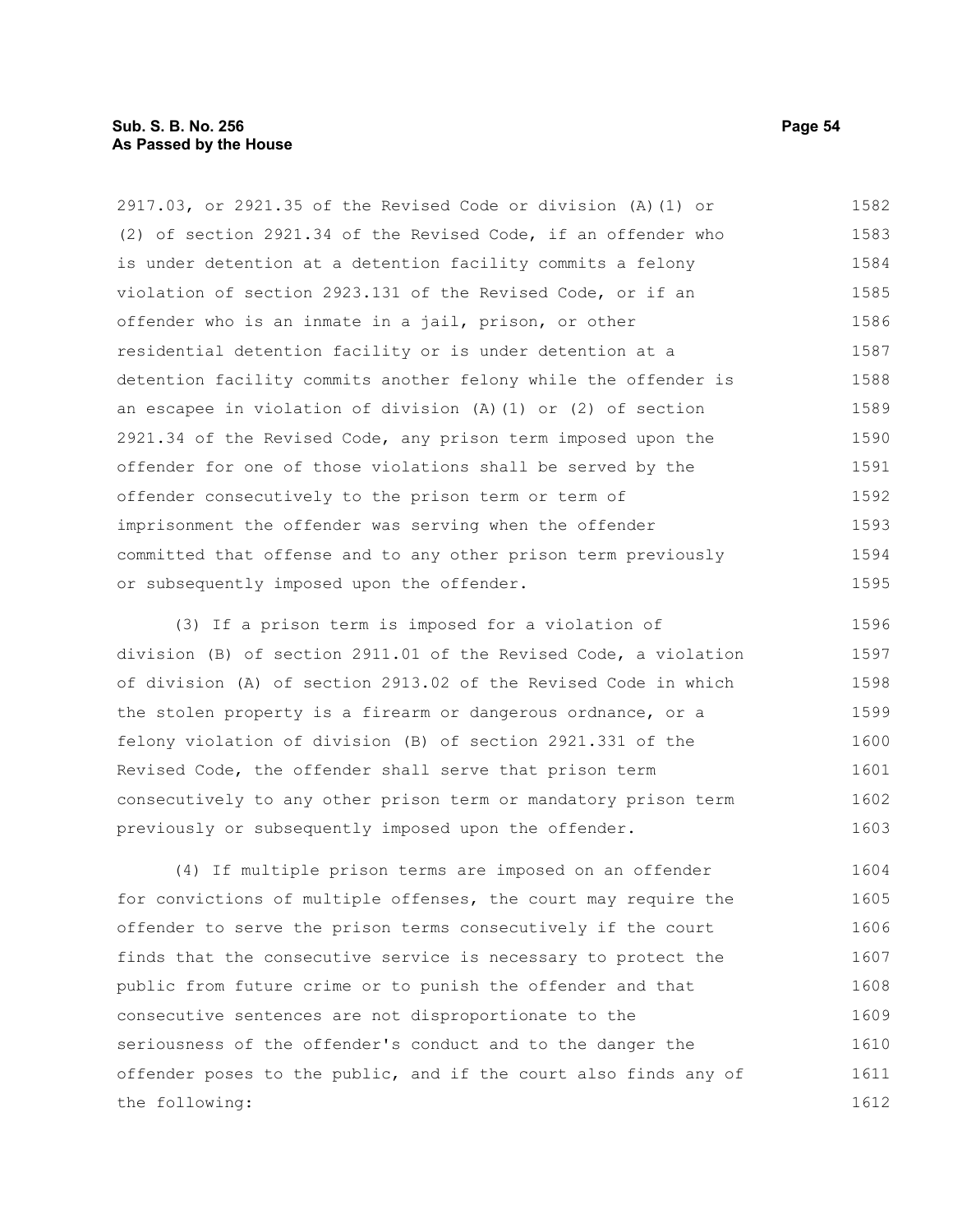2917.03, or 2921.35 of the Revised Code or division (A)(1) or (2) of section 2921.34 of the Revised Code, if an offender who is under detention at a detention facility commits a felony violation of section 2923.131 of the Revised Code, or if an offender who is an inmate in a jail, prison, or other residential detention facility or is under detention at a detention facility commits another felony while the offender is an escapee in violation of division (A)(1) or (2) of section 2921.34 of the Revised Code, any prison term imposed upon the offender for one of those violations shall be served by the offender consecutively to the prison term or term of imprisonment the offender was serving when the offender committed that offense and to any other prison term previously or subsequently imposed upon the offender.

(3) If a prison term is imposed for a violation of division (B) of section 2911.01 of the Revised Code, a violation of division (A) of section 2913.02 of the Revised Code in which the stolen property is a firearm or dangerous ordnance, or a felony violation of division (B) of section 2921.331 of the Revised Code, the offender shall serve that prison term consecutively to any other prison term or mandatory prison term previously or subsequently imposed upon the offender.

(4) If multiple prison terms are imposed on an offender for convictions of multiple offenses, the court may require the offender to serve the prison terms consecutively if the court finds that the consecutive service is necessary to protect the public from future crime or to punish the offender and that consecutive sentences are not disproportionate to the seriousness of the offender's conduct and to the danger the offender poses to the public, and if the court also finds any of the following: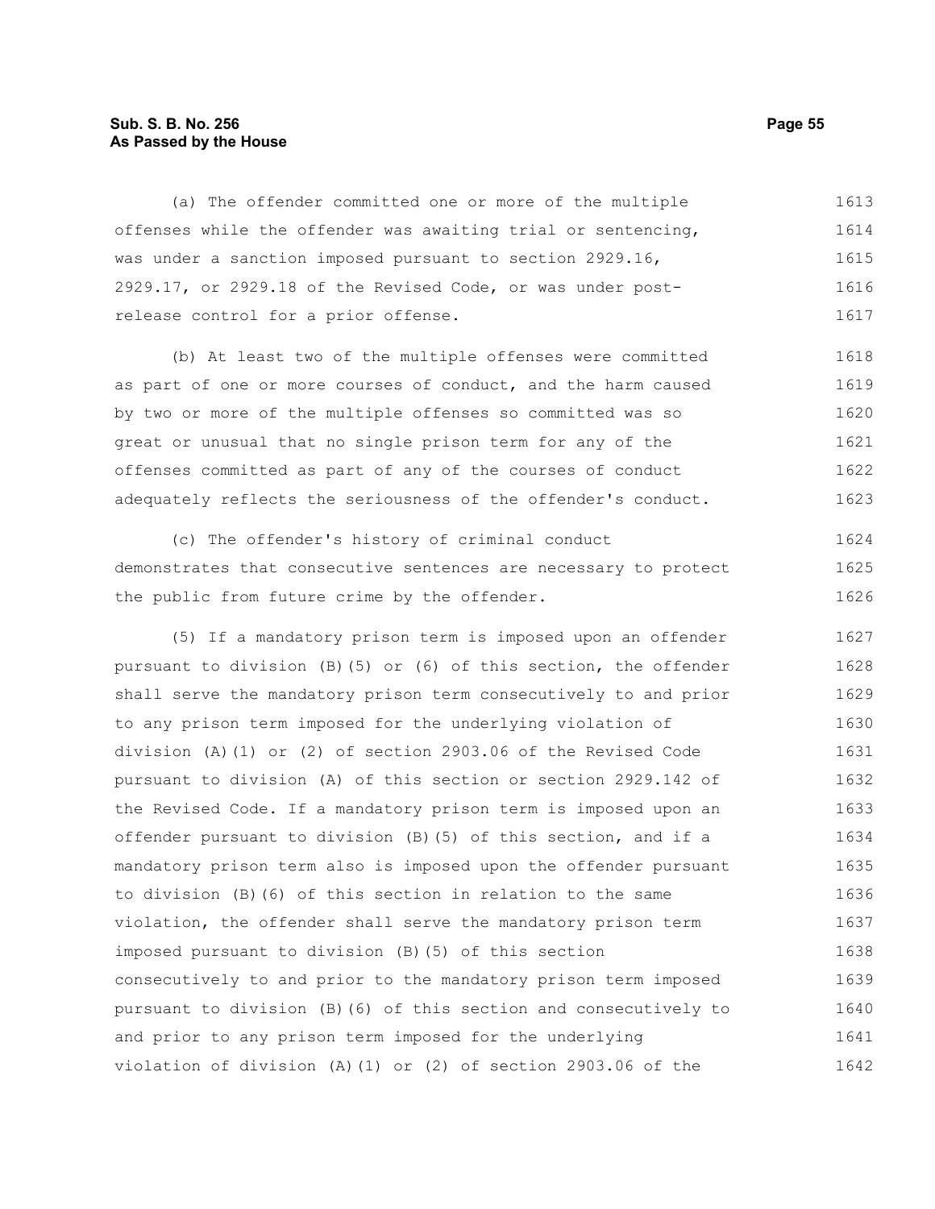(a) The offender committed one or more of the multiple offenses while the offender was awaiting trial or sentencing, was under a sanction imposed pursuant to section 2929.16, 2929.17, or 2929.18 of the Revised Code, or was under post-release control for a prior offense.

(b) At least two of the multiple offenses were committed as part of one or more courses of conduct, and the harm caused by two or more of the multiple offenses so committed was so great or unusual that no single prison term for any of the offenses committed as part of any of the courses of conduct adequately reflects the seriousness of the offender's conduct.

(c) The offender's history of criminal conduct demonstrates that consecutive sentences are necessary to protect the public from future crime by the offender.

(5) If a mandatory prison term is imposed upon an offender pursuant to division (B)(5) or (6) of this section, the offender shall serve the mandatory prison term consecutively to and prior to any prison term imposed for the underlying violation of division (A)(1) or (2) of section 2903.06 of the Revised Code pursuant to division (A) of this section or section 2929.142 of the Revised Code. If a mandatory prison term is imposed upon an offender pursuant to division (B)(5) of this section, and if a mandatory prison term also is imposed upon the offender pursuant to division (B)(6) of this section in relation to the same violation, the offender shall serve the mandatory prison term imposed pursuant to division (B)(5) of this section consecutively to and prior to the mandatory prison term imposed pursuant to division (B)(6) of this section and consecutively to and prior to any prison term imposed for the underlying violation of division (A)(1) or (2) of section 2903.06 of the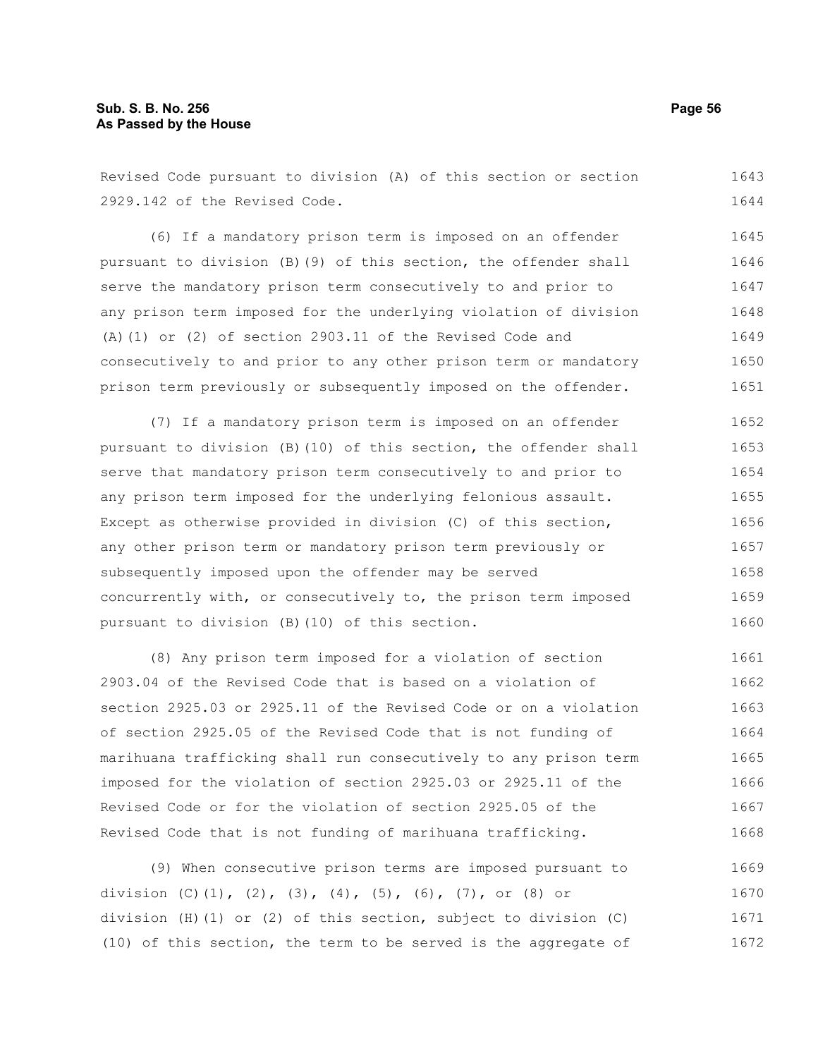Revised Code pursuant to division (A) of this section or section 2929.142 of the Revised Code.

(6) If a mandatory prison term is imposed on an offender pursuant to division (B)(9) of this section, the offender shall serve the mandatory prison term consecutively to and prior to any prison term imposed for the underlying violation of division (A)(1) or (2) of section 2903.11 of the Revised Code and consecutively to and prior to any other prison term or mandatory prison term previously or subsequently imposed on the offender.

(7) If a mandatory prison term is imposed on an offender pursuant to division (B)(10) of this section, the offender shall serve that mandatory prison term consecutively to and prior to any prison term imposed for the underlying felonious assault. Except as otherwise provided in division (C) of this section, any other prison term or mandatory prison term previously or subsequently imposed upon the offender may be served concurrently with, or consecutively to, the prison term imposed pursuant to division (B)(10) of this section.

(8) Any prison term imposed for a violation of section 2903.04 of the Revised Code that is based on a violation of section 2925.03 or 2925.11 of the Revised Code or on a violation of section 2925.05 of the Revised Code that is not funding of marihuana trafficking shall run consecutively to any prison term imposed for the violation of section 2925.03 or 2925.11 of the Revised Code or for the violation of section 2925.05 of the Revised Code that is not funding of marihuana trafficking.

(9) When consecutive prison terms are imposed pursuant to division (C)(1), (2), (3), (4), (5), (6), (7), or (8) or division (H)(1) or (2) of this section, subject to division (C)(10) of this section, the term to be served is the aggregate of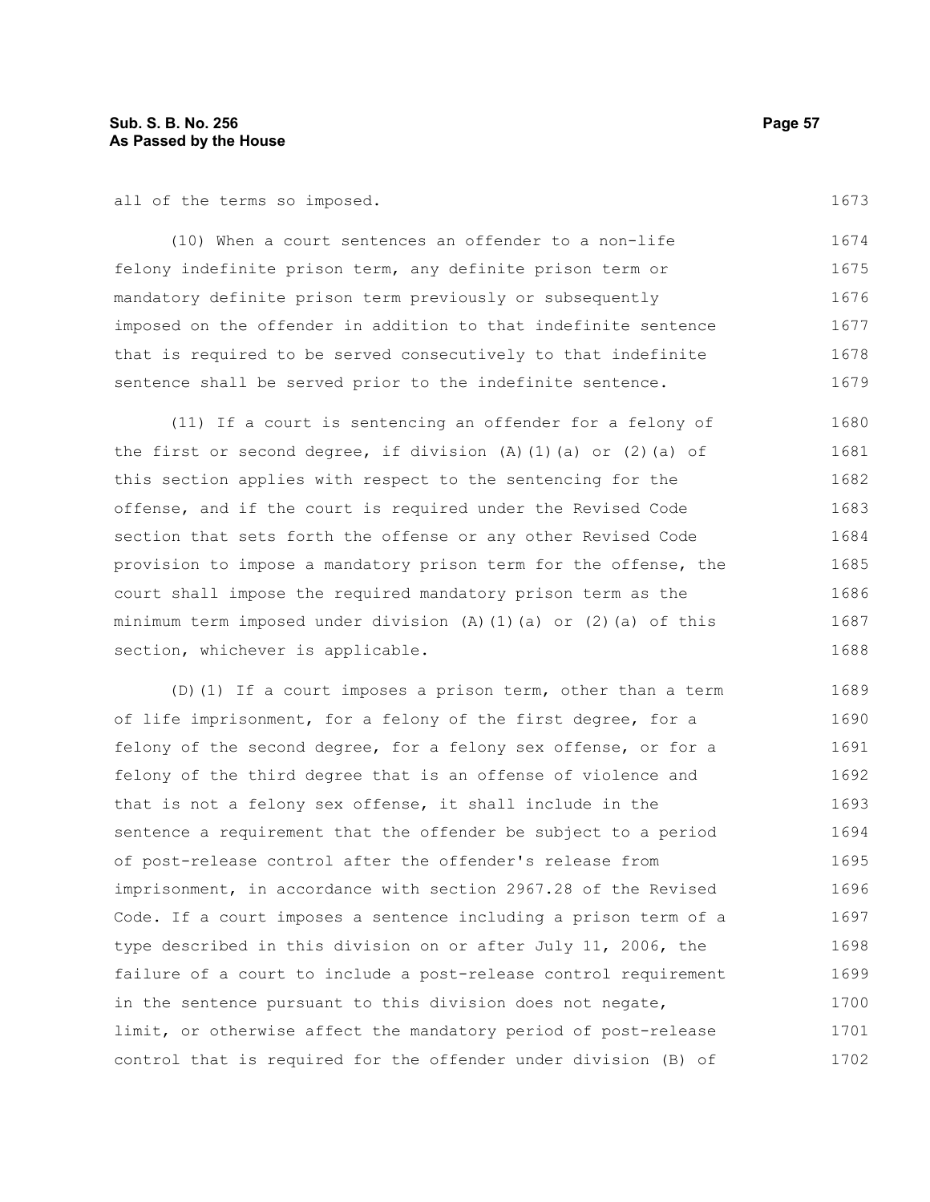all of the terms so imposed.

(10) When a court sentences an offender to a non-life felony indefinite prison term, any definite prison term or mandatory definite prison term previously or subsequently imposed on the offender in addition to that indefinite sentence that is required to be served consecutively to that indefinite sentence shall be served prior to the indefinite sentence.

(11) If a court is sentencing an offender for a felony of the first or second degree, if division (A)(1)(a) or (2)(a) of this section applies with respect to the sentencing for the offense, and if the court is required under the Revised Code section that sets forth the offense or any other Revised Code provision to impose a mandatory prison term for the offense, the court shall impose the required mandatory prison term as the minimum term imposed under division (A)(1)(a) or (2)(a) of this section, whichever is applicable.

(D)(1) If a court imposes a prison term, other than a term of life imprisonment, for a felony of the first degree, for a felony of the second degree, for a felony sex offense, or for a felony of the third degree that is an offense of violence and that is not a felony sex offense, it shall include in the sentence a requirement that the offender be subject to a period of post-release control after the offender's release from imprisonment, in accordance with section 2967.28 of the Revised Code. If a court imposes a sentence including a prison term of a type described in this division on or after July 11, 2006, the failure of a court to include a post-release control requirement in the sentence pursuant to this division does not negate, limit, or otherwise affect the mandatory period of post-release control that is required for the offender under division (B) of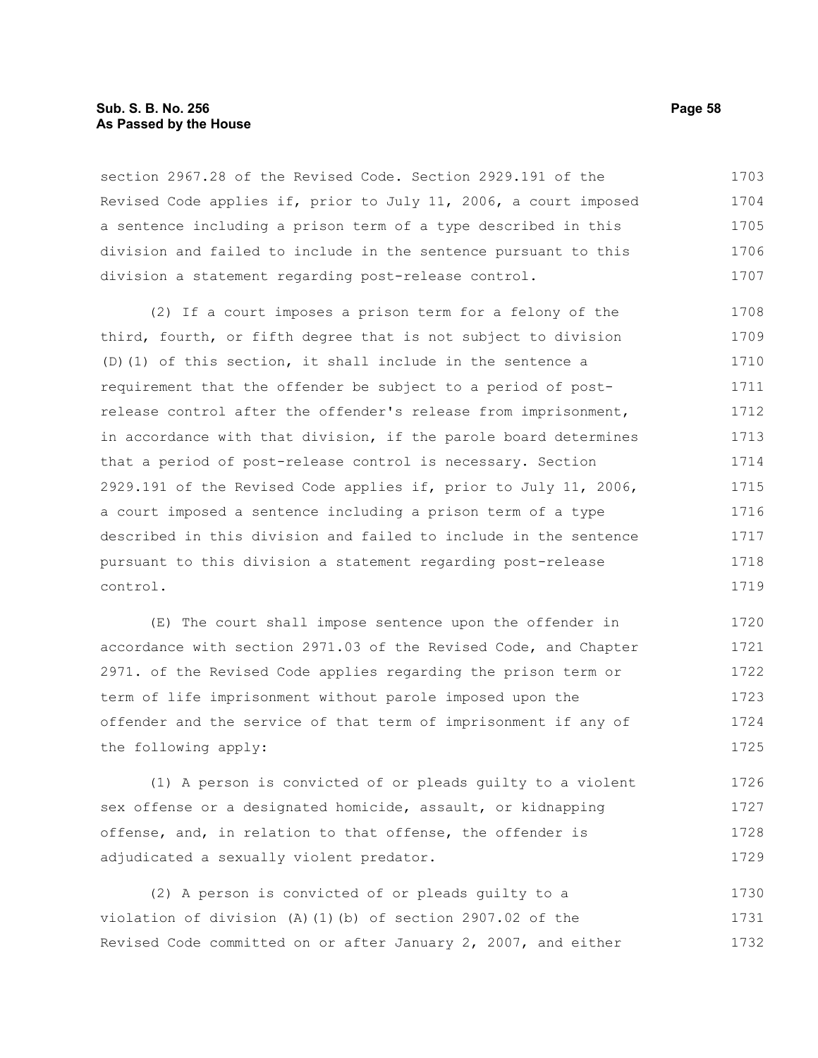section 2967.28 of the Revised Code. Section 2929.191 of the Revised Code applies if, prior to July 11, 2006, a court imposed a sentence including a prison term of a type described in this division and failed to include in the sentence pursuant to this division a statement regarding post-release control.

(2) If a court imposes a prison term for a felony of the third, fourth, or fifth degree that is not subject to division (D)(1) of this section, it shall include in the sentence a requirement that the offender be subject to a period of post-release control after the offender's release from imprisonment, in accordance with that division, if the parole board determines that a period of post-release control is necessary. Section 2929.191 of the Revised Code applies if, prior to July 11, 2006, a court imposed a sentence including a prison term of a type described in this division and failed to include in the sentence pursuant to this division a statement regarding post-release control.

(E) The court shall impose sentence upon the offender in accordance with section 2971.03 of the Revised Code, and Chapter 2971. of the Revised Code applies regarding the prison term or term of life imprisonment without parole imposed upon the offender and the service of that term of imprisonment if any of the following apply:

(1) A person is convicted of or pleads guilty to a violent sex offense or a designated homicide, assault, or kidnapping offense, and, in relation to that offense, the offender is adjudicated a sexually violent predator.

(2) A person is convicted of or pleads guilty to a violation of division (A)(1)(b) of section 2907.02 of the Revised Code committed on or after January 2, 2007, and either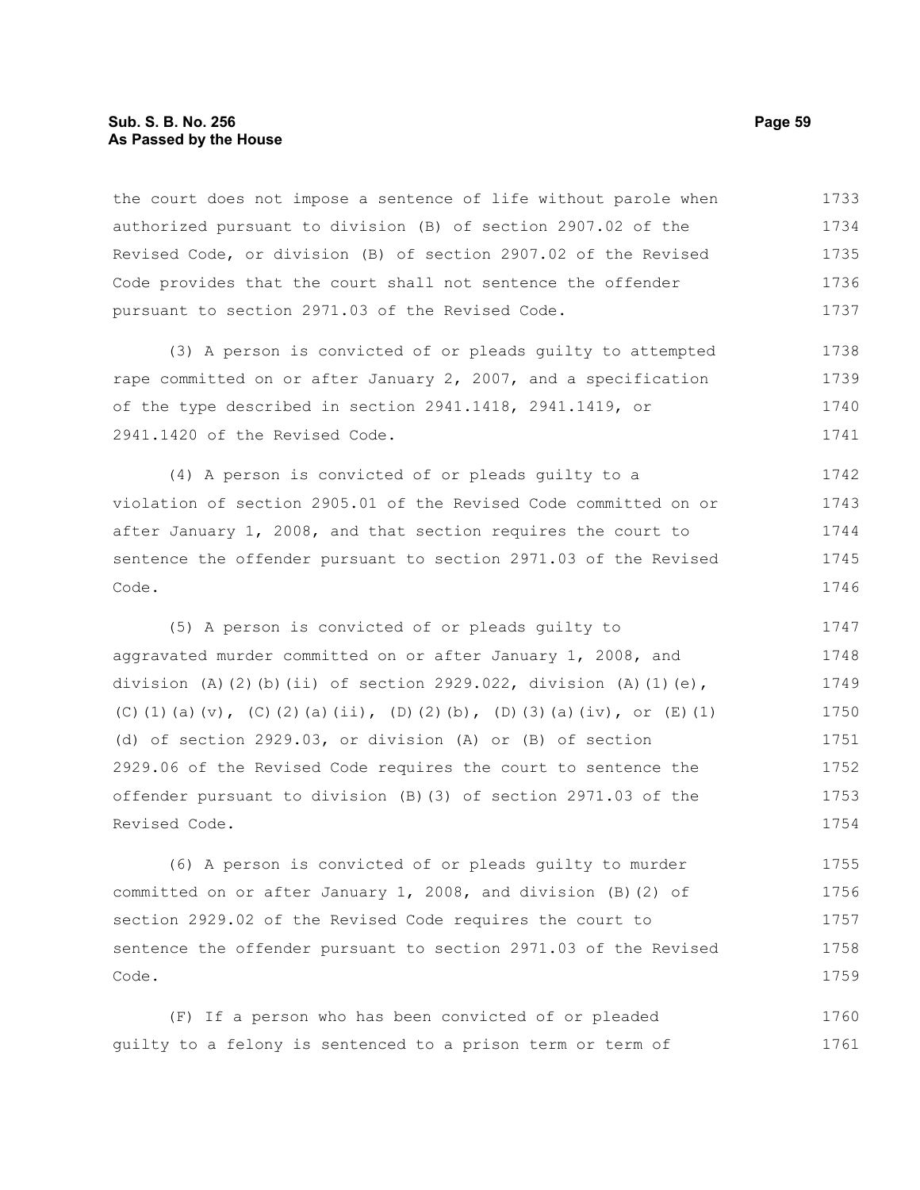the court does not impose a sentence of life without parole when authorized pursuant to division (B) of section 2907.02 of the Revised Code, or division (B) of section 2907.02 of the Revised Code provides that the court shall not sentence the offender pursuant to section 2971.03 of the Revised Code.

(3) A person is convicted of or pleads guilty to attempted rape committed on or after January 2, 2007, and a specification of the type described in section 2941.1418, 2941.1419, or 2941.1420 of the Revised Code.

(4) A person is convicted of or pleads guilty to a violation of section 2905.01 of the Revised Code committed on or after January 1, 2008, and that section requires the court to sentence the offender pursuant to section 2971.03 of the Revised Code.

(5) A person is convicted of or pleads guilty to aggravated murder committed on or after January 1, 2008, and division (A)(2)(b)(ii) of section 2929.022, division (A)(1)(e), (C)(1)(a)(v), (C)(2)(a)(ii), (D)(2)(b), (D)(3)(a)(iv), or (E)(1)(d) of section 2929.03, or division (A) or (B) of section 2929.06 of the Revised Code requires the court to sentence the offender pursuant to division (B)(3) of section 2971.03 of the Revised Code.

(6) A person is convicted of or pleads guilty to murder committed on or after January 1, 2008, and division (B)(2) of section 2929.02 of the Revised Code requires the court to sentence the offender pursuant to section 2971.03 of the Revised Code.

(F) If a person who has been convicted of or pleaded guilty to a felony is sentenced to a prison term or term of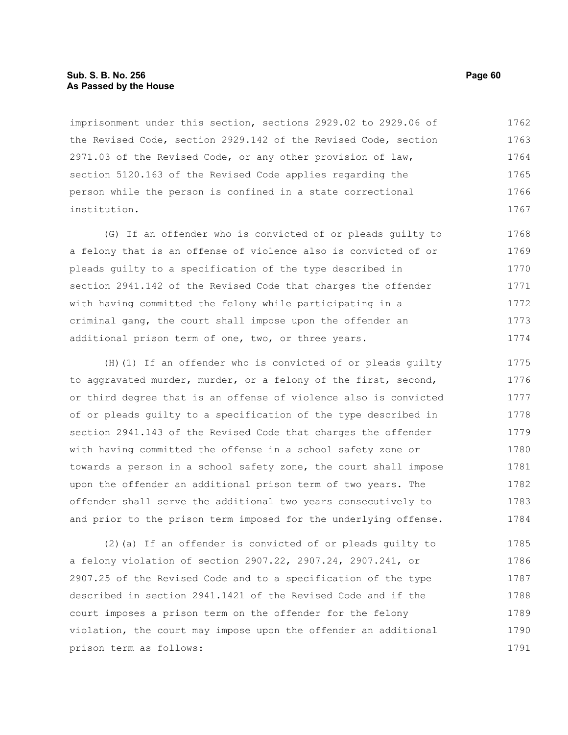imprisonment under this section, sections 2929.02 to 2929.06 of the Revised Code, section 2929.142 of the Revised Code, section 2971.03 of the Revised Code, or any other provision of law, section 5120.163 of the Revised Code applies regarding the person while the person is confined in a state correctional institution.

(G) If an offender who is convicted of or pleads guilty to a felony that is an offense of violence also is convicted of or pleads guilty to a specification of the type described in section 2941.142 of the Revised Code that charges the offender with having committed the felony while participating in a criminal gang, the court shall impose upon the offender an additional prison term of one, two, or three years.

(H)(1) If an offender who is convicted of or pleads guilty to aggravated murder, murder, or a felony of the first, second, or third degree that is an offense of violence also is convicted of or pleads guilty to a specification of the type described in section 2941.143 of the Revised Code that charges the offender with having committed the offense in a school safety zone or towards a person in a school safety zone, the court shall impose upon the offender an additional prison term of two years. The offender shall serve the additional two years consecutively to and prior to the prison term imposed for the underlying offense.

(2)(a) If an offender is convicted of or pleads guilty to a felony violation of section 2907.22, 2907.24, 2907.241, or 2907.25 of the Revised Code and to a specification of the type described in section 2941.1421 of the Revised Code and if the court imposes a prison term on the offender for the felony violation, the court may impose upon the offender an additional prison term as follows: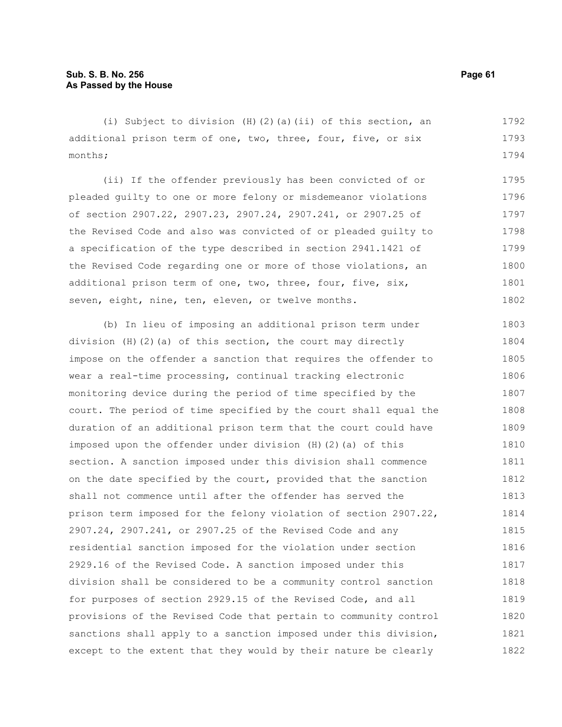(i) Subject to division (H)(2)(a)(ii) of this section, an additional prison term of one, two, three, four, five, or six months;

(ii) If the offender previously has been convicted of or pleaded guilty to one or more felony or misdemeanor violations of section 2907.22, 2907.23, 2907.24, 2907.241, or 2907.25 of the Revised Code and also was convicted of or pleaded guilty to a specification of the type described in section 2941.1421 of the Revised Code regarding one or more of those violations, an additional prison term of one, two, three, four, five, six, seven, eight, nine, ten, eleven, or twelve months.

(b) In lieu of imposing an additional prison term under division (H)(2)(a) of this section, the court may directly impose on the offender a sanction that requires the offender to wear a real-time processing, continual tracking electronic monitoring device during the period of time specified by the court. The period of time specified by the court shall equal the duration of an additional prison term that the court could have imposed upon the offender under division (H)(2)(a) of this section. A sanction imposed under this division shall commence on the date specified by the court, provided that the sanction shall not commence until after the offender has served the prison term imposed for the felony violation of section 2907.22, 2907.24, 2907.241, or 2907.25 of the Revised Code and any residential sanction imposed for the violation under section 2929.16 of the Revised Code. A sanction imposed under this division shall be considered to be a community control sanction for purposes of section 2929.15 of the Revised Code, and all provisions of the Revised Code that pertain to community control sanctions shall apply to a sanction imposed under this division, except to the extent that they would by their nature be clearly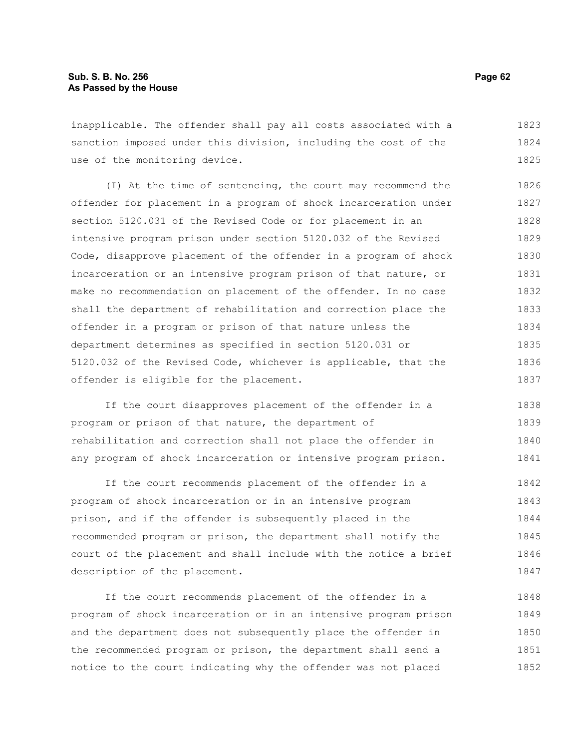inapplicable. The offender shall pay all costs associated with a sanction imposed under this division, including the cost of the use of the monitoring device.

(I) At the time of sentencing, the court may recommend the offender for placement in a program of shock incarceration under section 5120.031 of the Revised Code or for placement in an intensive program prison under section 5120.032 of the Revised Code, disapprove placement of the offender in a program of shock incarceration or an intensive program prison of that nature, or make no recommendation on placement of the offender. In no case shall the department of rehabilitation and correction place the offender in a program or prison of that nature unless the department determines as specified in section 5120.031 or 5120.032 of the Revised Code, whichever is applicable, that the offender is eligible for the placement.

If the court disapproves placement of the offender in a program or prison of that nature, the department of rehabilitation and correction shall not place the offender in any program of shock incarceration or intensive program prison.

If the court recommends placement of the offender in a program of shock incarceration or in an intensive program prison, and if the offender is subsequently placed in the recommended program or prison, the department shall notify the court of the placement and shall include with the notice a brief description of the placement.

If the court recommends placement of the offender in a program of shock incarceration or in an intensive program prison and the department does not subsequently place the offender in the recommended program or prison, the department shall send a notice to the court indicating why the offender was not placed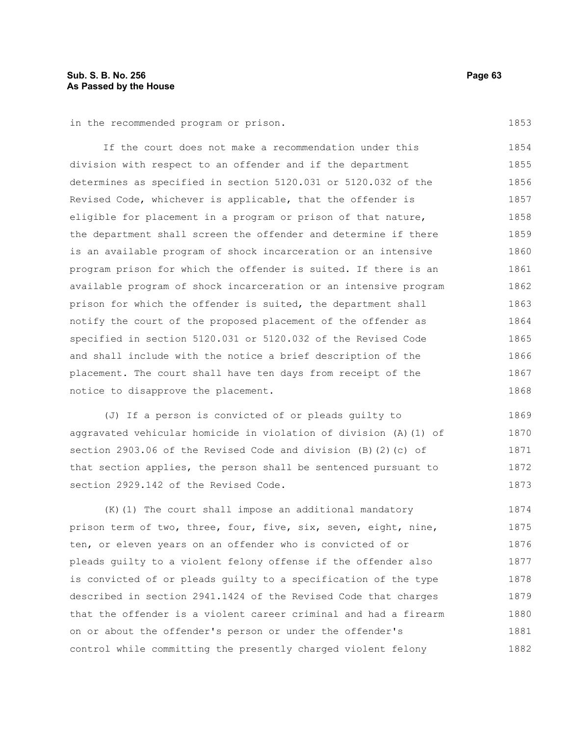in the recommended program or prison.

If the court does not make a recommendation under this division with respect to an offender and if the department determines as specified in section 5120.031 or 5120.032 of the Revised Code, whichever is applicable, that the offender is eligible for placement in a program or prison of that nature, the department shall screen the offender and determine if there is an available program of shock incarceration or an intensive program prison for which the offender is suited. If there is an available program of shock incarceration or an intensive program prison for which the offender is suited, the department shall notify the court of the proposed placement of the offender as specified in section 5120.031 or 5120.032 of the Revised Code and shall include with the notice a brief description of the placement. The court shall have ten days from receipt of the notice to disapprove the placement.

(J) If a person is convicted of or pleads guilty to aggravated vehicular homicide in violation of division (A)(1) of section 2903.06 of the Revised Code and division (B)(2)(c) of that section applies, the person shall be sentenced pursuant to section 2929.142 of the Revised Code.

(K)(1) The court shall impose an additional mandatory prison term of two, three, four, five, six, seven, eight, nine, ten, or eleven years on an offender who is convicted of or pleads guilty to a violent felony offense if the offender also is convicted of or pleads guilty to a specification of the type described in section 2941.1424 of the Revised Code that charges that the offender is a violent career criminal and had a firearm on or about the offender's person or under the offender's control while committing the presently charged violent felony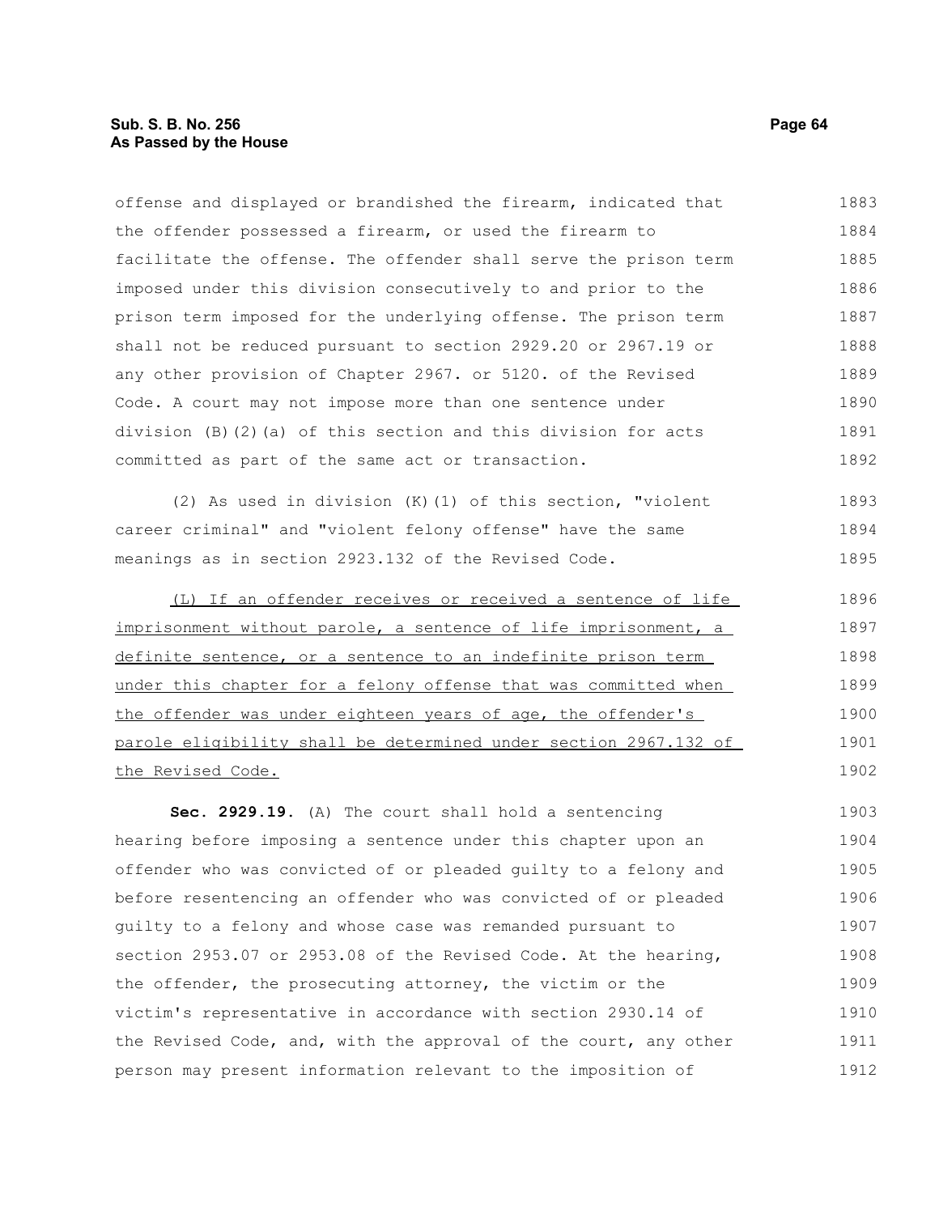offense and displayed or brandished the firearm, indicated that the offender possessed a firearm, or used the firearm to facilitate the offense. The offender shall serve the prison term imposed under this division consecutively to and prior to the prison term imposed for the underlying offense. The prison term shall not be reduced pursuant to section 2929.20 or 2967.19 or any other provision of Chapter 2967. or 5120. of the Revised Code. A court may not impose more than one sentence under division (B)(2)(a) of this section and this division for acts committed as part of the same act or transaction.

(2) As used in division (K)(1) of this section, "violent career criminal" and "violent felony offense" have the same meanings as in section 2923.132 of the Revised Code.

<u>(L) If an offender receives or received a sentence of life imprisonment without parole, a sentence of life imprisonment, a definite sentence, or a sentence to an indefinite prison term under this chapter for a felony offense that was committed when the offender was under eighteen years of age, the offender's parole eligibility shall be determined under section 2967.132 of the Revised Code.</u>

**Sec. 2929.19.** (A) The court shall hold a sentencing hearing before imposing a sentence under this chapter upon an offender who was convicted of or pleaded guilty to a felony and before resentencing an offender who was convicted of or pleaded guilty to a felony and whose case was remanded pursuant to section 2953.07 or 2953.08 of the Revised Code. At the hearing, the offender, the prosecuting attorney, the victim or the victim's representative in accordance with section 2930.14 of the Revised Code, and, with the approval of the court, any other person may present information relevant to the imposition of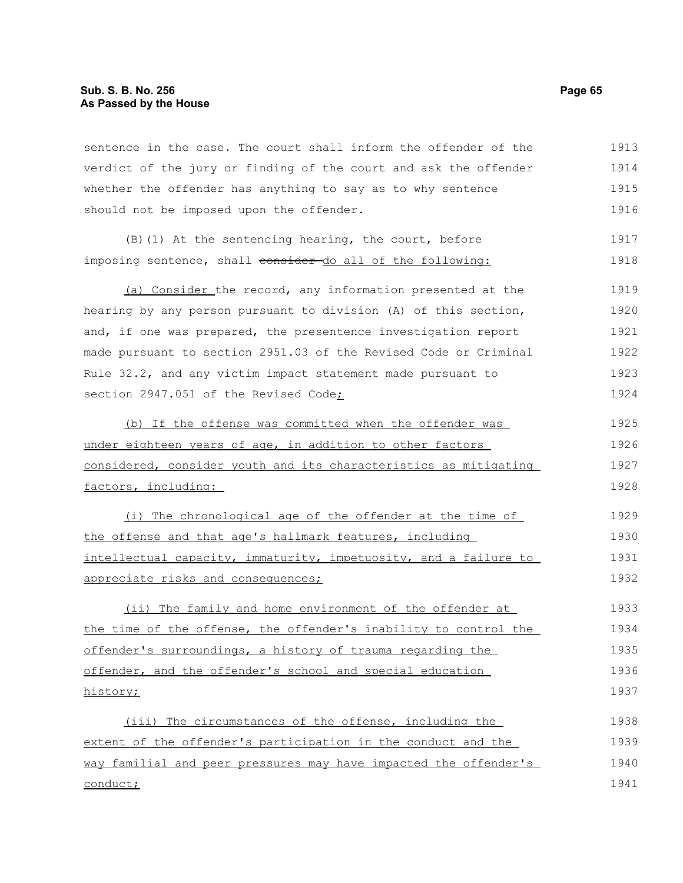sentence in the case. The court shall inform the offender of the verdict of the jury or finding of the court and ask the offender whether the offender has anything to say as to why sentence should not be imposed upon the offender.

(B)(1) At the sentencing hearing, the court, before imposing sentence, shall ~~consider~~ do all of the following:

(a) Consider the record, any information presented at the hearing by any person pursuant to division (A) of this section, and, if one was prepared, the presentence investigation report made pursuant to section 2951.03 of the Revised Code or Criminal Rule 32.2, and any victim impact statement made pursuant to section 2947.051 of the Revised Code;

(b) If the offense was committed when the offender was under eighteen years of age, in addition to other factors considered, consider youth and its characteristics as mitigating factors, including:

(i) The chronological age of the offender at the time of the offense and that age's hallmark features, including intellectual capacity, immaturity, impetuosity, and a failure to appreciate risks and consequences;

(ii) The family and home environment of the offender at the time of the offense, the offender's inability to control the offender's surroundings, a history of trauma regarding the offender, and the offender's school and special education history;

(iii) The circumstances of the offense, including the extent of the offender's participation in the conduct and the way familial and peer pressures may have impacted the offender's conduct;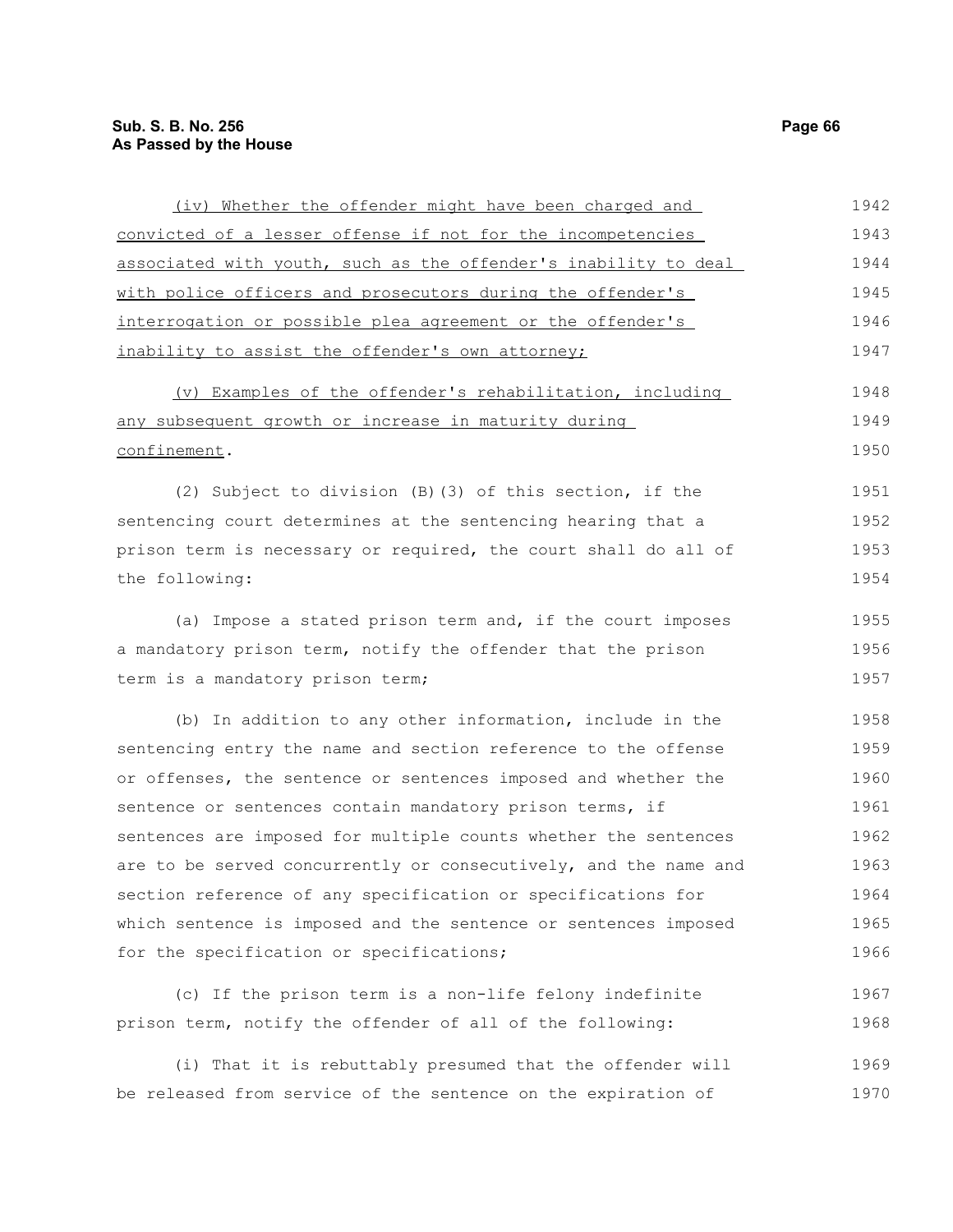(iv) Whether the offender might have been charged and convicted of a lesser offense if not for the incompetencies associated with youth, such as the offender's inability to deal with police officers and prosecutors during the offender's interrogation or possible plea agreement or the offender's inability to assist the offender's own attorney;

(v) Examples of the offender's rehabilitation, including any subsequent growth or increase in maturity during confinement.

(2) Subject to division (B)(3) of this section, if the sentencing court determines at the sentencing hearing that a prison term is necessary or required, the court shall do all of the following:

(a) Impose a stated prison term and, if the court imposes a mandatory prison term, notify the offender that the prison term is a mandatory prison term;

(b) In addition to any other information, include in the sentencing entry the name and section reference to the offense or offenses, the sentence or sentences imposed and whether the sentence or sentences contain mandatory prison terms, if sentences are imposed for multiple counts whether the sentences are to be served concurrently or consecutively, and the name and section reference of any specification or specifications for which sentence is imposed and the sentence or sentences imposed for the specification or specifications;

(c) If the prison term is a non-life felony indefinite prison term, notify the offender of all of the following:

(i) That it is rebuttably presumed that the offender will be released from service of the sentence on the expiration of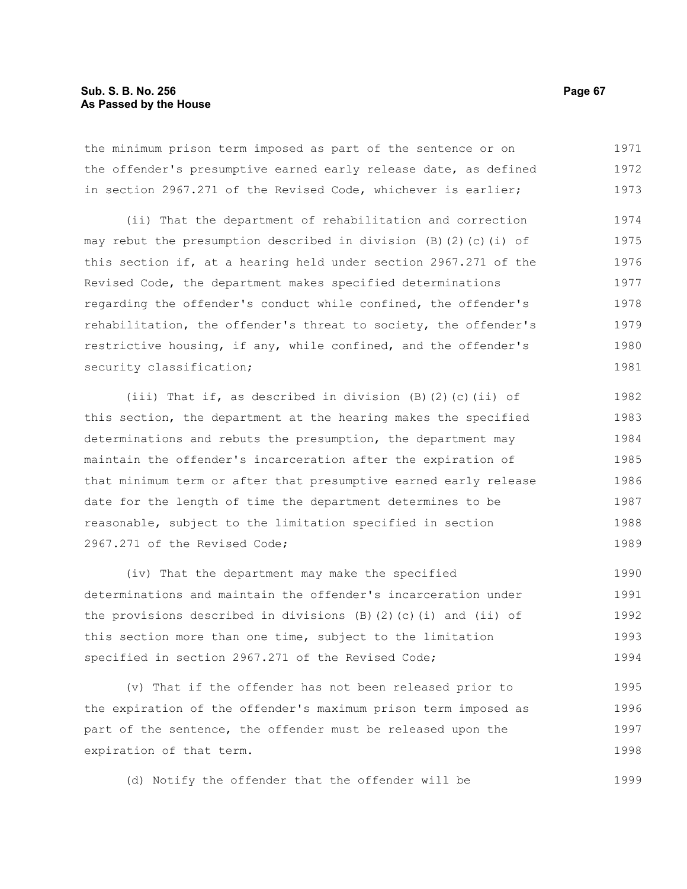the minimum prison term imposed as part of the sentence or on the offender's presumptive earned early release date, as defined in section 2967.271 of the Revised Code, whichever is earlier;

(ii) That the department of rehabilitation and correction may rebut the presumption described in division (B)(2)(c)(i) of this section if, at a hearing held under section 2967.271 of the Revised Code, the department makes specified determinations regarding the offender's conduct while confined, the offender's rehabilitation, the offender's threat to society, the offender's restrictive housing, if any, while confined, and the offender's security classification;

(iii) That if, as described in division (B)(2)(c)(ii) of this section, the department at the hearing makes the specified determinations and rebuts the presumption, the department may maintain the offender's incarceration after the expiration of that minimum term or after that presumptive earned early release date for the length of time the department determines to be reasonable, subject to the limitation specified in section 2967.271 of the Revised Code;

(iv) That the department may make the specified determinations and maintain the offender's incarceration under the provisions described in divisions (B)(2)(c)(i) and (ii) of this section more than one time, subject to the limitation specified in section 2967.271 of the Revised Code;

(v) That if the offender has not been released prior to the expiration of the offender's maximum prison term imposed as part of the sentence, the offender must be released upon the expiration of that term.

(d) Notify the offender that the offender will be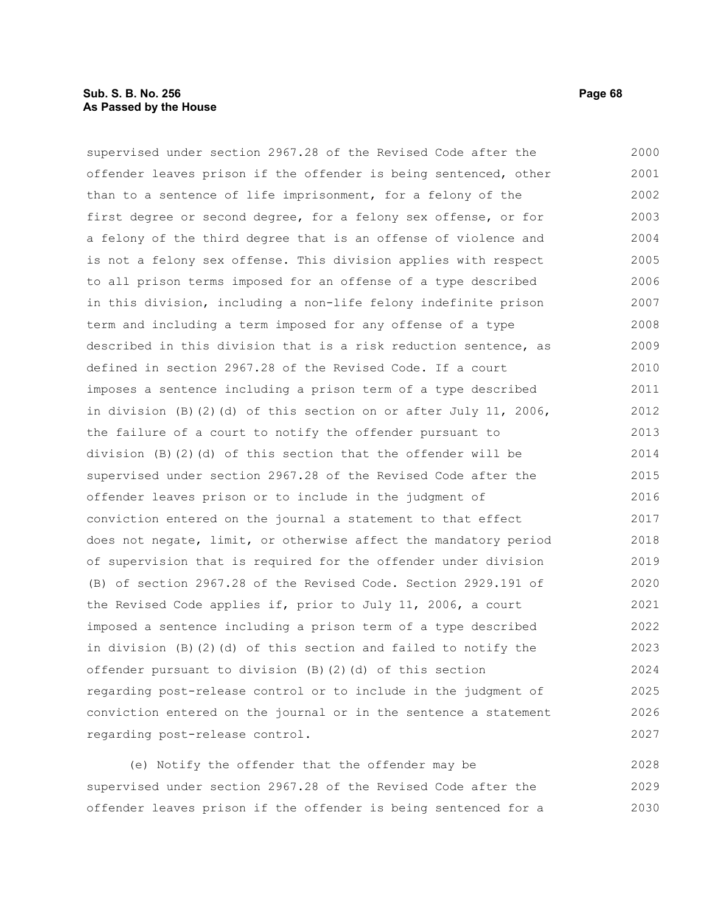supervised under section 2967.28 of the Revised Code after the offender leaves prison if the offender is being sentenced, other than to a sentence of life imprisonment, for a felony of the first degree or second degree, for a felony sex offense, or for a felony of the third degree that is an offense of violence and is not a felony sex offense. This division applies with respect to all prison terms imposed for an offense of a type described in this division, including a non-life felony indefinite prison term and including a term imposed for any offense of a type described in this division that is a risk reduction sentence, as defined in section 2967.28 of the Revised Code. If a court imposes a sentence including a prison term of a type described in division (B)(2)(d) of this section on or after July 11, 2006, the failure of a court to notify the offender pursuant to division (B)(2)(d) of this section that the offender will be supervised under section 2967.28 of the Revised Code after the offender leaves prison or to include in the judgment of conviction entered on the journal a statement to that effect does not negate, limit, or otherwise affect the mandatory period of supervision that is required for the offender under division (B) of section 2967.28 of the Revised Code. Section 2929.191 of the Revised Code applies if, prior to July 11, 2006, a court imposed a sentence including a prison term of a type described in division (B)(2)(d) of this section and failed to notify the offender pursuant to division (B)(2)(d) of this section regarding post-release control or to include in the judgment of conviction entered on the journal or in the sentence a statement regarding post-release control.

(e) Notify the offender that the offender may be supervised under section 2967.28 of the Revised Code after the offender leaves prison if the offender is being sentenced for a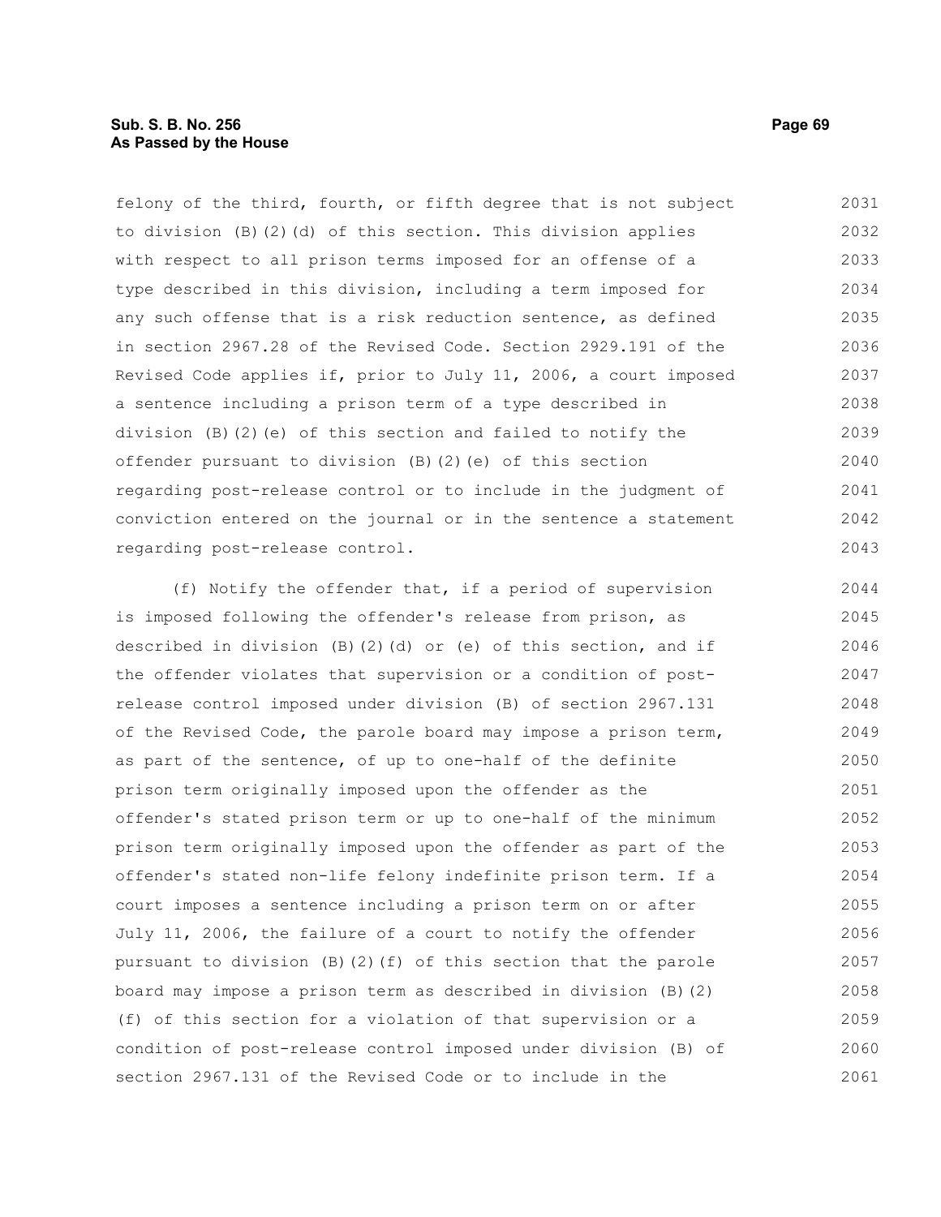felony of the third, fourth, or fifth degree that is not subject to division (B)(2)(d) of this section. This division applies with respect to all prison terms imposed for an offense of a type described in this division, including a term imposed for any such offense that is a risk reduction sentence, as defined in section 2967.28 of the Revised Code. Section 2929.191 of the Revised Code applies if, prior to July 11, 2006, a court imposed a sentence including a prison term of a type described in division (B)(2)(e) of this section and failed to notify the offender pursuant to division (B)(2)(e) of this section regarding post-release control or to include in the judgment of conviction entered on the journal or in the sentence a statement regarding post-release control.

(f) Notify the offender that, if a period of supervision is imposed following the offender's release from prison, as described in division (B)(2)(d) or (e) of this section, and if the offender violates that supervision or a condition of post-release control imposed under division (B) of section 2967.131 of the Revised Code, the parole board may impose a prison term, as part of the sentence, of up to one-half of the definite prison term originally imposed upon the offender as the offender's stated prison term or up to one-half of the minimum prison term originally imposed upon the offender as part of the offender's stated non-life felony indefinite prison term. If a court imposes a sentence including a prison term on or after July 11, 2006, the failure of a court to notify the offender pursuant to division (B)(2)(f) of this section that the parole board may impose a prison term as described in division (B)(2)(f) of this section for a violation of that supervision or a condition of post-release control imposed under division (B) of section 2967.131 of the Revised Code or to include in the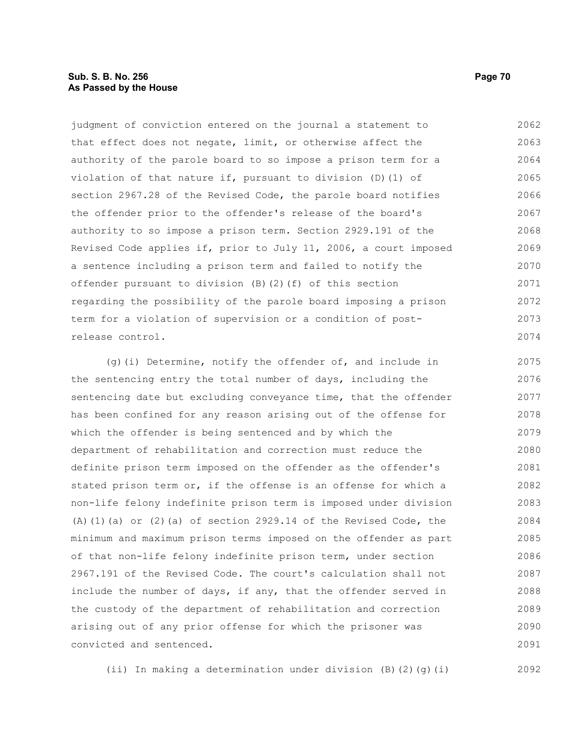judgment of conviction entered on the journal a statement to that effect does not negate, limit, or otherwise affect the authority of the parole board to so impose a prison term for a violation of that nature if, pursuant to division (D)(1) of section 2967.28 of the Revised Code, the parole board notifies the offender prior to the offender's release of the board's authority to so impose a prison term. Section 2929.191 of the Revised Code applies if, prior to July 11, 2006, a court imposed a sentence including a prison term and failed to notify the offender pursuant to division (B)(2)(f) of this section regarding the possibility of the parole board imposing a prison term for a violation of supervision or a condition of post-release control.

(g)(i) Determine, notify the offender of, and include in the sentencing entry the total number of days, including the sentencing date but excluding conveyance time, that the offender has been confined for any reason arising out of the offense for which the offender is being sentenced and by which the department of rehabilitation and correction must reduce the definite prison term imposed on the offender as the offender's stated prison term or, if the offense is an offense for which a non-life felony indefinite prison term is imposed under division (A)(1)(a) or (2)(a) of section 2929.14 of the Revised Code, the minimum and maximum prison terms imposed on the offender as part of that non-life felony indefinite prison term, under section 2967.191 of the Revised Code. The court's calculation shall not include the number of days, if any, that the offender served in the custody of the department of rehabilitation and correction arising out of any prior offense for which the prisoner was convicted and sentenced.

(ii) In making a determination under division (B)(2)(g)(i)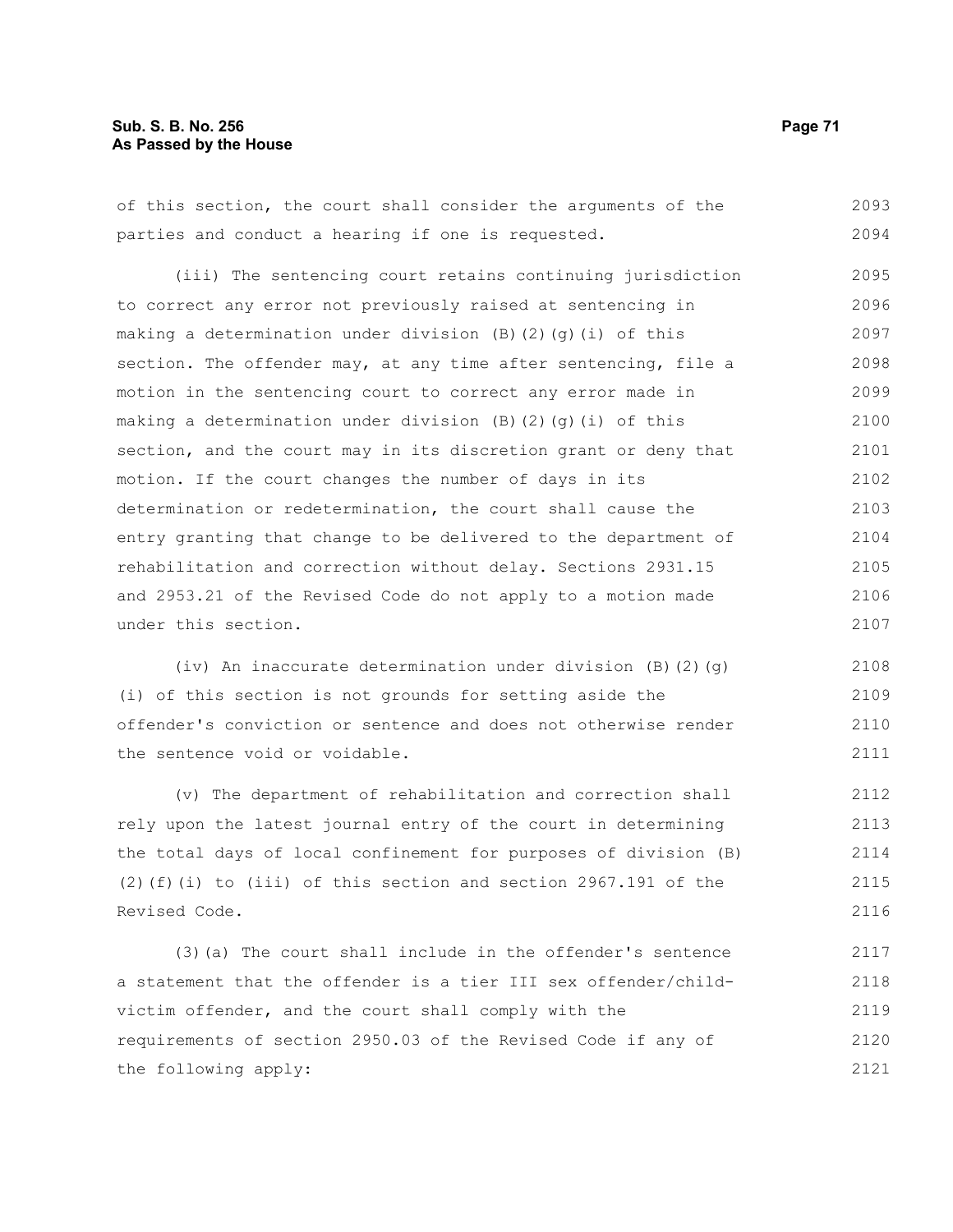of this section, the court shall consider the arguments of the parties and conduct a hearing if one is requested.

(iii) The sentencing court retains continuing jurisdiction to correct any error not previously raised at sentencing in making a determination under division (B)(2)(g)(i) of this section. The offender may, at any time after sentencing, file a motion in the sentencing court to correct any error made in making a determination under division (B)(2)(g)(i) of this section, and the court may in its discretion grant or deny that motion. If the court changes the number of days in its determination or redetermination, the court shall cause the entry granting that change to be delivered to the department of rehabilitation and correction without delay. Sections 2931.15 and 2953.21 of the Revised Code do not apply to a motion made under this section.

(iv) An inaccurate determination under division (B)(2)(g)(i) of this section is not grounds for setting aside the offender's conviction or sentence and does not otherwise render the sentence void or voidable.

(v) The department of rehabilitation and correction shall rely upon the latest journal entry of the court in determining the total days of local confinement for purposes of division (B)(2)(f)(i) to (iii) of this section and section 2967.191 of the Revised Code.

(3)(a) The court shall include in the offender's sentence a statement that the offender is a tier III sex offender/child-victim offender, and the court shall comply with the requirements of section 2950.03 of the Revised Code if any of the following apply: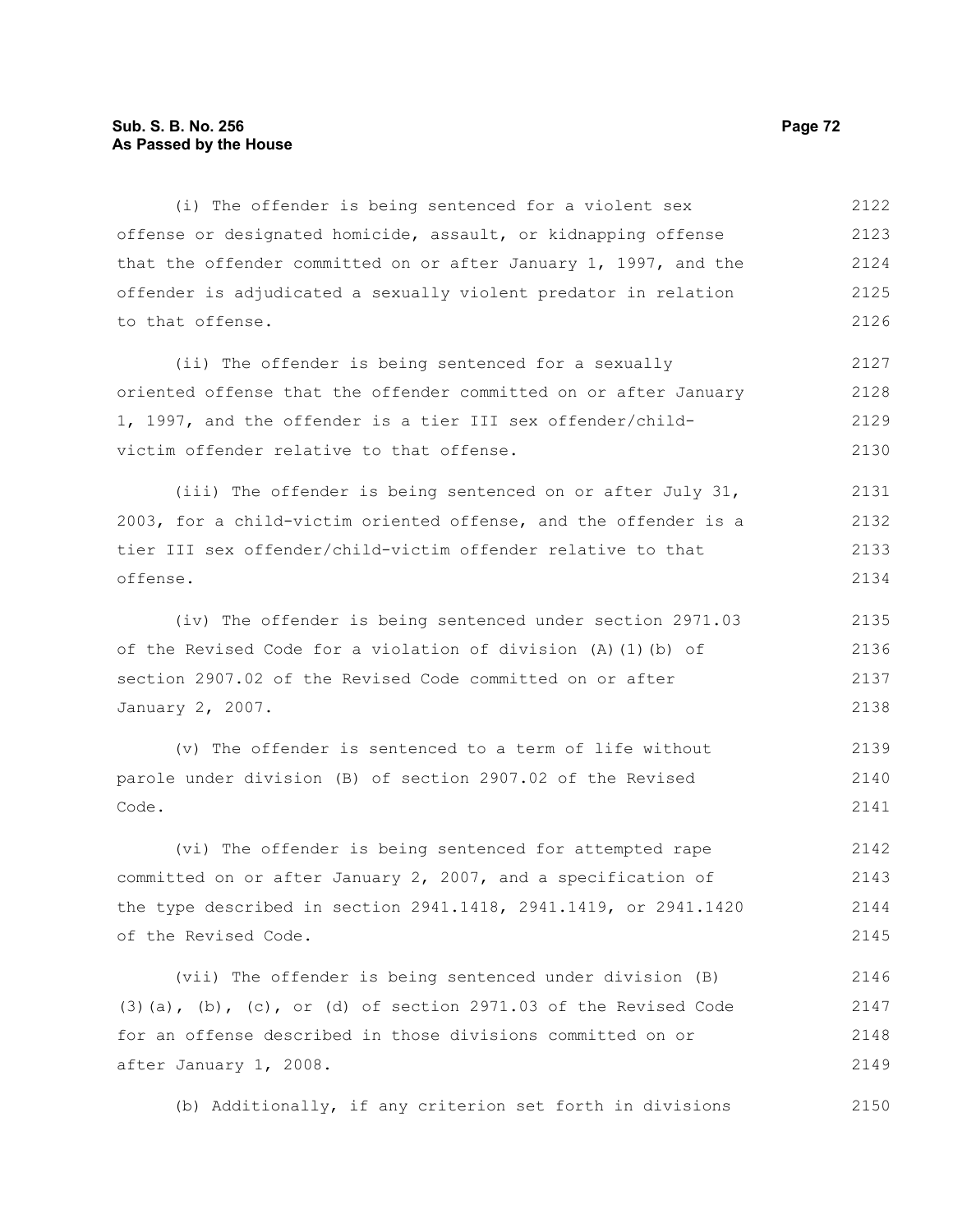(i) The offender is being sentenced for a violent sex offense or designated homicide, assault, or kidnapping offense that the offender committed on or after January 1, 1997, and the offender is adjudicated a sexually violent predator in relation to that offense.

(ii) The offender is being sentenced for a sexually oriented offense that the offender committed on or after January 1, 1997, and the offender is a tier III sex offender/child-victim offender relative to that offense.

(iii) The offender is being sentenced on or after July 31, 2003, for a child-victim oriented offense, and the offender is a tier III sex offender/child-victim offender relative to that offense.

(iv) The offender is being sentenced under section 2971.03 of the Revised Code for a violation of division (A)(1)(b) of section 2907.02 of the Revised Code committed on or after January 2, 2007.

(v) The offender is sentenced to a term of life without parole under division (B) of section 2907.02 of the Revised Code.

(vi) The offender is being sentenced for attempted rape committed on or after January 2, 2007, and a specification of the type described in section 2941.1418, 2941.1419, or 2941.1420 of the Revised Code.

(vii) The offender is being sentenced under division (B)(3)(a), (b), (c), or (d) of section 2971.03 of the Revised Code for an offense described in those divisions committed on or after January 1, 2008.

(b) Additionally, if any criterion set forth in divisions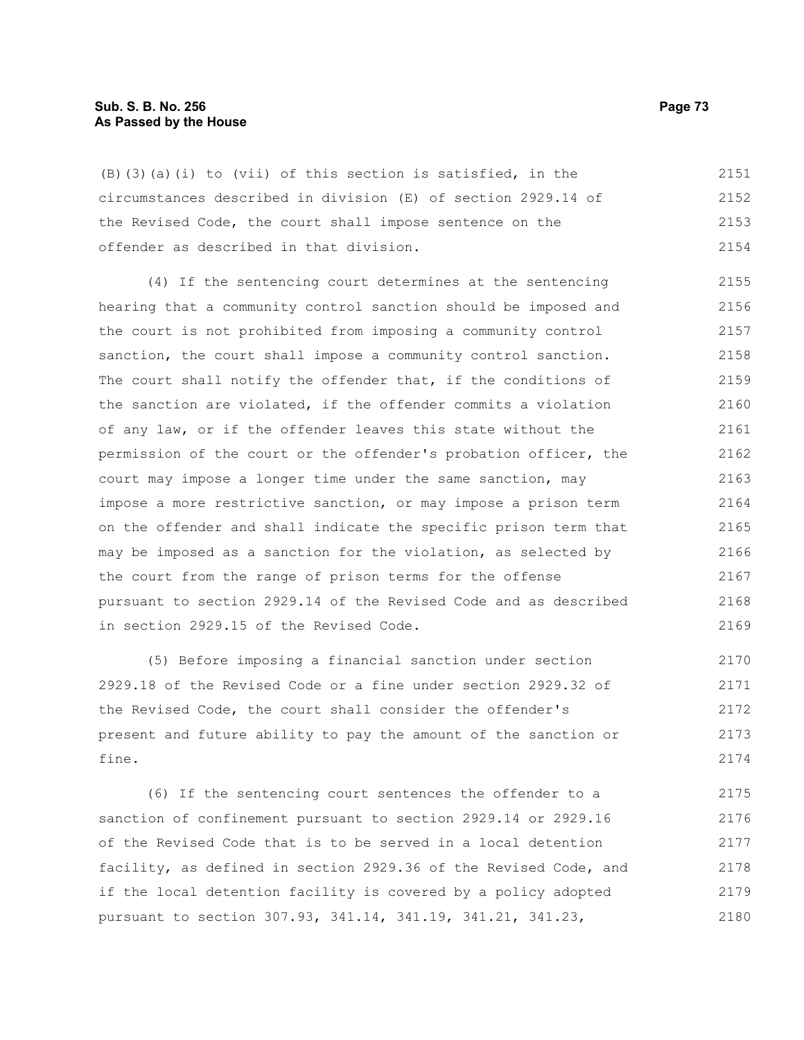(B)(3)(a)(i) to (vii) of this section is satisfied, in the circumstances described in division (E) of section 2929.14 of the Revised Code, the court shall impose sentence on the offender as described in that division.

(4) If the sentencing court determines at the sentencing hearing that a community control sanction should be imposed and the court is not prohibited from imposing a community control sanction, the court shall impose a community control sanction. The court shall notify the offender that, if the conditions of the sanction are violated, if the offender commits a violation of any law, or if the offender leaves this state without the permission of the court or the offender's probation officer, the court may impose a longer time under the same sanction, may impose a more restrictive sanction, or may impose a prison term on the offender and shall indicate the specific prison term that may be imposed as a sanction for the violation, as selected by the court from the range of prison terms for the offense pursuant to section 2929.14 of the Revised Code and as described in section 2929.15 of the Revised Code.

(5) Before imposing a financial sanction under section 2929.18 of the Revised Code or a fine under section 2929.32 of the Revised Code, the court shall consider the offender's present and future ability to pay the amount of the sanction or fine.

(6) If the sentencing court sentences the offender to a sanction of confinement pursuant to section 2929.14 or 2929.16 of the Revised Code that is to be served in a local detention facility, as defined in section 2929.36 of the Revised Code, and if the local detention facility is covered by a policy adopted pursuant to section 307.93, 341.14, 341.19, 341.21, 341.23,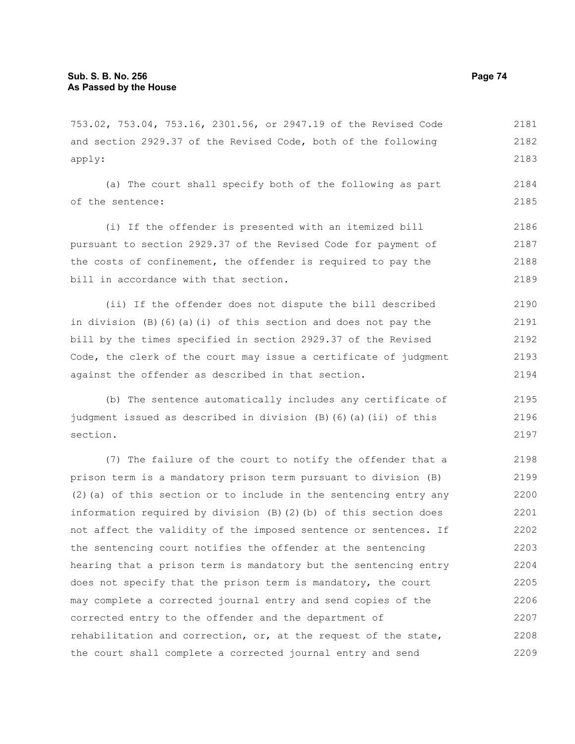753.02, 753.04, 753.16, 2301.56, or 2947.19 of the Revised Code and section 2929.37 of the Revised Code, both of the following apply:

(a) The court shall specify both of the following as part of the sentence:

(i) If the offender is presented with an itemized bill pursuant to section 2929.37 of the Revised Code for payment of the costs of confinement, the offender is required to pay the bill in accordance with that section.

(ii) If the offender does not dispute the bill described in division (B)(6)(a)(i) of this section and does not pay the bill by the times specified in section 2929.37 of the Revised Code, the clerk of the court may issue a certificate of judgment against the offender as described in that section.

(b) The sentence automatically includes any certificate of judgment issued as described in division (B)(6)(a)(ii) of this section.

(7) The failure of the court to notify the offender that a prison term is a mandatory prison term pursuant to division (B)(2)(a) of this section or to include in the sentencing entry any information required by division (B)(2)(b) of this section does not affect the validity of the imposed sentence or sentences. If the sentencing court notifies the offender at the sentencing hearing that a prison term is mandatory but the sentencing entry does not specify that the prison term is mandatory, the court may complete a corrected journal entry and send copies of the corrected entry to the offender and the department of rehabilitation and correction, or, at the request of the state, the court shall complete a corrected journal entry and send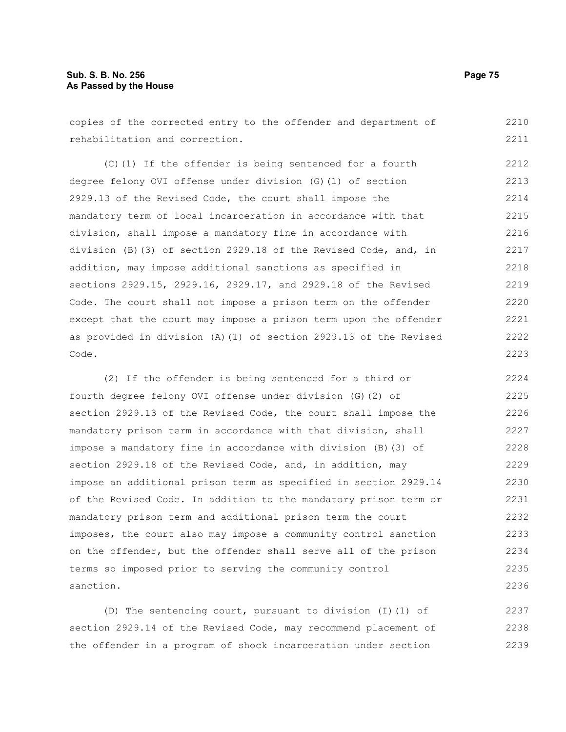copies of the corrected entry to the offender and department of rehabilitation and correction.

(C)(1) If the offender is being sentenced for a fourth degree felony OVI offense under division (G)(1) of section 2929.13 of the Revised Code, the court shall impose the mandatory term of local incarceration in accordance with that division, shall impose a mandatory fine in accordance with division (B)(3) of section 2929.18 of the Revised Code, and, in addition, may impose additional sanctions as specified in sections 2929.15, 2929.16, 2929.17, and 2929.18 of the Revised Code. The court shall not impose a prison term on the offender except that the court may impose a prison term upon the offender as provided in division (A)(1) of section 2929.13 of the Revised Code.

(2) If the offender is being sentenced for a third or fourth degree felony OVI offense under division (G)(2) of section 2929.13 of the Revised Code, the court shall impose the mandatory prison term in accordance with that division, shall impose a mandatory fine in accordance with division (B)(3) of section 2929.18 of the Revised Code, and, in addition, may impose an additional prison term as specified in section 2929.14 of the Revised Code. In addition to the mandatory prison term or mandatory prison term and additional prison term the court imposes, the court also may impose a community control sanction on the offender, but the offender shall serve all of the prison terms so imposed prior to serving the community control sanction.

(D) The sentencing court, pursuant to division (I)(1) of section 2929.14 of the Revised Code, may recommend placement of the offender in a program of shock incarceration under section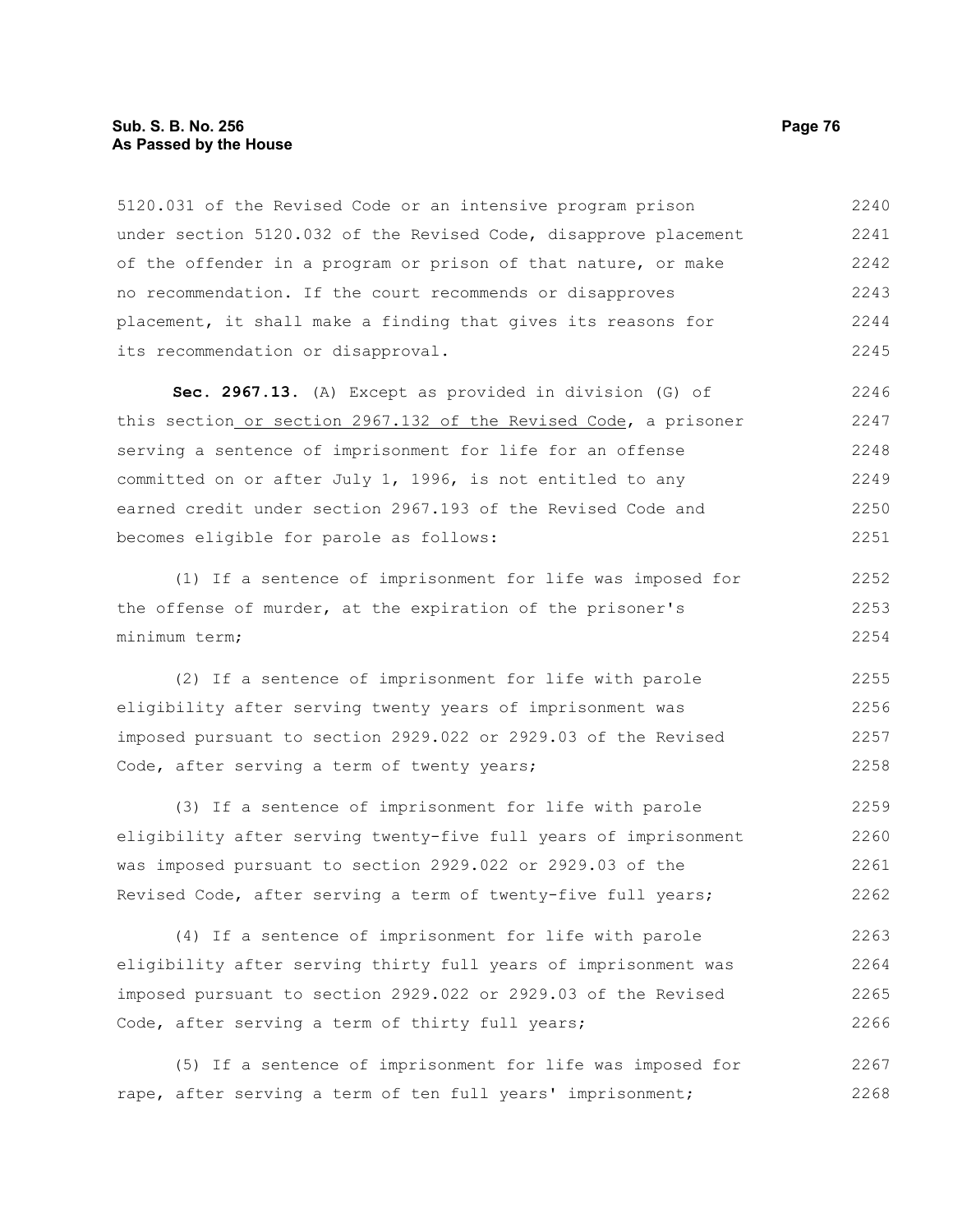5120.031 of the Revised Code or an intensive program prison under section 5120.032 of the Revised Code, disapprove placement of the offender in a program or prison of that nature, or make no recommendation. If the court recommends or disapproves placement, it shall make a finding that gives its reasons for its recommendation or disapproval.

**Sec. 2967.13.** (A) Except as provided in division (G) of this section or section 2967.132 of the Revised Code, a prisoner serving a sentence of imprisonment for life for an offense committed on or after July 1, 1996, is not entitled to any earned credit under section 2967.193 of the Revised Code and becomes eligible for parole as follows:

(1) If a sentence of imprisonment for life was imposed for the offense of murder, at the expiration of the prisoner's minimum term;

(2) If a sentence of imprisonment for life with parole eligibility after serving twenty years of imprisonment was imposed pursuant to section 2929.022 or 2929.03 of the Revised Code, after serving a term of twenty years;

(3) If a sentence of imprisonment for life with parole eligibility after serving twenty-five full years of imprisonment was imposed pursuant to section 2929.022 or 2929.03 of the Revised Code, after serving a term of twenty-five full years;

(4) If a sentence of imprisonment for life with parole eligibility after serving thirty full years of imprisonment was imposed pursuant to section 2929.022 or 2929.03 of the Revised Code, after serving a term of thirty full years;

(5) If a sentence of imprisonment for life was imposed for rape, after serving a term of ten full years' imprisonment;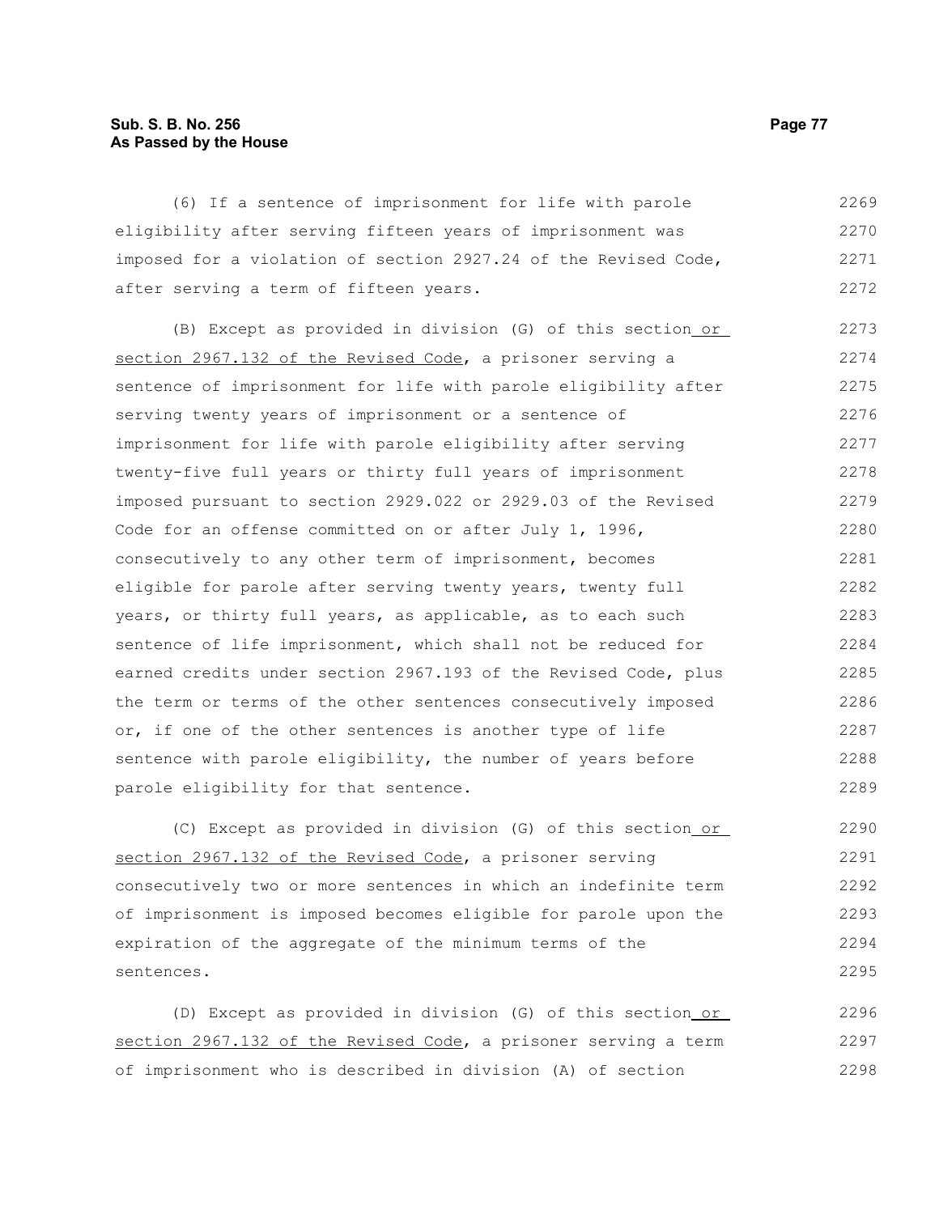(6) If a sentence of imprisonment for life with parole eligibility after serving fifteen years of imprisonment was imposed for a violation of section 2927.24 of the Revised Code, after serving a term of fifteen years.

(B) Except as provided in division (G) of this section or section 2967.132 of the Revised Code, a prisoner serving a sentence of imprisonment for life with parole eligibility after serving twenty years of imprisonment or a sentence of imprisonment for life with parole eligibility after serving twenty-five full years or thirty full years of imprisonment imposed pursuant to section 2929.022 or 2929.03 of the Revised Code for an offense committed on or after July 1, 1996, consecutively to any other term of imprisonment, becomes eligible for parole after serving twenty years, twenty full years, or thirty full years, as applicable, as to each such sentence of life imprisonment, which shall not be reduced for earned credits under section 2967.193 of the Revised Code, plus the term or terms of the other sentences consecutively imposed or, if one of the other sentences is another type of life sentence with parole eligibility, the number of years before parole eligibility for that sentence.

(C) Except as provided in division (G) of this section or section 2967.132 of the Revised Code, a prisoner serving consecutively two or more sentences in which an indefinite term of imprisonment is imposed becomes eligible for parole upon the expiration of the aggregate of the minimum terms of the sentences.

(D) Except as provided in division (G) of this section or section 2967.132 of the Revised Code, a prisoner serving a term of imprisonment who is described in division (A) of section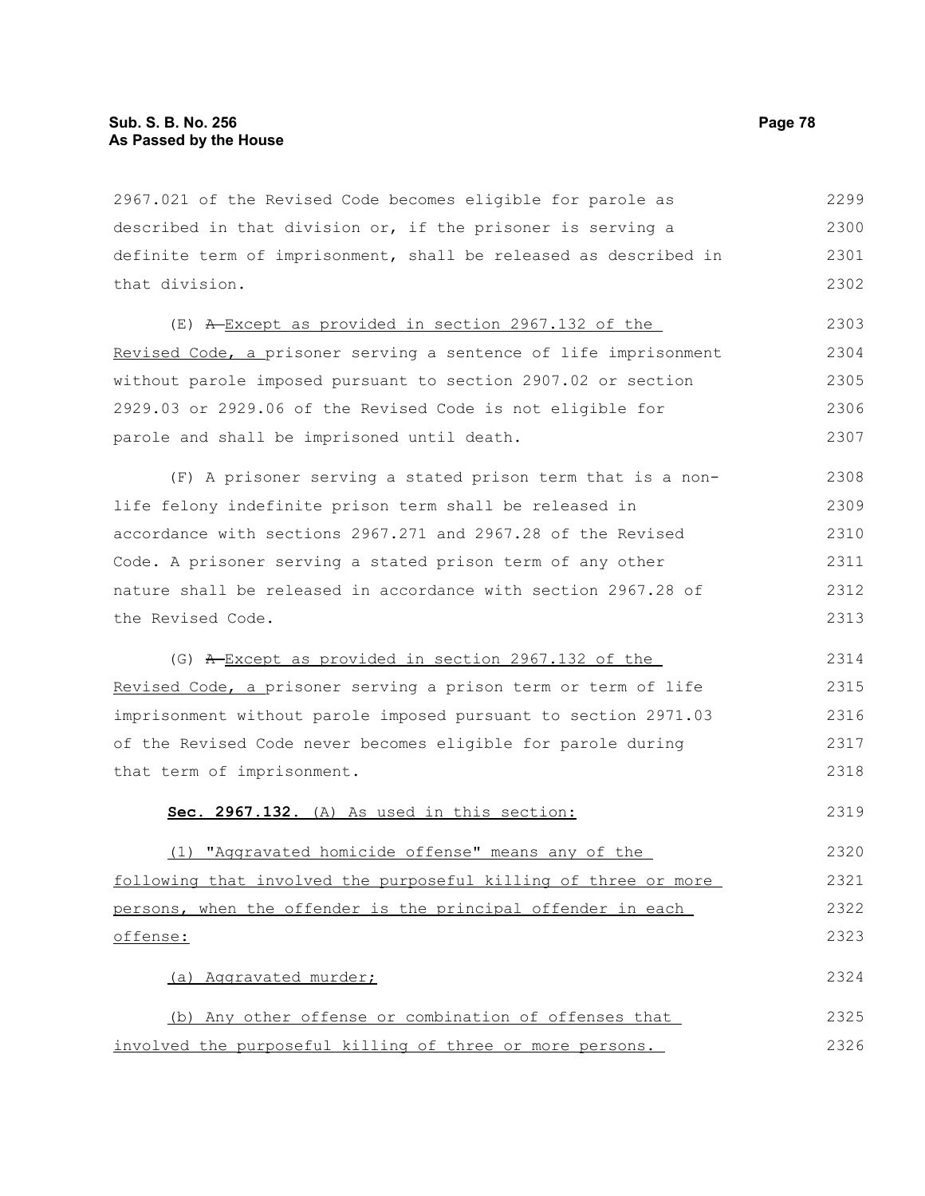2967.021 of the Revised Code becomes eligible for parole as described in that division or, if the prisoner is serving a definite term of imprisonment, shall be released as described in that division.

(E) ~~A~~ Except as provided in section 2967.132 of the Revised Code, a prisoner serving a sentence of life imprisonment without parole imposed pursuant to section 2907.02 or section 2929.03 or 2929.06 of the Revised Code is not eligible for parole and shall be imprisoned until death.

(F) A prisoner serving a stated prison term that is a non-life felony indefinite prison term shall be released in accordance with sections 2967.271 and 2967.28 of the Revised Code. A prisoner serving a stated prison term of any other nature shall be released in accordance with section 2967.28 of the Revised Code.

(G) ~~A~~ Except as provided in section 2967.132 of the Revised Code, a prisoner serving a prison term or term of life imprisonment without parole imposed pursuant to section 2971.03 of the Revised Code never becomes eligible for parole during that term of imprisonment.

**Sec. 2967.132.** (A) As used in this section:

(1) "Aggravated homicide offense" means any of the following that involved the purposeful killing of three or more persons, when the offender is the principal offender in each offense:

(a) Aggravated murder;

(b) Any other offense or combination of offenses that involved the purposeful killing of three or more persons.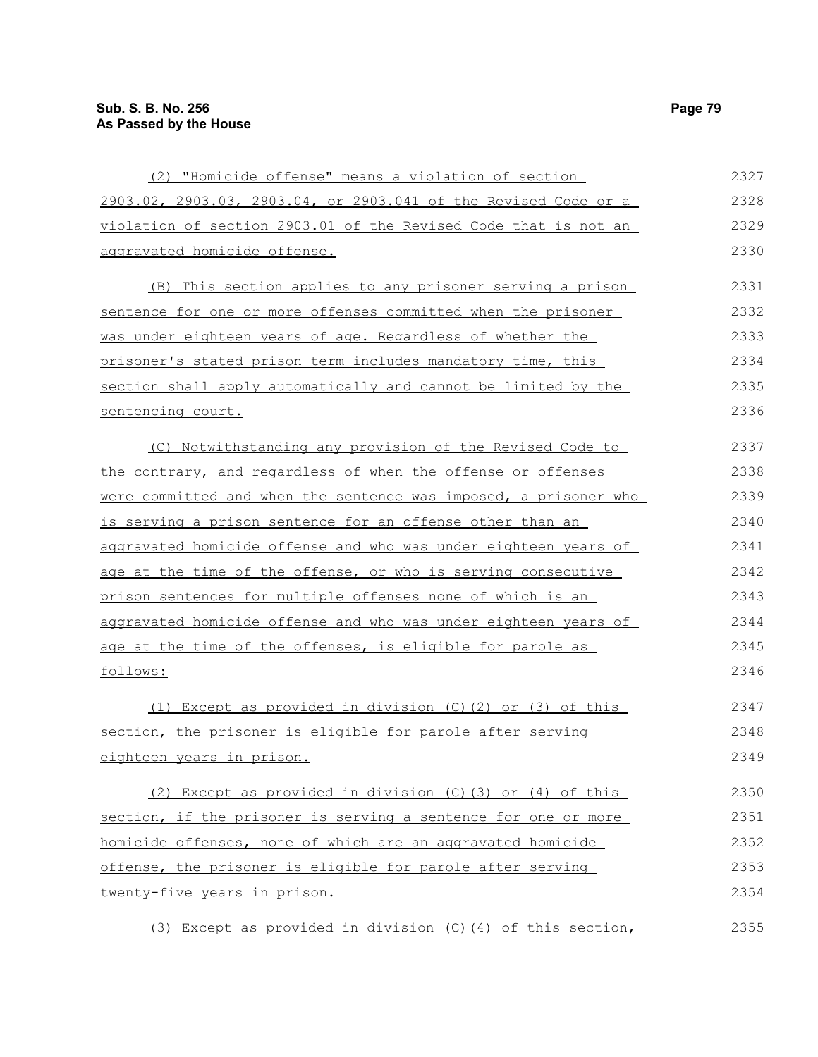(2) "Homicide offense" means a violation of section 2903.02, 2903.03, 2903.04, or 2903.041 of the Revised Code or a violation of section 2903.01 of the Revised Code that is not an aggravated homicide offense.

(B) This section applies to any prisoner serving a prison sentence for one or more offenses committed when the prisoner was under eighteen years of age. Regardless of whether the prisoner's stated prison term includes mandatory time, this section shall apply automatically and cannot be limited by the sentencing court.

(C) Notwithstanding any provision of the Revised Code to the contrary, and regardless of when the offense or offenses were committed and when the sentence was imposed, a prisoner who is serving a prison sentence for an offense other than an aggravated homicide offense and who was under eighteen years of age at the time of the offense, or who is serving consecutive prison sentences for multiple offenses none of which is an aggravated homicide offense and who was under eighteen years of age at the time of the offenses, is eligible for parole as follows:

(1) Except as provided in division (C)(2) or (3) of this section, the prisoner is eligible for parole after serving eighteen years in prison.

(2) Except as provided in division (C)(3) or (4) of this section, if the prisoner is serving a sentence for one or more homicide offenses, none of which are an aggravated homicide offense, the prisoner is eligible for parole after serving twenty-five years in prison.

(3) Except as provided in division (C)(4) of this section,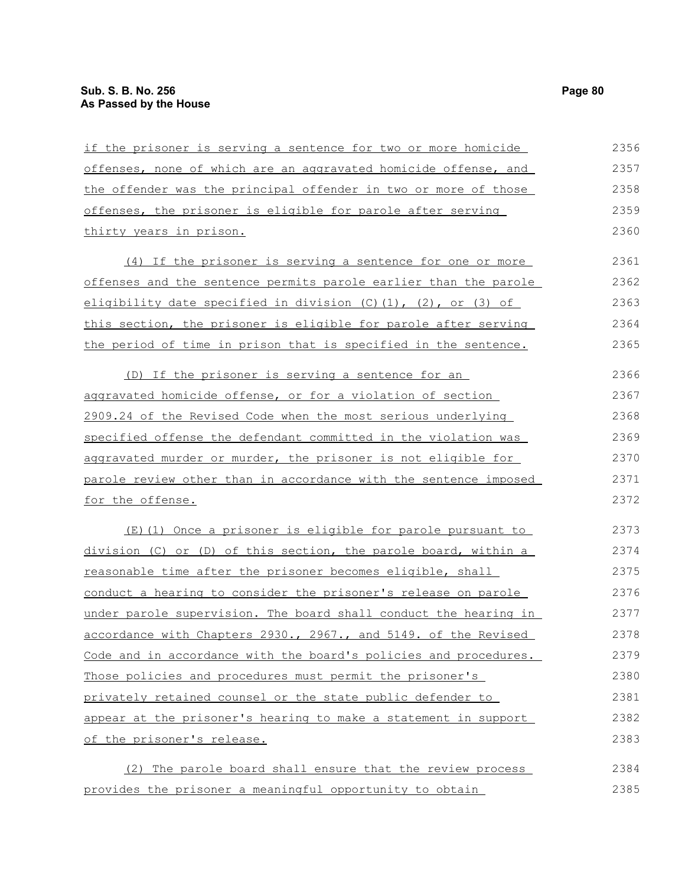if the prisoner is serving a sentence for two or more homicide offenses, none of which are an aggravated homicide offense, and the offender was the principal offender in two or more of those offenses, the prisoner is eligible for parole after serving thirty years in prison.

(4) If the prisoner is serving a sentence for one or more offenses and the sentence permits parole earlier than the parole eligibility date specified in division (C)(1), (2), or (3) of this section, the prisoner is eligible for parole after serving the period of time in prison that is specified in the sentence.

(D) If the prisoner is serving a sentence for an aggravated homicide offense, or for a violation of section 2909.24 of the Revised Code when the most serious underlying specified offense the defendant committed in the violation was aggravated murder or murder, the prisoner is not eligible for parole review other than in accordance with the sentence imposed for the offense.

(E)(1) Once a prisoner is eligible for parole pursuant to division (C) or (D) of this section, the parole board, within a reasonable time after the prisoner becomes eligible, shall conduct a hearing to consider the prisoner's release on parole under parole supervision. The board shall conduct the hearing in accordance with Chapters 2930., 2967., and 5149. of the Revised Code and in accordance with the board's policies and procedures. Those policies and procedures must permit the prisoner's privately retained counsel or the state public defender to appear at the prisoner's hearing to make a statement in support of the prisoner's release.

(2) The parole board shall ensure that the review process provides the prisoner a meaningful opportunity to obtain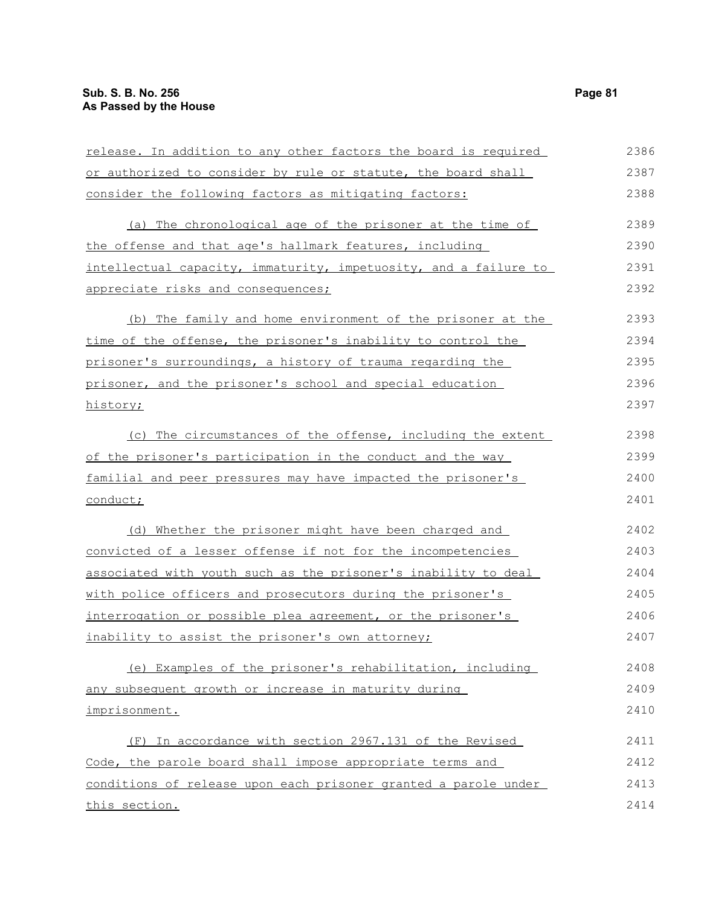release. In addition to any other factors the board is required or authorized to consider by rule or statute, the board shall consider the following factors as mitigating factors:

(a) The chronological age of the prisoner at the time of the offense and that age's hallmark features, including intellectual capacity, immaturity, impetuosity, and a failure to appreciate risks and consequences;

(b) The family and home environment of the prisoner at the time of the offense, the prisoner's inability to control the prisoner's surroundings, a history of trauma regarding the prisoner, and the prisoner's school and special education history;

(c) The circumstances of the offense, including the extent of the prisoner's participation in the conduct and the way familial and peer pressures may have impacted the prisoner's conduct;

(d) Whether the prisoner might have been charged and convicted of a lesser offense if not for the incompetencies associated with youth such as the prisoner's inability to deal with police officers and prosecutors during the prisoner's interrogation or possible plea agreement, or the prisoner's inability to assist the prisoner's own attorney;

(e) Examples of the prisoner's rehabilitation, including any subsequent growth or increase in maturity during imprisonment.

(F) In accordance with section 2967.131 of the Revised Code, the parole board shall impose appropriate terms and conditions of release upon each prisoner granted a parole under this section.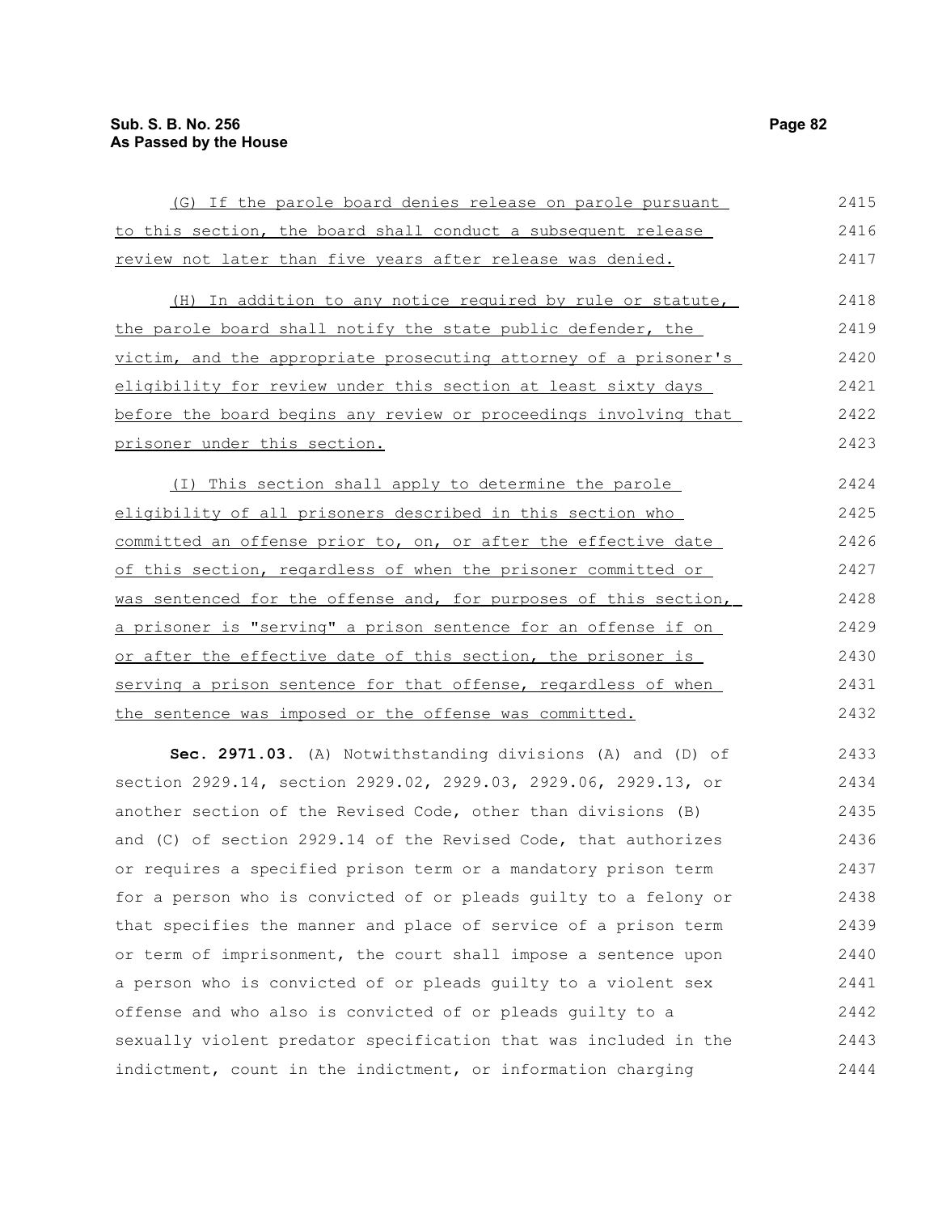(G) If the parole board denies release on parole pursuant to this section, the board shall conduct a subsequent release review not later than five years after release was denied.

(H) In addition to any notice required by rule or statute, the parole board shall notify the state public defender, the victim, and the appropriate prosecuting attorney of a prisoner's eligibility for review under this section at least sixty days before the board begins any review or proceedings involving that prisoner under this section.

(I) This section shall apply to determine the parole eligibility of all prisoners described in this section who committed an offense prior to, on, or after the effective date of this section, regardless of when the prisoner committed or was sentenced for the offense and, for purposes of this section, a prisoner is "serving" a prison sentence for an offense if on or after the effective date of this section, the prisoner is serving a prison sentence for that offense, regardless of when the sentence was imposed or the offense was committed.

**Sec. 2971.03.** (A) Notwithstanding divisions (A) and (D) of section 2929.14, section 2929.02, 2929.03, 2929.06, 2929.13, or another section of the Revised Code, other than divisions (B) and (C) of section 2929.14 of the Revised Code, that authorizes or requires a specified prison term or a mandatory prison term for a person who is convicted of or pleads guilty to a felony or that specifies the manner and place of service of a prison term or term of imprisonment, the court shall impose a sentence upon a person who is convicted of or pleads guilty to a violent sex offense and who also is convicted of or pleads guilty to a sexually violent predator specification that was included in the indictment, count in the indictment, or information charging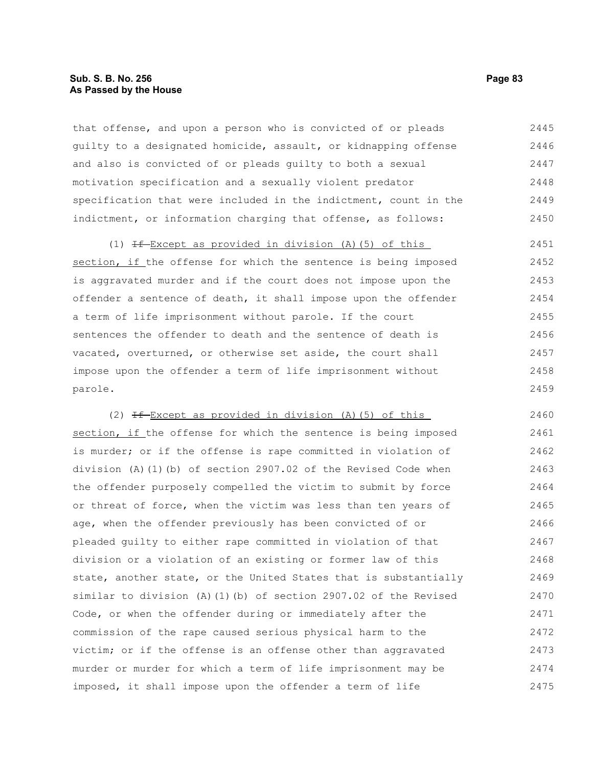that offense, and upon a person who is convicted of or pleads guilty to a designated homicide, assault, or kidnapping offense and also is convicted of or pleads guilty to both a sexual motivation specification and a sexually violent predator specification that were included in the indictment, count in the indictment, or information charging that offense, as follows:

(1) ~~If~~ Except as provided in division (A)(5) of this section, if the offense for which the sentence is being imposed is aggravated murder and if the court does not impose upon the offender a sentence of death, it shall impose upon the offender a term of life imprisonment without parole. If the court sentences the offender to death and the sentence of death is vacated, overturned, or otherwise set aside, the court shall impose upon the offender a term of life imprisonment without parole.

(2) ~~If~~ Except as provided in division (A)(5) of this section, if the offense for which the sentence is being imposed is murder; or if the offense is rape committed in violation of division (A)(1)(b) of section 2907.02 of the Revised Code when the offender purposely compelled the victim to submit by force or threat of force, when the victim was less than ten years of age, when the offender previously has been convicted of or pleaded guilty to either rape committed in violation of that division or a violation of an existing or former law of this state, another state, or the United States that is substantially similar to division (A)(1)(b) of section 2907.02 of the Revised Code, or when the offender during or immediately after the commission of the rape caused serious physical harm to the victim; or if the offense is an offense other than aggravated murder or murder for which a term of life imprisonment may be imposed, it shall impose upon the offender a term of life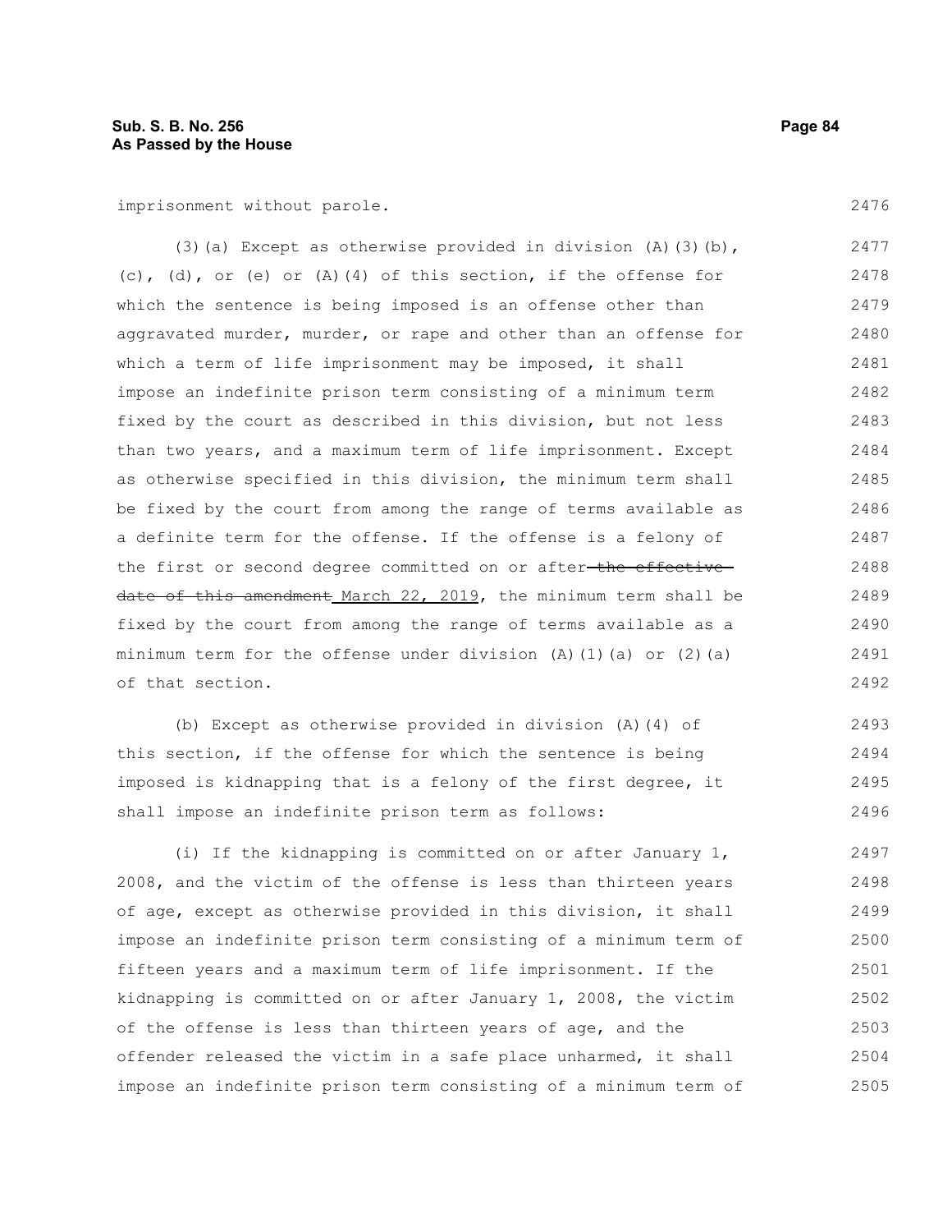imprisonment without parole.

(3)(a) Except as otherwise provided in division (A)(3)(b), (c), (d), or (e) or (A)(4) of this section, if the offense for which the sentence is being imposed is an offense other than aggravated murder, murder, or rape and other than an offense for which a term of life imprisonment may be imposed, it shall impose an indefinite prison term consisting of a minimum term fixed by the court as described in this division, but not less than two years, and a maximum term of life imprisonment. Except as otherwise specified in this division, the minimum term shall be fixed by the court from among the range of terms available as a definite term for the offense. If the offense is a felony of the first or second degree committed on or after ~~the effective date of this amendment~~ March 22, 2019, the minimum term shall be fixed by the court from among the range of terms available as a minimum term for the offense under division (A)(1)(a) or (2)(a) of that section.

(b) Except as otherwise provided in division (A)(4) of this section, if the offense for which the sentence is being imposed is kidnapping that is a felony of the first degree, it shall impose an indefinite prison term as follows:

(i) If the kidnapping is committed on or after January 1, 2008, and the victim of the offense is less than thirteen years of age, except as otherwise provided in this division, it shall impose an indefinite prison term consisting of a minimum term of fifteen years and a maximum term of life imprisonment. If the kidnapping is committed on or after January 1, 2008, the victim of the offense is less than thirteen years of age, and the offender released the victim in a safe place unharmed, it shall impose an indefinite prison term consisting of a minimum term of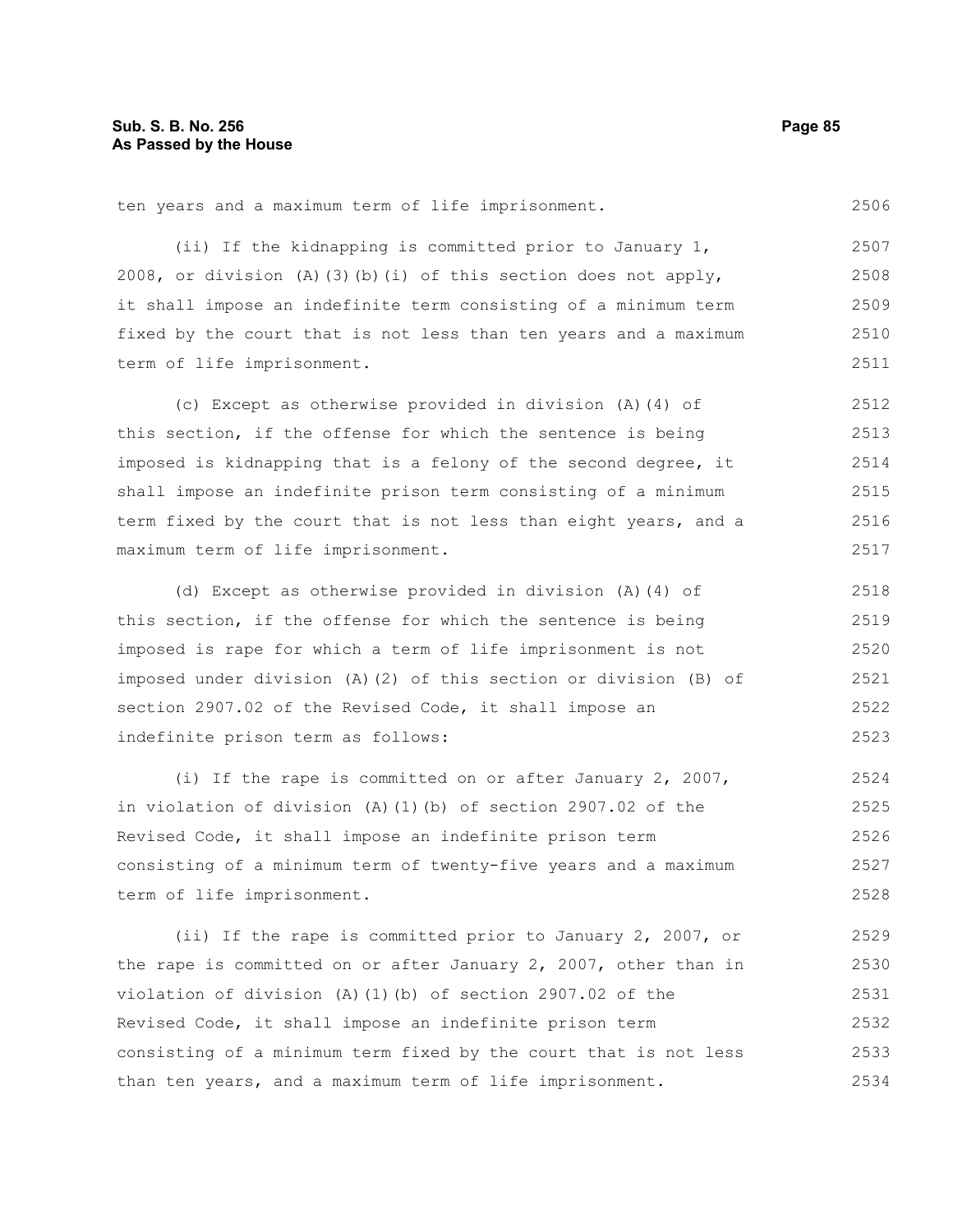ten years and a maximum term of life imprisonment.

(ii) If the kidnapping is committed prior to January 1, 2008, or division (A)(3)(b)(i) of this section does not apply, it shall impose an indefinite term consisting of a minimum term fixed by the court that is not less than ten years and a maximum term of life imprisonment.

(c) Except as otherwise provided in division (A)(4) of this section, if the offense for which the sentence is being imposed is kidnapping that is a felony of the second degree, it shall impose an indefinite prison term consisting of a minimum term fixed by the court that is not less than eight years, and a maximum term of life imprisonment.

(d) Except as otherwise provided in division (A)(4) of this section, if the offense for which the sentence is being imposed is rape for which a term of life imprisonment is not imposed under division (A)(2) of this section or division (B) of section 2907.02 of the Revised Code, it shall impose an indefinite prison term as follows:

(i) If the rape is committed on or after January 2, 2007, in violation of division (A)(1)(b) of section 2907.02 of the Revised Code, it shall impose an indefinite prison term consisting of a minimum term of twenty-five years and a maximum term of life imprisonment.

(ii) If the rape is committed prior to January 2, 2007, or the rape is committed on or after January 2, 2007, other than in violation of division (A)(1)(b) of section 2907.02 of the Revised Code, it shall impose an indefinite prison term consisting of a minimum term fixed by the court that is not less than ten years, and a maximum term of life imprisonment.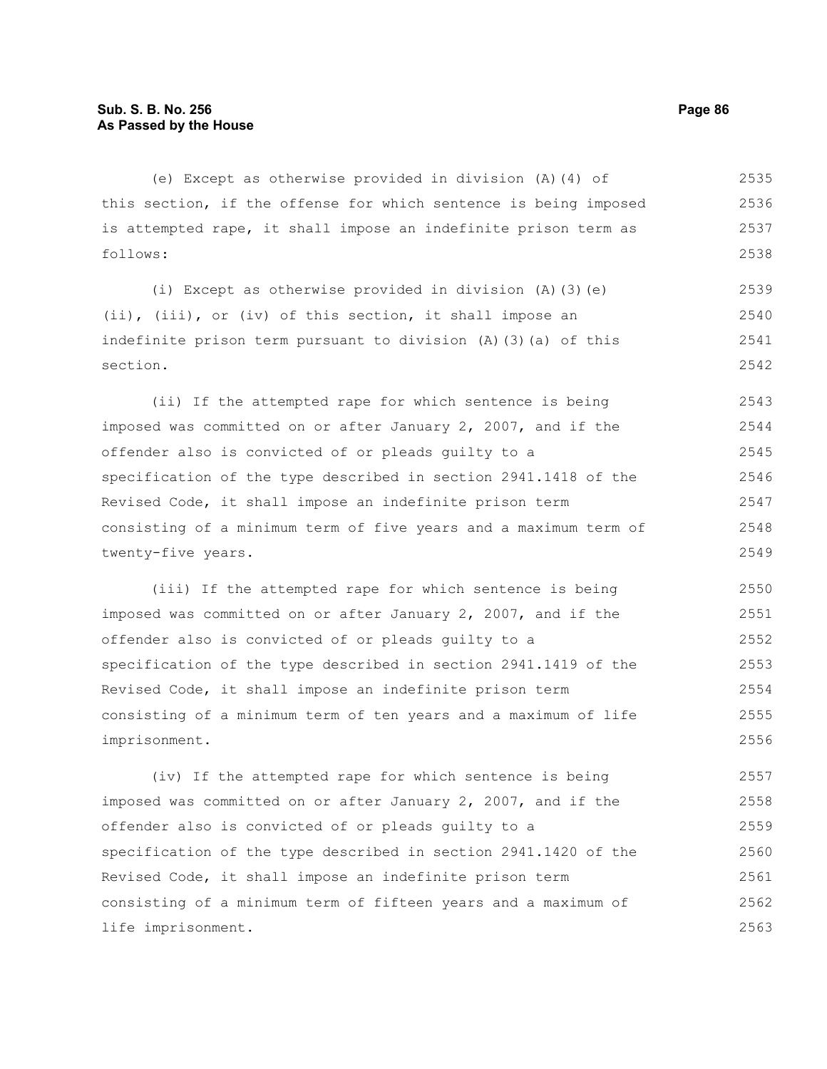(e) Except as otherwise provided in division (A)(4) of this section, if the offense for which sentence is being imposed is attempted rape, it shall impose an indefinite prison term as follows:

(i) Except as otherwise provided in division (A)(3)(e)(ii), (iii), or (iv) of this section, it shall impose an indefinite prison term pursuant to division (A)(3)(a) of this section.

(ii) If the attempted rape for which sentence is being imposed was committed on or after January 2, 2007, and if the offender also is convicted of or pleads guilty to a specification of the type described in section 2941.1418 of the Revised Code, it shall impose an indefinite prison term consisting of a minimum term of five years and a maximum term of twenty-five years.

(iii) If the attempted rape for which sentence is being imposed was committed on or after January 2, 2007, and if the offender also is convicted of or pleads guilty to a specification of the type described in section 2941.1419 of the Revised Code, it shall impose an indefinite prison term consisting of a minimum term of ten years and a maximum of life imprisonment.

(iv) If the attempted rape for which sentence is being imposed was committed on or after January 2, 2007, and if the offender also is convicted of or pleads guilty to a specification of the type described in section 2941.1420 of the Revised Code, it shall impose an indefinite prison term consisting of a minimum term of fifteen years and a maximum of life imprisonment.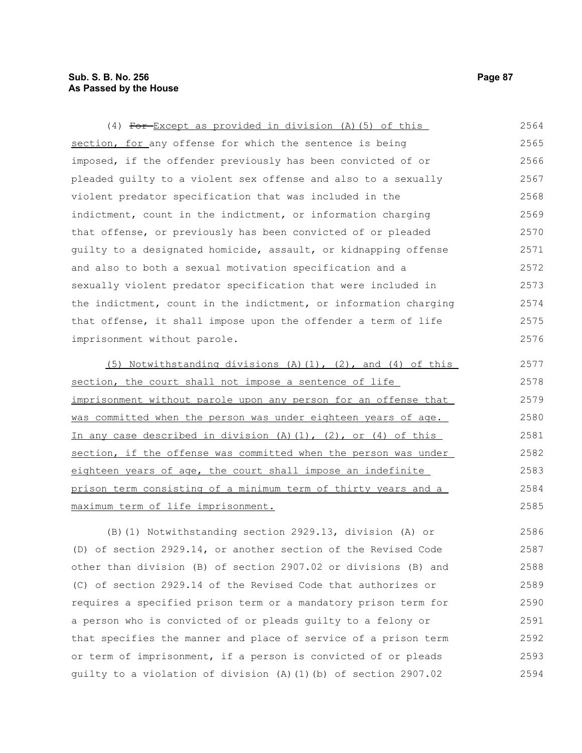(4) ~~For~~ Except as provided in division (A)(5) of this section, for any offense for which the sentence is being imposed, if the offender previously has been convicted of or pleaded guilty to a violent sex offense and also to a sexually violent predator specification that was included in the indictment, count in the indictment, or information charging that offense, or previously has been convicted of or pleaded guilty to a designated homicide, assault, or kidnapping offense and also to both a sexual motivation specification and a sexually violent predator specification that were included in the indictment, count in the indictment, or information charging that offense, it shall impose upon the offender a term of life imprisonment without parole.

(5) Notwithstanding divisions (A)(1), (2), and (4) of this section, the court shall not impose a sentence of life imprisonment without parole upon any person for an offense that was committed when the person was under eighteen years of age. In any case described in division (A)(1), (2), or (4) of this section, if the offense was committed when the person was under eighteen years of age, the court shall impose an indefinite prison term consisting of a minimum term of thirty years and a maximum term of life imprisonment.

(B)(1) Notwithstanding section 2929.13, division (A) or (D) of section 2929.14, or another section of the Revised Code other than division (B) of section 2907.02 or divisions (B) and (C) of section 2929.14 of the Revised Code that authorizes or requires a specified prison term or a mandatory prison term for a person who is convicted of or pleads guilty to a felony or that specifies the manner and place of service of a prison term or term of imprisonment, if a person is convicted of or pleads guilty to a violation of division (A)(1)(b) of section 2907.02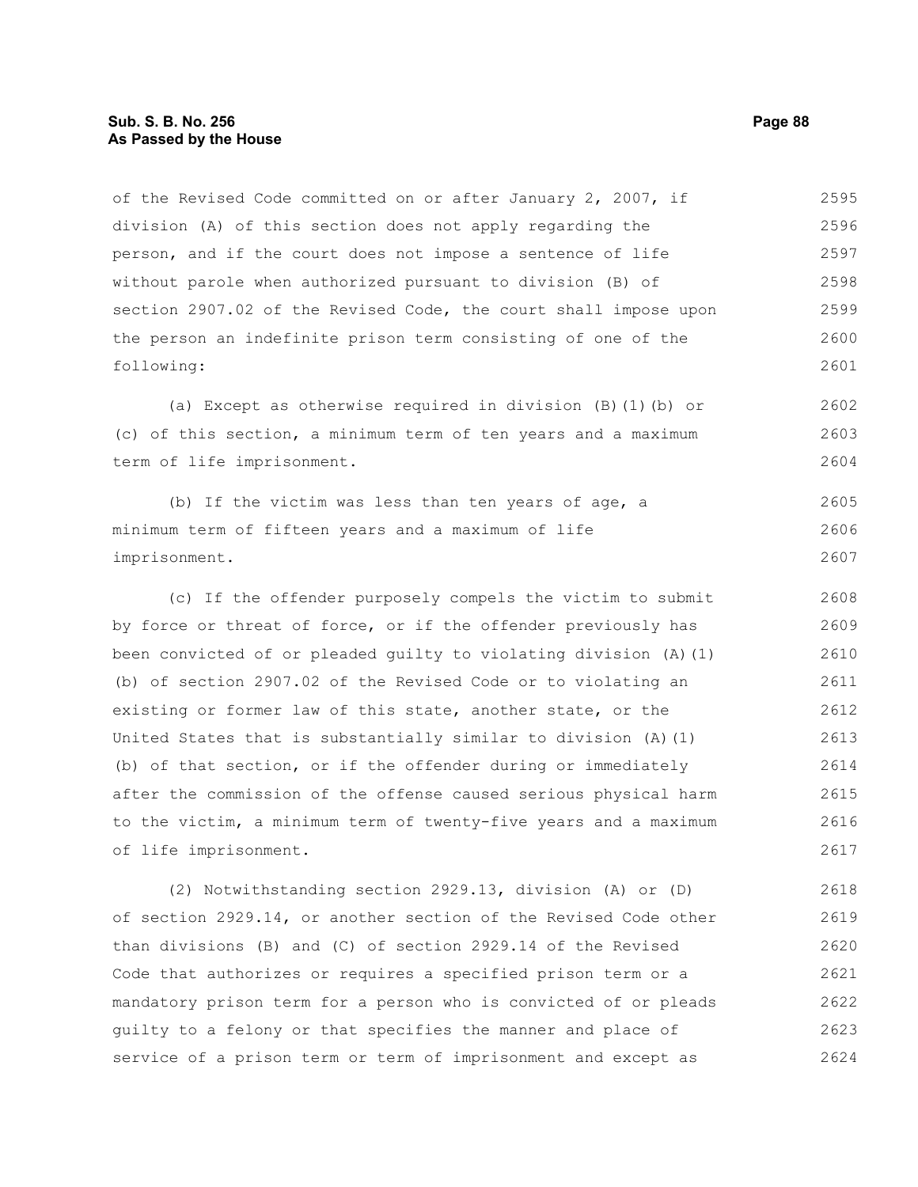of the Revised Code committed on or after January 2, 2007, if division (A) of this section does not apply regarding the person, and if the court does not impose a sentence of life without parole when authorized pursuant to division (B) of section 2907.02 of the Revised Code, the court shall impose upon the person an indefinite prison term consisting of one of the following:

(a) Except as otherwise required in division (B)(1)(b) or (c) of this section, a minimum term of ten years and a maximum term of life imprisonment.

(b) If the victim was less than ten years of age, a minimum term of fifteen years and a maximum of life imprisonment.

(c) If the offender purposely compels the victim to submit by force or threat of force, or if the offender previously has been convicted of or pleaded guilty to violating division (A)(1)(b) of section 2907.02 of the Revised Code or to violating an existing or former law of this state, another state, or the United States that is substantially similar to division (A)(1)(b) of that section, or if the offender during or immediately after the commission of the offense caused serious physical harm to the victim, a minimum term of twenty-five years and a maximum of life imprisonment.

(2) Notwithstanding section 2929.13, division (A) or (D) of section 2929.14, or another section of the Revised Code other than divisions (B) and (C) of section 2929.14 of the Revised Code that authorizes or requires a specified prison term or a mandatory prison term for a person who is convicted of or pleads guilty to a felony or that specifies the manner and place of service of a prison term or term of imprisonment and except as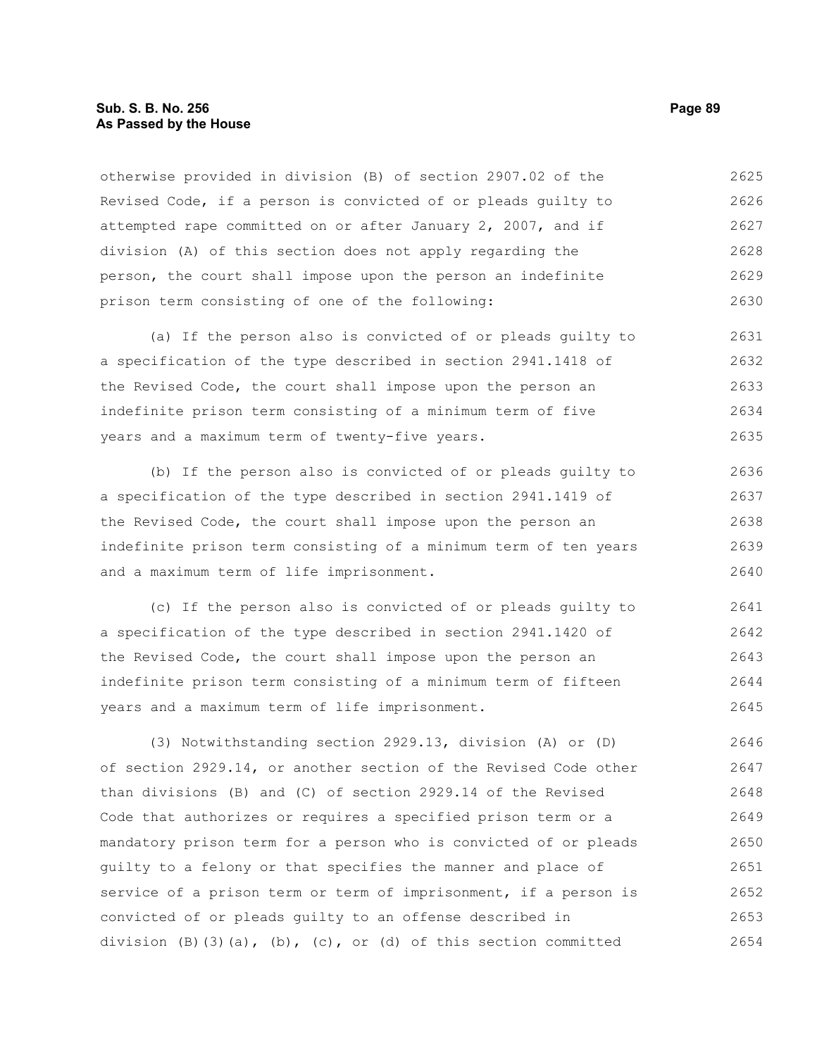otherwise provided in division (B) of section 2907.02 of the Revised Code, if a person is convicted of or pleads guilty to attempted rape committed on or after January 2, 2007, and if division (A) of this section does not apply regarding the person, the court shall impose upon the person an indefinite prison term consisting of one of the following:

(a) If the person also is convicted of or pleads guilty to a specification of the type described in section 2941.1418 of the Revised Code, the court shall impose upon the person an indefinite prison term consisting of a minimum term of five years and a maximum term of twenty-five years.

(b) If the person also is convicted of or pleads guilty to a specification of the type described in section 2941.1419 of the Revised Code, the court shall impose upon the person an indefinite prison term consisting of a minimum term of ten years and a maximum term of life imprisonment.

(c) If the person also is convicted of or pleads guilty to a specification of the type described in section 2941.1420 of the Revised Code, the court shall impose upon the person an indefinite prison term consisting of a minimum term of fifteen years and a maximum term of life imprisonment.

(3) Notwithstanding section 2929.13, division (A) or (D) of section 2929.14, or another section of the Revised Code other than divisions (B) and (C) of section 2929.14 of the Revised Code that authorizes or requires a specified prison term or a mandatory prison term for a person who is convicted of or pleads guilty to a felony or that specifies the manner and place of service of a prison term or term of imprisonment, if a person is convicted of or pleads guilty to an offense described in division (B)(3)(a), (b), (c), or (d) of this section committed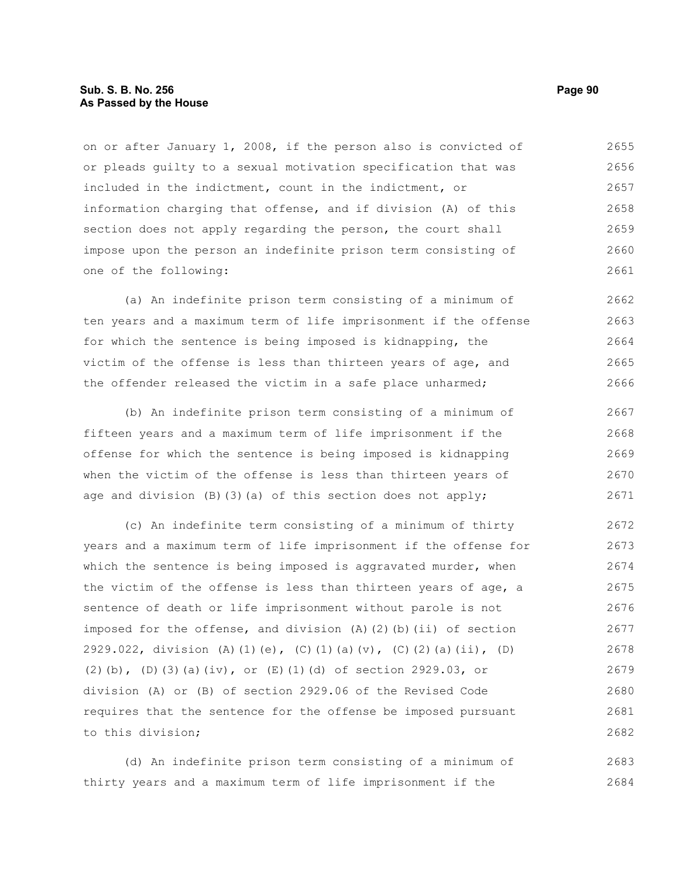on or after January 1, 2008, if the person also is convicted of or pleads guilty to a sexual motivation specification that was included in the indictment, count in the indictment, or information charging that offense, and if division (A) of this section does not apply regarding the person, the court shall impose upon the person an indefinite prison term consisting of one of the following:

(a) An indefinite prison term consisting of a minimum of ten years and a maximum term of life imprisonment if the offense for which the sentence is being imposed is kidnapping, the victim of the offense is less than thirteen years of age, and the offender released the victim in a safe place unharmed;

(b) An indefinite prison term consisting of a minimum of fifteen years and a maximum term of life imprisonment if the offense for which the sentence is being imposed is kidnapping when the victim of the offense is less than thirteen years of age and division (B)(3)(a) of this section does not apply;

(c) An indefinite term consisting of a minimum of thirty years and a maximum term of life imprisonment if the offense for which the sentence is being imposed is aggravated murder, when the victim of the offense is less than thirteen years of age, a sentence of death or life imprisonment without parole is not imposed for the offense, and division (A)(2)(b)(ii) of section 2929.022, division (A)(1)(e), (C)(1)(a)(v), (C)(2)(a)(ii), (D)(2)(b), (D)(3)(a)(iv), or (E)(1)(d) of section 2929.03, or division (A) or (B) of section 2929.06 of the Revised Code requires that the sentence for the offense be imposed pursuant to this division;

(d) An indefinite prison term consisting of a minimum of thirty years and a maximum term of life imprisonment if the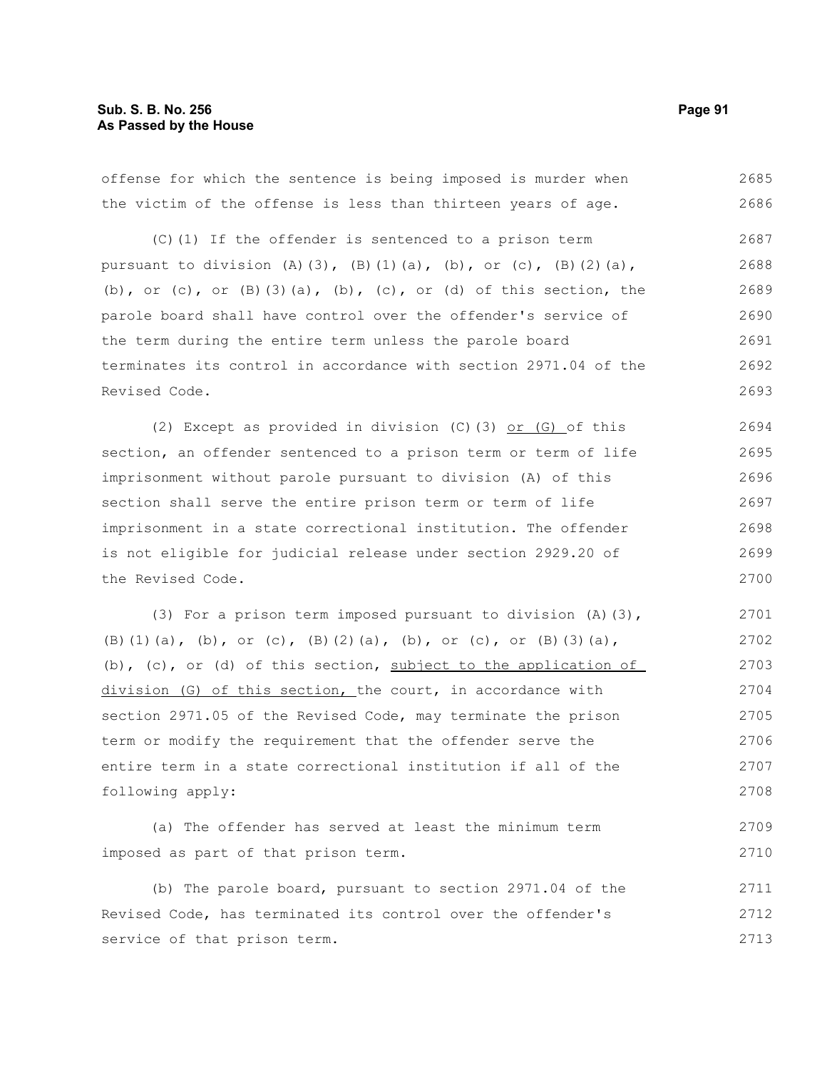offense for which the sentence is being imposed is murder when the victim of the offense is less than thirteen years of age.

(C)(1) If the offender is sentenced to a prison term pursuant to division (A)(3), (B)(1)(a), (b), or (c), (B)(2)(a), (b), or (c), or (B)(3)(a), (b), (c), or (d) of this section, the parole board shall have control over the offender's service of the term during the entire term unless the parole board terminates its control in accordance with section 2971.04 of the Revised Code.

(2) Except as provided in division (C)(3) <u>or (G)</u> of this section, an offender sentenced to a prison term or term of life imprisonment without parole pursuant to division (A) of this section shall serve the entire prison term or term of life imprisonment in a state correctional institution. The offender is not eligible for judicial release under section 2929.20 of the Revised Code.

(3) For a prison term imposed pursuant to division (A)(3), (B)(1)(a), (b), or (c), (B)(2)(a), (b), or (c), or (B)(3)(a), (b), (c), or (d) of this section, <u>subject to the application of division (G) of this section,</u> the court, in accordance with section 2971.05 of the Revised Code, may terminate the prison term or modify the requirement that the offender serve the entire term in a state correctional institution if all of the following apply:

(a) The offender has served at least the minimum term imposed as part of that prison term.

(b) The parole board, pursuant to section 2971.04 of the Revised Code, has terminated its control over the offender's service of that prison term.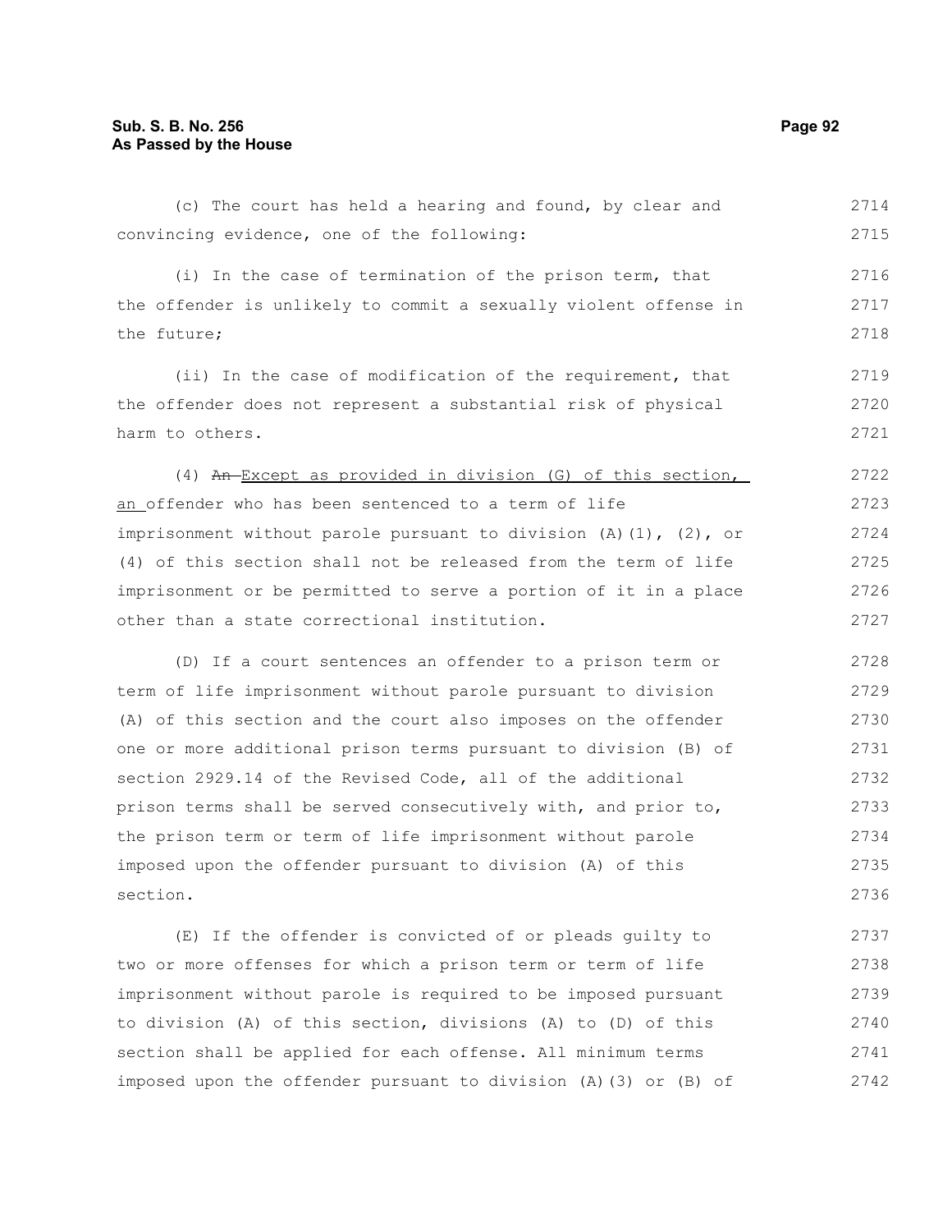(c) The court has held a hearing and found, by clear and convincing evidence, one of the following:

(i) In the case of termination of the prison term, that the offender is unlikely to commit a sexually violent offense in the future;

(ii) In the case of modification of the requirement, that the offender does not represent a substantial risk of physical harm to others.

(4) ~~An~~ Except as provided in division (G) of this section, an offender who has been sentenced to a term of life imprisonment without parole pursuant to division (A)(1), (2), or (4) of this section shall not be released from the term of life imprisonment or be permitted to serve a portion of it in a place other than a state correctional institution.

(D) If a court sentences an offender to a prison term or term of life imprisonment without parole pursuant to division (A) of this section and the court also imposes on the offender one or more additional prison terms pursuant to division (B) of section 2929.14 of the Revised Code, all of the additional prison terms shall be served consecutively with, and prior to, the prison term or term of life imprisonment without parole imposed upon the offender pursuant to division (A) of this section.

(E) If the offender is convicted of or pleads guilty to two or more offenses for which a prison term or term of life imprisonment without parole is required to be imposed pursuant to division (A) of this section, divisions (A) to (D) of this section shall be applied for each offense. All minimum terms imposed upon the offender pursuant to division (A)(3) or (B) of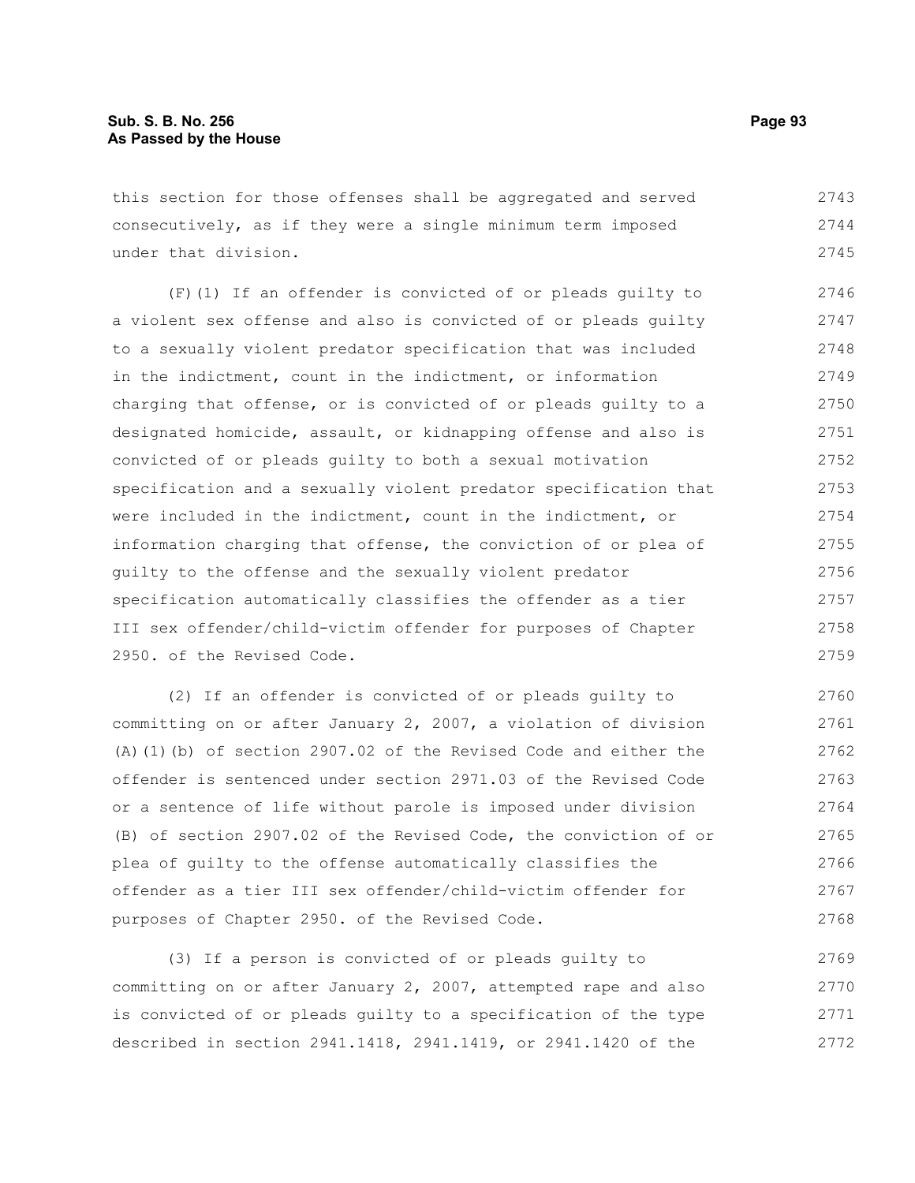this section for those offenses shall be aggregated and served consecutively, as if they were a single minimum term imposed under that division.

(F)(1) If an offender is convicted of or pleads guilty to a violent sex offense and also is convicted of or pleads guilty to a sexually violent predator specification that was included in the indictment, count in the indictment, or information charging that offense, or is convicted of or pleads guilty to a designated homicide, assault, or kidnapping offense and also is convicted of or pleads guilty to both a sexual motivation specification and a sexually violent predator specification that were included in the indictment, count in the indictment, or information charging that offense, the conviction of or plea of guilty to the offense and the sexually violent predator specification automatically classifies the offender as a tier III sex offender/child-victim offender for purposes of Chapter 2950. of the Revised Code.

(2) If an offender is convicted of or pleads guilty to committing on or after January 2, 2007, a violation of division (A)(1)(b) of section 2907.02 of the Revised Code and either the offender is sentenced under section 2971.03 of the Revised Code or a sentence of life without parole is imposed under division (B) of section 2907.02 of the Revised Code, the conviction of or plea of guilty to the offense automatically classifies the offender as a tier III sex offender/child-victim offender for purposes of Chapter 2950. of the Revised Code.

(3) If a person is convicted of or pleads guilty to committing on or after January 2, 2007, attempted rape and also is convicted of or pleads guilty to a specification of the type described in section 2941.1418, 2941.1419, or 2941.1420 of the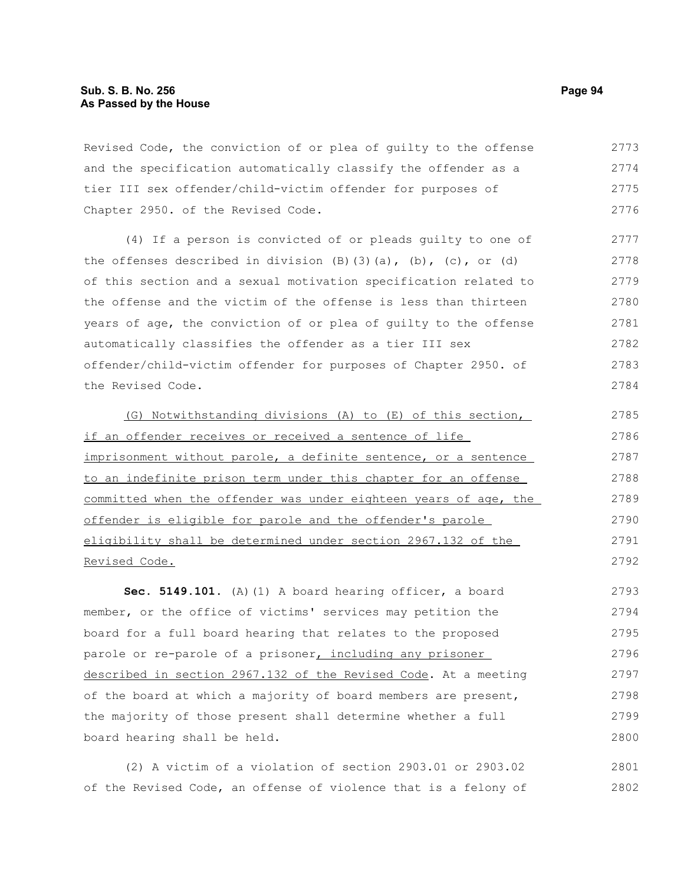Revised Code, the conviction of or plea of guilty to the offense and the specification automatically classify the offender as a tier III sex offender/child-victim offender for purposes of Chapter 2950. of the Revised Code.

(4) If a person is convicted of or pleads guilty to one of the offenses described in division (B)(3)(a), (b), (c), or (d) of this section and a sexual motivation specification related to the offense and the victim of the offense is less than thirteen years of age, the conviction of or plea of guilty to the offense automatically classifies the offender as a tier III sex offender/child-victim offender for purposes of Chapter 2950. of the Revised Code.

(G) Notwithstanding divisions (A) to (E) of this section, if an offender receives or received a sentence of life imprisonment without parole, a definite sentence, or a sentence to an indefinite prison term under this chapter for an offense committed when the offender was under eighteen years of age, the offender is eligible for parole and the offender's parole eligibility shall be determined under section 2967.132 of the Revised Code.

**Sec. 5149.101.** (A)(1) A board hearing officer, a board member, or the office of victims' services may petition the board for a full board hearing that relates to the proposed parole or re-parole of a prisoner, including any prisoner described in section 2967.132 of the Revised Code. At a meeting of the board at which a majority of board members are present, the majority of those present shall determine whether a full board hearing shall be held.

(2) A victim of a violation of section 2903.01 or 2903.02 of the Revised Code, an offense of violence that is a felony of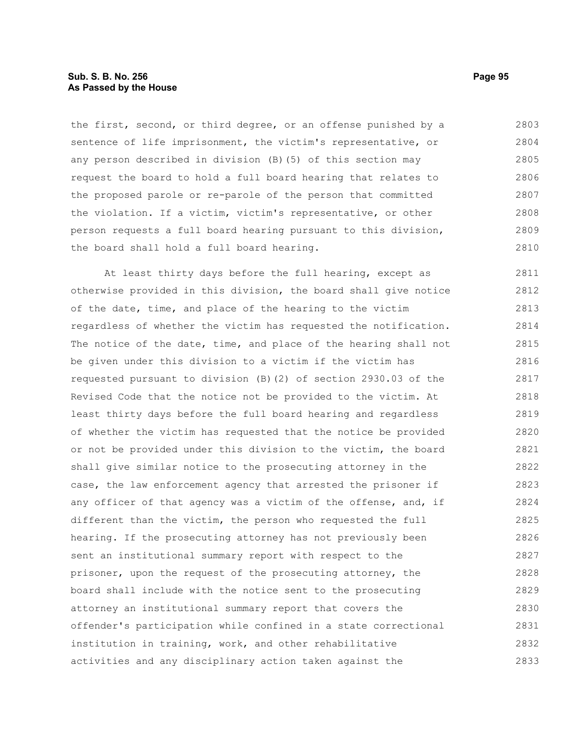the first, second, or third degree, or an offense punished by a sentence of life imprisonment, the victim's representative, or any person described in division (B)(5) of this section may request the board to hold a full board hearing that relates to the proposed parole or re-parole of the person that committed the violation. If a victim, victim's representative, or other person requests a full board hearing pursuant to this division, the board shall hold a full board hearing.

At least thirty days before the full hearing, except as otherwise provided in this division, the board shall give notice of the date, time, and place of the hearing to the victim regardless of whether the victim has requested the notification. The notice of the date, time, and place of the hearing shall not be given under this division to a victim if the victim has requested pursuant to division (B)(2) of section 2930.03 of the Revised Code that the notice not be provided to the victim. At least thirty days before the full board hearing and regardless of whether the victim has requested that the notice be provided or not be provided under this division to the victim, the board shall give similar notice to the prosecuting attorney in the case, the law enforcement agency that arrested the prisoner if any officer of that agency was a victim of the offense, and, if different than the victim, the person who requested the full hearing. If the prosecuting attorney has not previously been sent an institutional summary report with respect to the prisoner, upon the request of the prosecuting attorney, the board shall include with the notice sent to the prosecuting attorney an institutional summary report that covers the offender's participation while confined in a state correctional institution in training, work, and other rehabilitative activities and any disciplinary action taken against the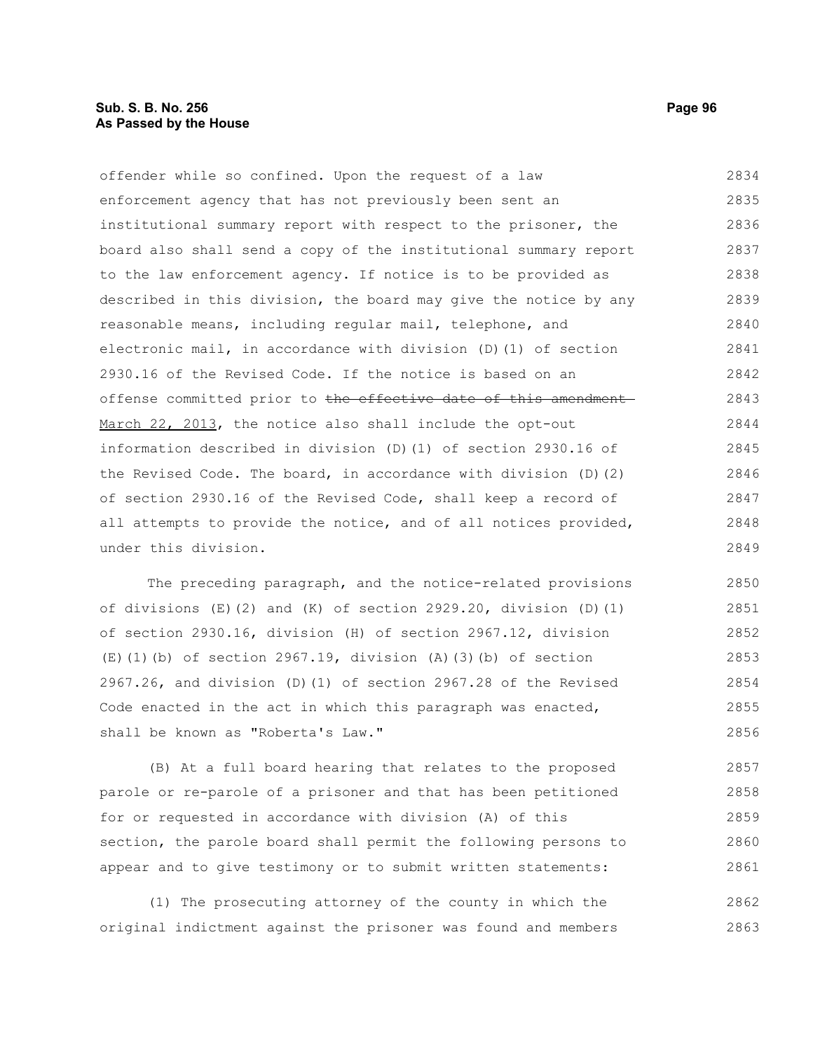offender while so confined. Upon the request of a law enforcement agency that has not previously been sent an institutional summary report with respect to the prisoner, the board also shall send a copy of the institutional summary report to the law enforcement agency. If notice is to be provided as described in this division, the board may give the notice by any reasonable means, including regular mail, telephone, and electronic mail, in accordance with division (D)(1) of section 2930.16 of the Revised Code. If the notice is based on an offense committed prior to ~~the effective date of this amendment~~ March 22, 2013, the notice also shall include the opt-out information described in division (D)(1) of section 2930.16 of the Revised Code. The board, in accordance with division (D)(2) of section 2930.16 of the Revised Code, shall keep a record of all attempts to provide the notice, and of all notices provided, under this division.

The preceding paragraph, and the notice-related provisions of divisions (E)(2) and (K) of section 2929.20, division (D)(1) of section 2930.16, division (H) of section 2967.12, division (E)(1)(b) of section 2967.19, division (A)(3)(b) of section 2967.26, and division (D)(1) of section 2967.28 of the Revised Code enacted in the act in which this paragraph was enacted, shall be known as "Roberta's Law."

(B) At a full board hearing that relates to the proposed parole or re-parole of a prisoner and that has been petitioned for or requested in accordance with division (A) of this section, the parole board shall permit the following persons to appear and to give testimony or to submit written statements:

(1) The prosecuting attorney of the county in which the original indictment against the prisoner was found and members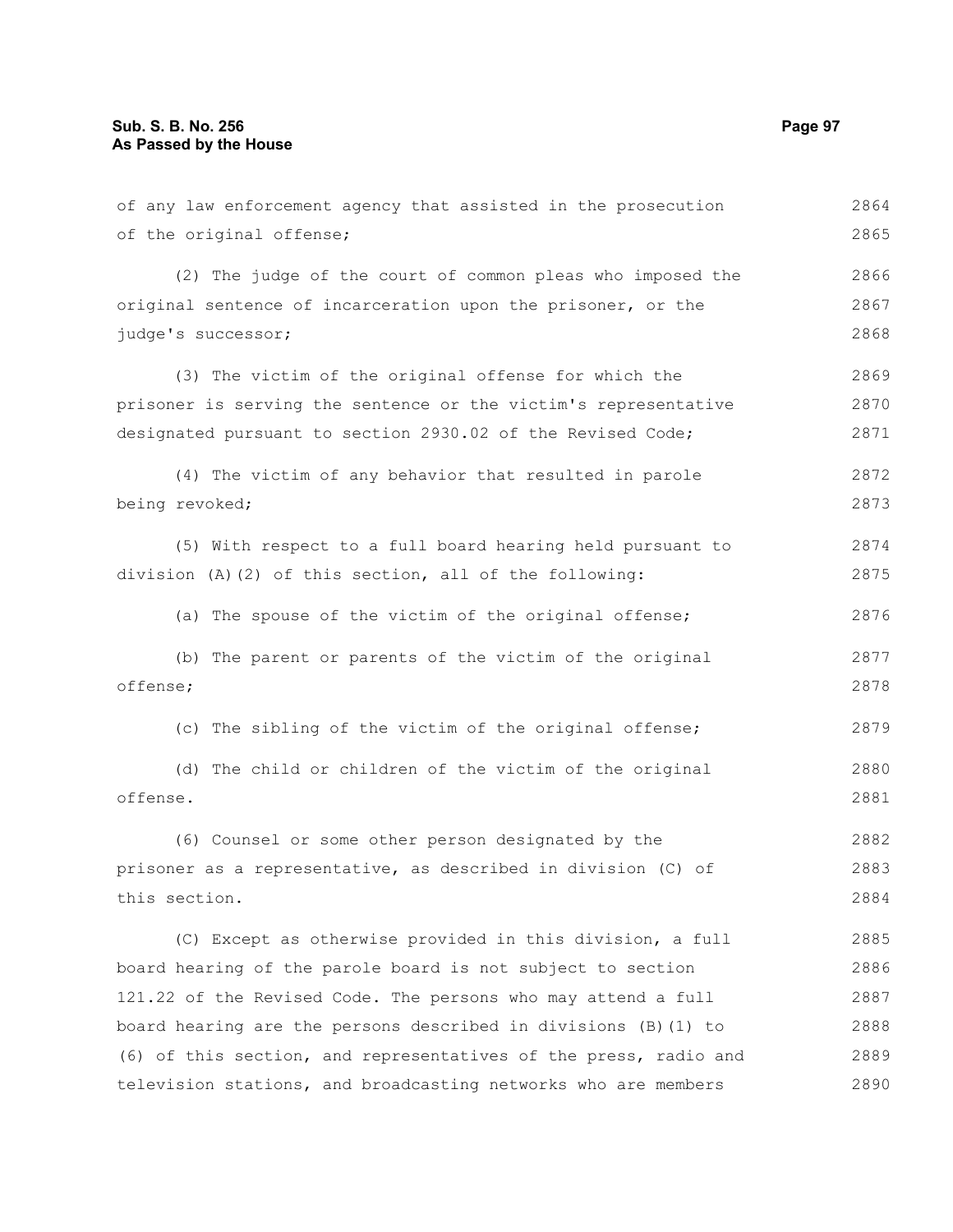of any law enforcement agency that assisted in the prosecution of the original offense;

(2) The judge of the court of common pleas who imposed the original sentence of incarceration upon the prisoner, or the judge's successor;

(3) The victim of the original offense for which the prisoner is serving the sentence or the victim's representative designated pursuant to section 2930.02 of the Revised Code;

(4) The victim of any behavior that resulted in parole being revoked;

(5) With respect to a full board hearing held pursuant to division (A)(2) of this section, all of the following:

(a) The spouse of the victim of the original offense;

(b) The parent or parents of the victim of the original offense;

(c) The sibling of the victim of the original offense;

(d) The child or children of the victim of the original offense.

(6) Counsel or some other person designated by the prisoner as a representative, as described in division (C) of this section.

(C) Except as otherwise provided in this division, a full board hearing of the parole board is not subject to section 121.22 of the Revised Code. The persons who may attend a full board hearing are the persons described in divisions (B)(1) to (6) of this section, and representatives of the press, radio and television stations, and broadcasting networks who are members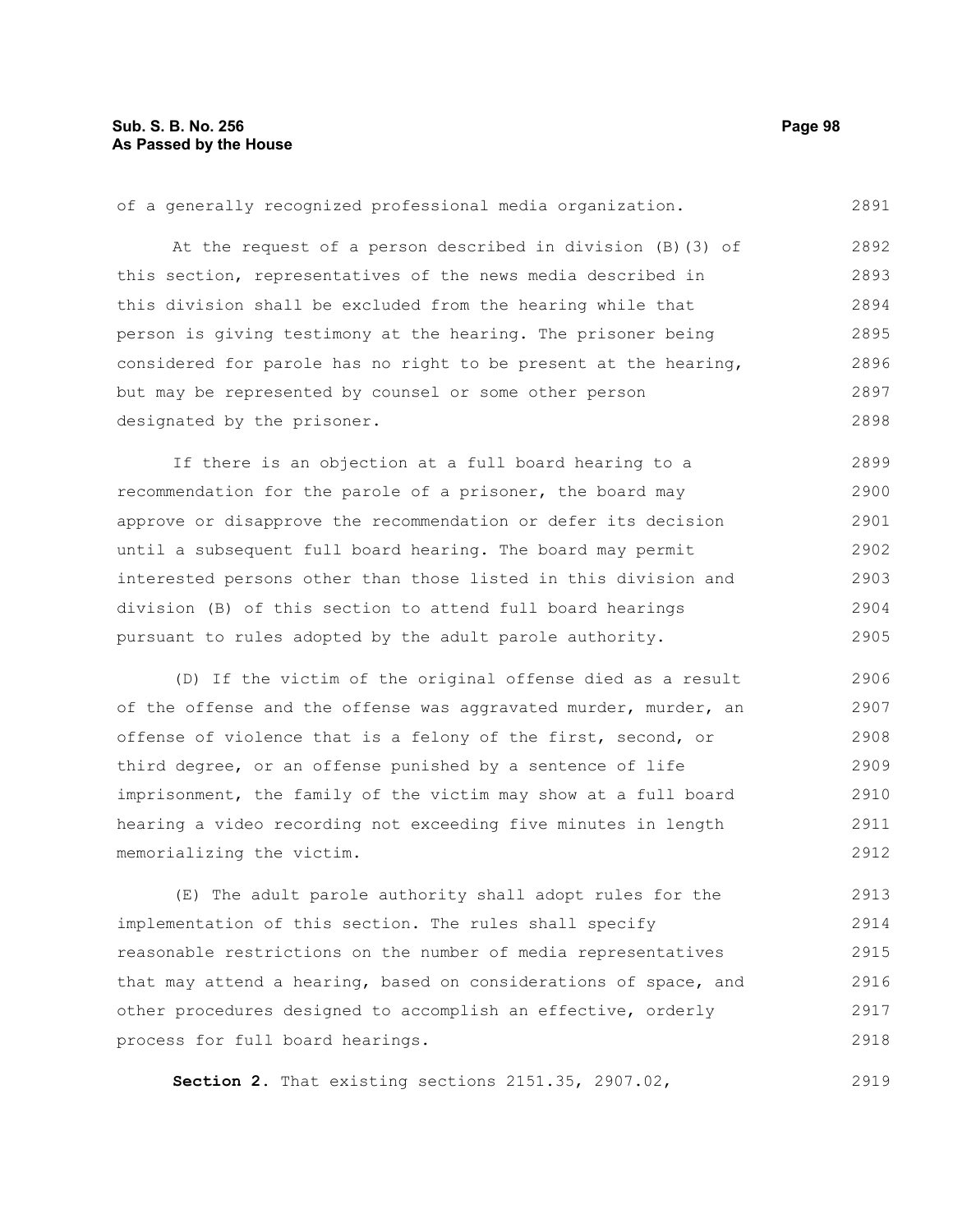of a generally recognized professional media organization.

At the request of a person described in division (B)(3) of this section, representatives of the news media described in this division shall be excluded from the hearing while that person is giving testimony at the hearing. The prisoner being considered for parole has no right to be present at the hearing, but may be represented by counsel or some other person designated by the prisoner.

If there is an objection at a full board hearing to a recommendation for the parole of a prisoner, the board may approve or disapprove the recommendation or defer its decision until a subsequent full board hearing. The board may permit interested persons other than those listed in this division and division (B) of this section to attend full board hearings pursuant to rules adopted by the adult parole authority.

(D) If the victim of the original offense died as a result of the offense and the offense was aggravated murder, murder, an offense of violence that is a felony of the first, second, or third degree, or an offense punished by a sentence of life imprisonment, the family of the victim may show at a full board hearing a video recording not exceeding five minutes in length memorializing the victim.

(E) The adult parole authority shall adopt rules for the implementation of this section. The rules shall specify reasonable restrictions on the number of media representatives that may attend a hearing, based on considerations of space, and other procedures designed to accomplish an effective, orderly process for full board hearings.

**Section 2.** That existing sections 2151.35, 2907.02,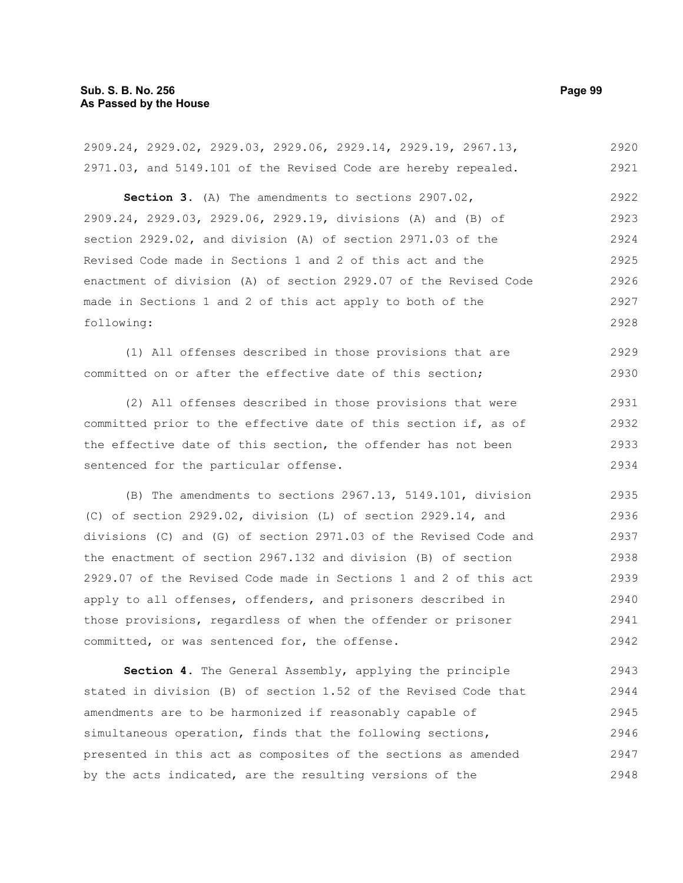2909.24, 2929.02, 2929.03, 2929.06, 2929.14, 2929.19, 2967.13, 2971.03, and 5149.101 of the Revised Code are hereby repealed.

**Section 3.** (A) The amendments to sections 2907.02, 2909.24, 2929.03, 2929.06, 2929.19, divisions (A) and (B) of section 2929.02, and division (A) of section 2971.03 of the Revised Code made in Sections 1 and 2 of this act and the enactment of division (A) of section 2929.07 of the Revised Code made in Sections 1 and 2 of this act apply to both of the following:

(1) All offenses described in those provisions that are committed on or after the effective date of this section;

(2) All offenses described in those provisions that were committed prior to the effective date of this section if, as of the effective date of this section, the offender has not been sentenced for the particular offense.

(B) The amendments to sections 2967.13, 5149.101, division (C) of section 2929.02, division (L) of section 2929.14, and divisions (C) and (G) of section 2971.03 of the Revised Code and the enactment of section 2967.132 and division (B) of section 2929.07 of the Revised Code made in Sections 1 and 2 of this act apply to all offenses, offenders, and prisoners described in those provisions, regardless of when the offender or prisoner committed, or was sentenced for, the offense.

**Section 4.** The General Assembly, applying the principle stated in division (B) of section 1.52 of the Revised Code that amendments are to be harmonized if reasonably capable of simultaneous operation, finds that the following sections, presented in this act as composites of the sections as amended by the acts indicated, are the resulting versions of the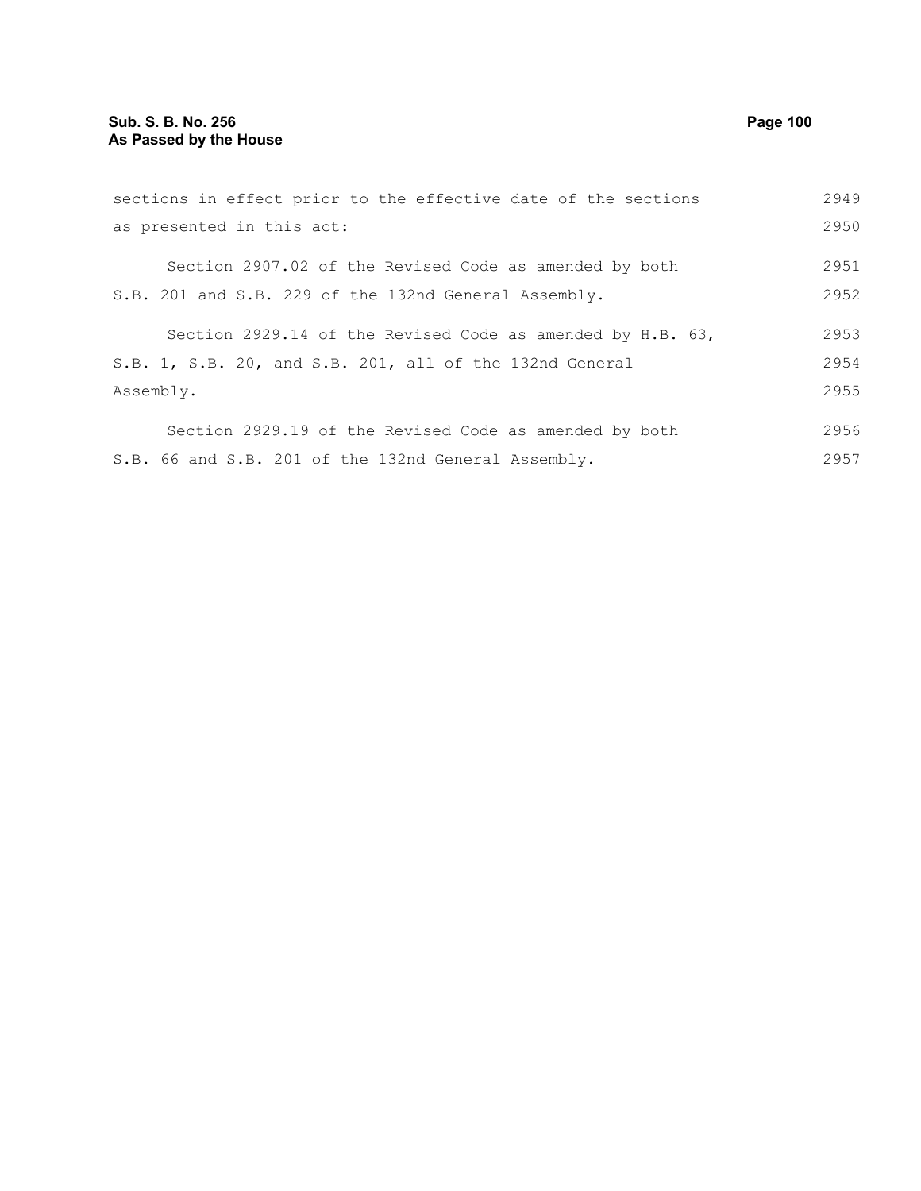sections in effect prior to the effective date of the sections as presented in this act:

Section 2907.02 of the Revised Code as amended by both S.B. 201 and S.B. 229 of the 132nd General Assembly.

Section 2929.14 of the Revised Code as amended by H.B. 63, S.B. 1, S.B. 20, and S.B. 201, all of the 132nd General Assembly.

Section 2929.19 of the Revised Code as amended by both S.B. 66 and S.B. 201 of the 132nd General Assembly.